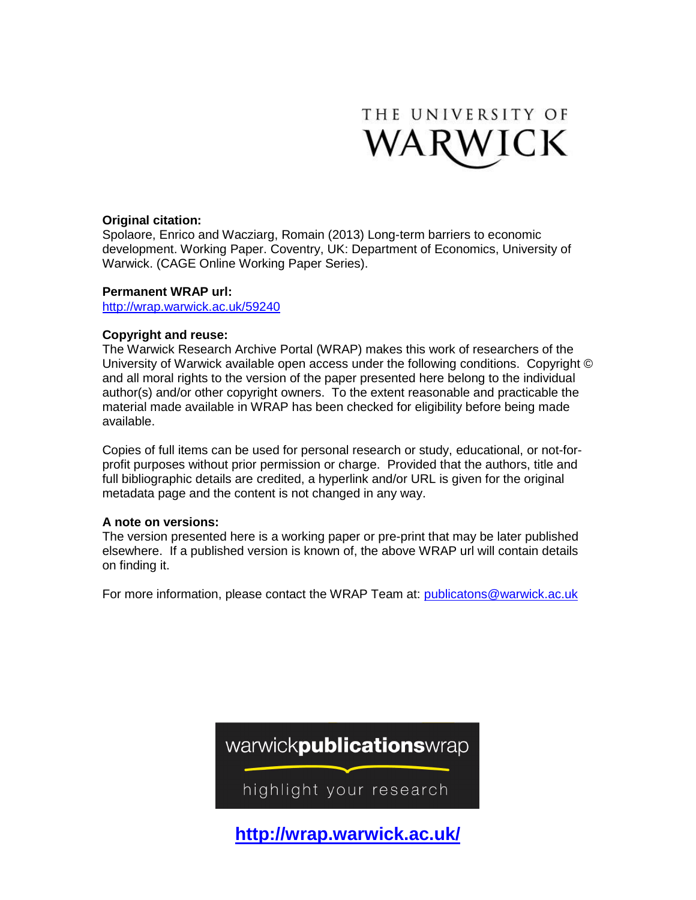THE UNIVERSITY OF WARWICK

**Original citation:**
Spolaore, Enrico and Wacziarg, Romain (2013) Long-term barriers to economic development. Working Paper. Coventry, UK: Department of Economics, University of Warwick. (CAGE Online Working Paper Series).

**Permanent WRAP url:**
http://wrap.warwick.ac.uk/59240

**Copyright and reuse:**
The Warwick Research Archive Portal (WRAP) makes this work of researchers of the University of Warwick available open access under the following conditions. Copyright © and all moral rights to the version of the paper presented here belong to the individual author(s) and/or other copyright owners. To the extent reasonable and practicable the material made available in WRAP has been checked for eligibility before being made available.

Copies of full items can be used for personal research or study, educational, or not-for-profit purposes without prior permission or charge. Provided that the authors, title and full bibliographic details are credited, a hyperlink and/or URL is given for the original metadata page and the content is not changed in any way.

**A note on versions:**
The version presented here is a working paper or pre-print that may be later published elsewhere. If a published version is known of, the above WRAP url will contain details on finding it.

For more information, please contact the WRAP Team at: publicatons@warwick.ac.uk

warwick**publications**wrap

highlight your research

**http://wrap.warwick.ac.uk/**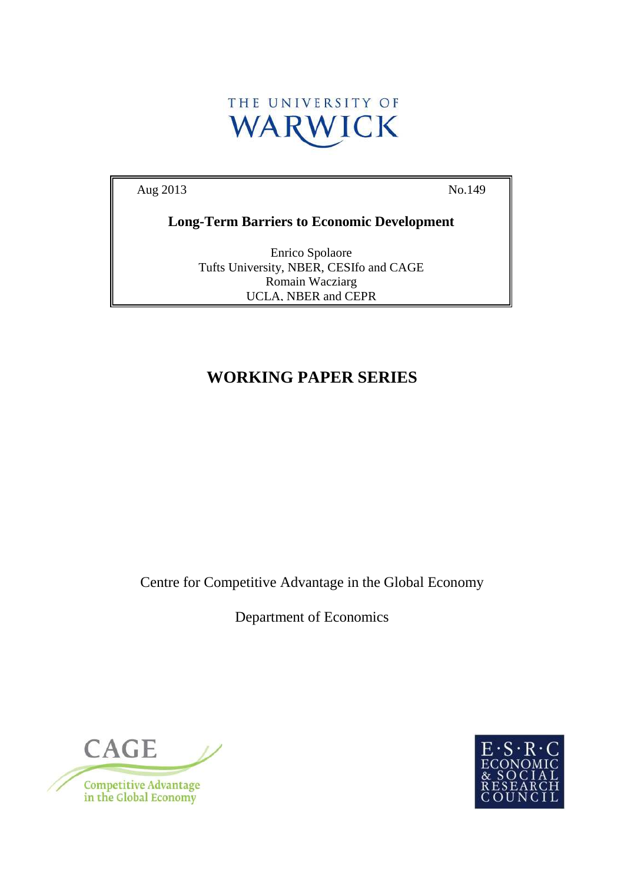THE UNIVERSITY OF WARWICK

Aug 2013 No.149

**Long-Term Barriers to Economic Development**

Enrico Spolaore
Tufts University, NBER, CESIfo and CAGE
Romain Wacziarg
UCLA, NBER and CEPR

## WORKING PAPER SERIES

Centre for Competitive Advantage in the Global Economy

Department of Economics

CAGE
Competitive Advantage in the Global Economy

E·S·R·C
ECONOMIC & SOCIAL RESEARCH COUNCIL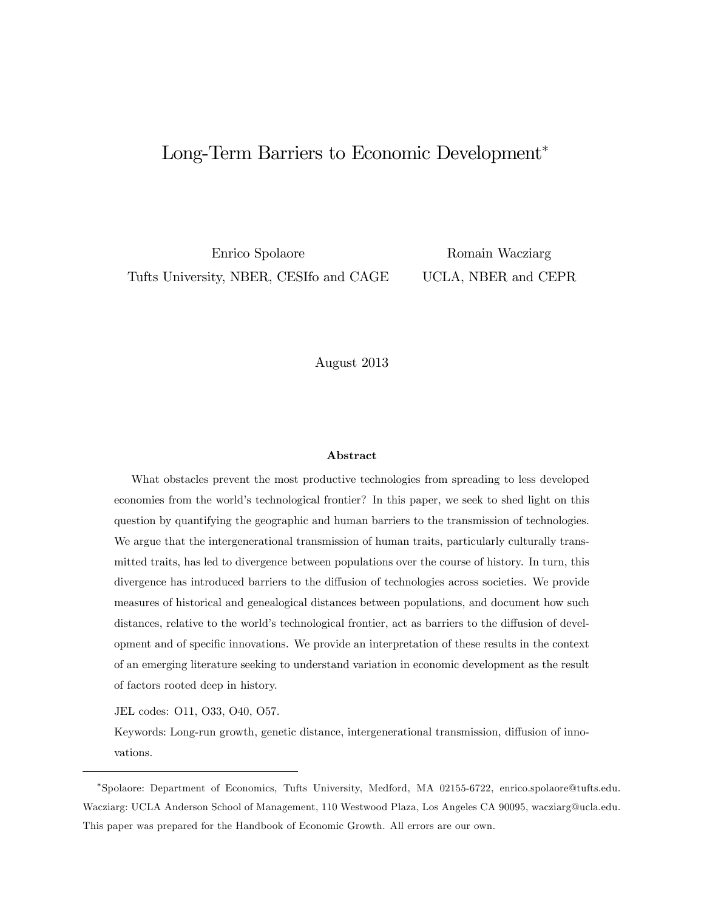# Long-Term Barriers to Economic Development*

Enrico Spolaore
Tufts University, NBER, CESIfo and CAGE

Romain Wacziarg
UCLA, NBER and CEPR

August 2013

### Abstract

What obstacles prevent the most productive technologies from spreading to less developed economies from the world's technological frontier? In this paper, we seek to shed light on this question by quantifying the geographic and human barriers to the transmission of technologies. We argue that the intergenerational transmission of human traits, particularly culturally transmitted traits, has led to divergence between populations over the course of history. In turn, this divergence has introduced barriers to the diffusion of technologies across societies. We provide measures of historical and genealogical distances between populations, and document how such distances, relative to the world's technological frontier, act as barriers to the diffusion of development and of specific innovations. We provide an interpretation of these results in the context of an emerging literature seeking to understand variation in economic development as the result of factors rooted deep in history.

JEL codes: O11, O33, O40, O57.

Keywords: Long-run growth, genetic distance, intergenerational transmission, diffusion of innovations.

---

*Spolaore: Department of Economics, Tufts University, Medford, MA 02155-6722, enrico.spolaore@tufts.edu. Wacziarg: UCLA Anderson School of Management, 110 Westwood Plaza, Los Angeles CA 90095, wacziarg@ucla.edu. This paper was prepared for the Handbook of Economic Growth. All errors are our own.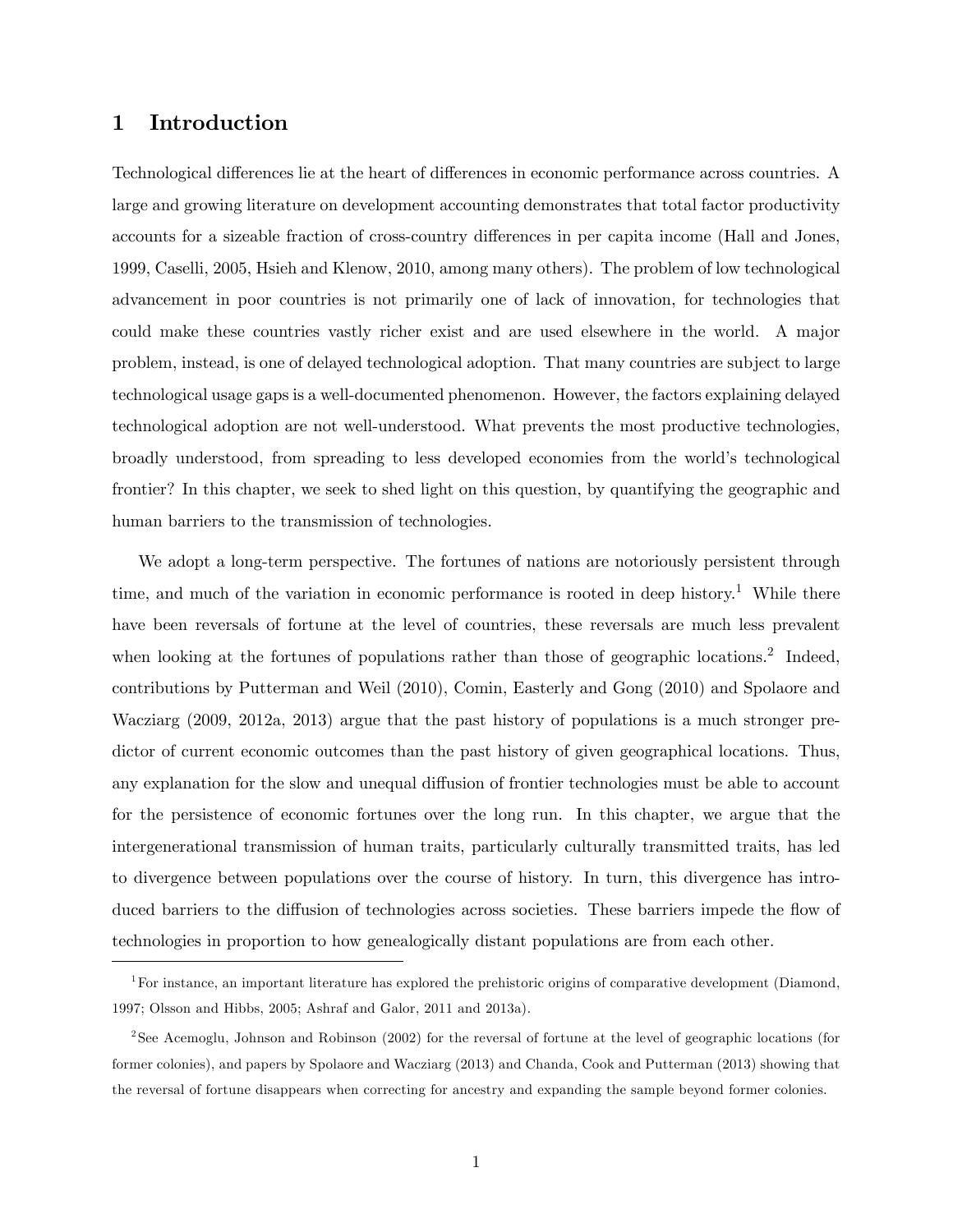# 1 Introduction

Technological differences lie at the heart of differences in economic performance across countries. A large and growing literature on development accounting demonstrates that total factor productivity accounts for a sizeable fraction of cross-country differences in per capita income (Hall and Jones, 1999, Caselli, 2005, Hsieh and Klenow, 2010, among many others). The problem of low technological advancement in poor countries is not primarily one of lack of innovation, for technologies that could make these countries vastly richer exist and are used elsewhere in the world. A major problem, instead, is one of delayed technological adoption. That many countries are subject to large technological usage gaps is a well-documented phenomenon. However, the factors explaining delayed technological adoption are not well-understood. What prevents the most productive technologies, broadly understood, from spreading to less developed economies from the world's technological frontier? In this chapter, we seek to shed light on this question, by quantifying the geographic and human barriers to the transmission of technologies.

We adopt a long-term perspective. The fortunes of nations are notoriously persistent through time, and much of the variation in economic performance is rooted in deep history.[1] While there have been reversals of fortune at the level of countries, these reversals are much less prevalent when looking at the fortunes of populations rather than those of geographic locations.[2] Indeed, contributions by Putterman and Weil (2010), Comin, Easterly and Gong (2010) and Spolaore and Wacziarg (2009, 2012a, 2013) argue that the past history of populations is a much stronger predictor of current economic outcomes than the past history of given geographical locations. Thus, any explanation for the slow and unequal diffusion of frontier technologies must be able to account for the persistence of economic fortunes over the long run. In this chapter, we argue that the intergenerational transmission of human traits, particularly culturally transmitted traits, has led to divergence between populations over the course of history. In turn, this divergence has introduced barriers to the diffusion of technologies across societies. These barriers impede the flow of technologies in proportion to how genealogically distant populations are from each other.

[1] For instance, an important literature has explored the prehistoric origins of comparative development (Diamond, 1997; Olsson and Hibbs, 2005; Ashraf and Galor, 2011 and 2013a).

[2] See Acemoglu, Johnson and Robinson (2002) for the reversal of fortune at the level of geographic locations (for former colonies), and papers by Spolaore and Wacziarg (2013) and Chanda, Cook and Putterman (2013) showing that the reversal of fortune disappears when correcting for ancestry and expanding the sample beyond former colonies.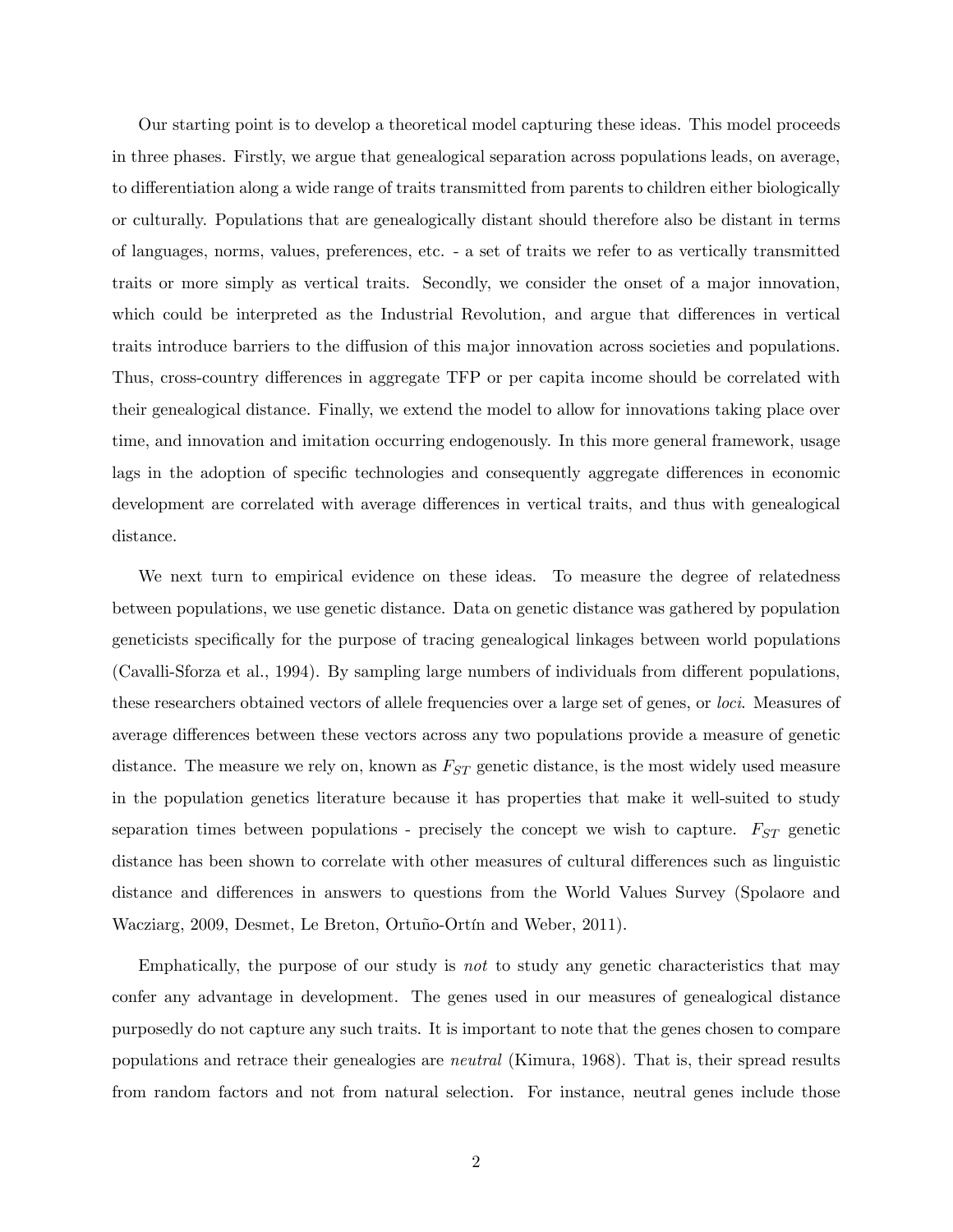Our starting point is to develop a theoretical model capturing these ideas. This model proceeds in three phases. Firstly, we argue that genealogical separation across populations leads, on average, to differentiation along a wide range of traits transmitted from parents to children either biologically or culturally. Populations that are genealogically distant should therefore also be distant in terms of languages, norms, values, preferences, etc. - a set of traits we refer to as vertically transmitted traits or more simply as vertical traits. Secondly, we consider the onset of a major innovation, which could be interpreted as the Industrial Revolution, and argue that differences in vertical traits introduce barriers to the diffusion of this major innovation across societies and populations. Thus, cross-country differences in aggregate TFP or per capita income should be correlated with their genealogical distance. Finally, we extend the model to allow for innovations taking place over time, and innovation and imitation occurring endogenously. In this more general framework, usage lags in the adoption of specific technologies and consequently aggregate differences in economic development are correlated with average differences in vertical traits, and thus with genealogical distance.

We next turn to empirical evidence on these ideas. To measure the degree of relatedness between populations, we use genetic distance. Data on genetic distance was gathered by population geneticists specifically for the purpose of tracing genealogical linkages between world populations (Cavalli-Sforza et al., 1994). By sampling large numbers of individuals from different populations, these researchers obtained vectors of allele frequencies over a large set of genes, or *loci*. Measures of average differences between these vectors across any two populations provide a measure of genetic distance. The measure we rely on, known as $F_{ST}$ genetic distance, is the most widely used measure in the population genetics literature because it has properties that make it well-suited to study separation times between populations - precisely the concept we wish to capture. $F_{ST}$ genetic distance has been shown to correlate with other measures of cultural differences such as linguistic distance and differences in answers to questions from the World Values Survey (Spolaore and Wacziarg, 2009, Desmet, Le Breton, Ortuño-Ortín and Weber, 2011).

Emphatically, the purpose of our study is *not* to study any genetic characteristics that may confer any advantage in development. The genes used in our measures of genealogical distance purposedly do not capture any such traits. It is important to note that the genes chosen to compare populations and retrace their genealogies are *neutral* (Kimura, 1968). That is, their spread results from random factors and not from natural selection. For instance, neutral genes include those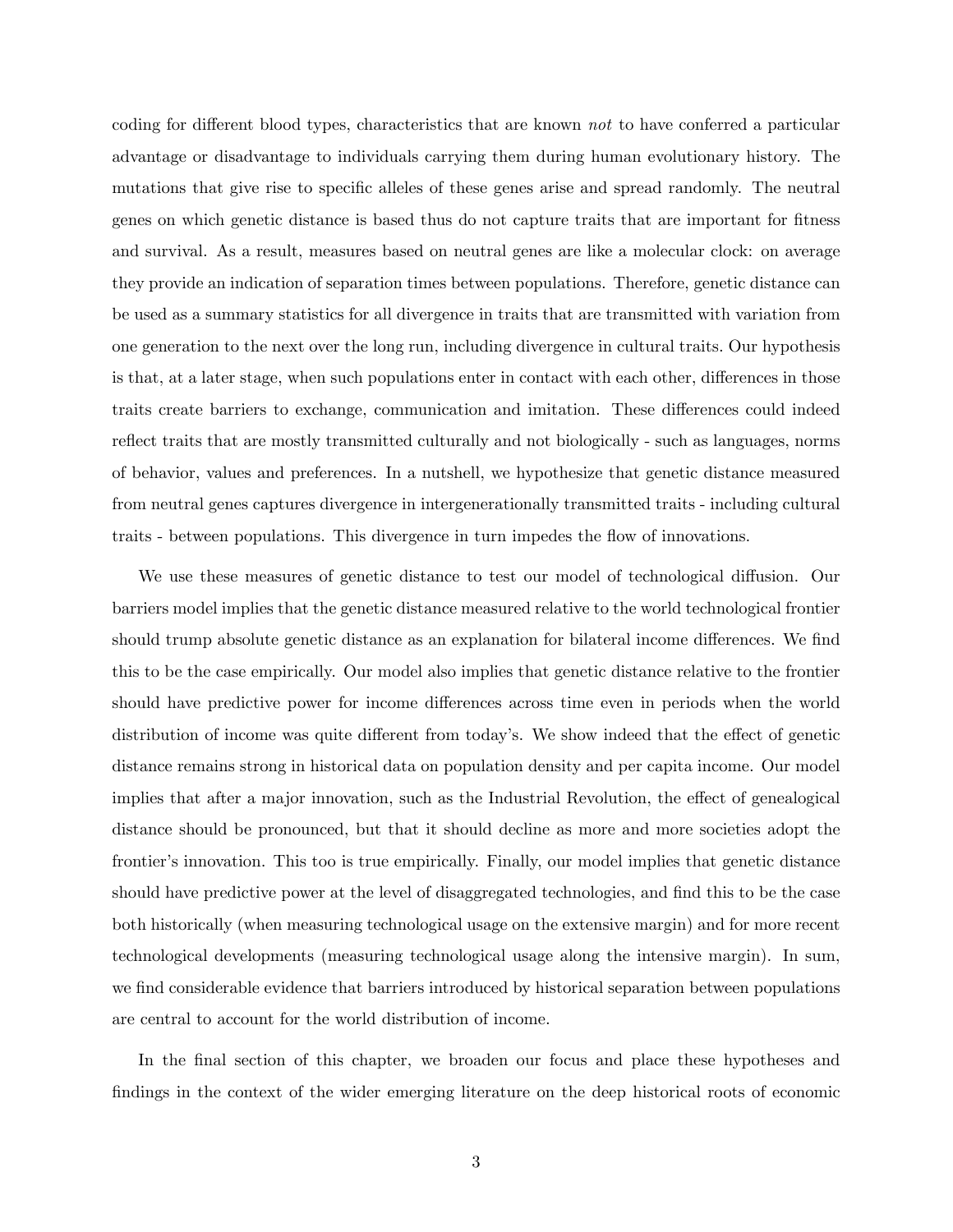coding for different blood types, characteristics that are known *not* to have conferred a particular advantage or disadvantage to individuals carrying them during human evolutionary history. The mutations that give rise to specific alleles of these genes arise and spread randomly. The neutral genes on which genetic distance is based thus do not capture traits that are important for fitness and survival. As a result, measures based on neutral genes are like a molecular clock: on average they provide an indication of separation times between populations. Therefore, genetic distance can be used as a summary statistics for all divergence in traits that are transmitted with variation from one generation to the next over the long run, including divergence in cultural traits. Our hypothesis is that, at a later stage, when such populations enter in contact with each other, differences in those traits create barriers to exchange, communication and imitation. These differences could indeed reflect traits that are mostly transmitted culturally and not biologically - such as languages, norms of behavior, values and preferences. In a nutshell, we hypothesize that genetic distance measured from neutral genes captures divergence in intergenerationally transmitted traits - including cultural traits - between populations. This divergence in turn impedes the flow of innovations.

We use these measures of genetic distance to test our model of technological diffusion. Our barriers model implies that the genetic distance measured relative to the world technological frontier should trump absolute genetic distance as an explanation for bilateral income differences. We find this to be the case empirically. Our model also implies that genetic distance relative to the frontier should have predictive power for income differences across time even in periods when the world distribution of income was quite different from today's. We show indeed that the effect of genetic distance remains strong in historical data on population density and per capita income. Our model implies that after a major innovation, such as the Industrial Revolution, the effect of genealogical distance should be pronounced, but that it should decline as more and more societies adopt the frontier's innovation. This too is true empirically. Finally, our model implies that genetic distance should have predictive power at the level of disaggregated technologies, and find this to be the case both historically (when measuring technological usage on the extensive margin) and for more recent technological developments (measuring technological usage along the intensive margin). In sum, we find considerable evidence that barriers introduced by historical separation between populations are central to account for the world distribution of income.

In the final section of this chapter, we broaden our focus and place these hypotheses and findings in the context of the wider emerging literature on the deep historical roots of economic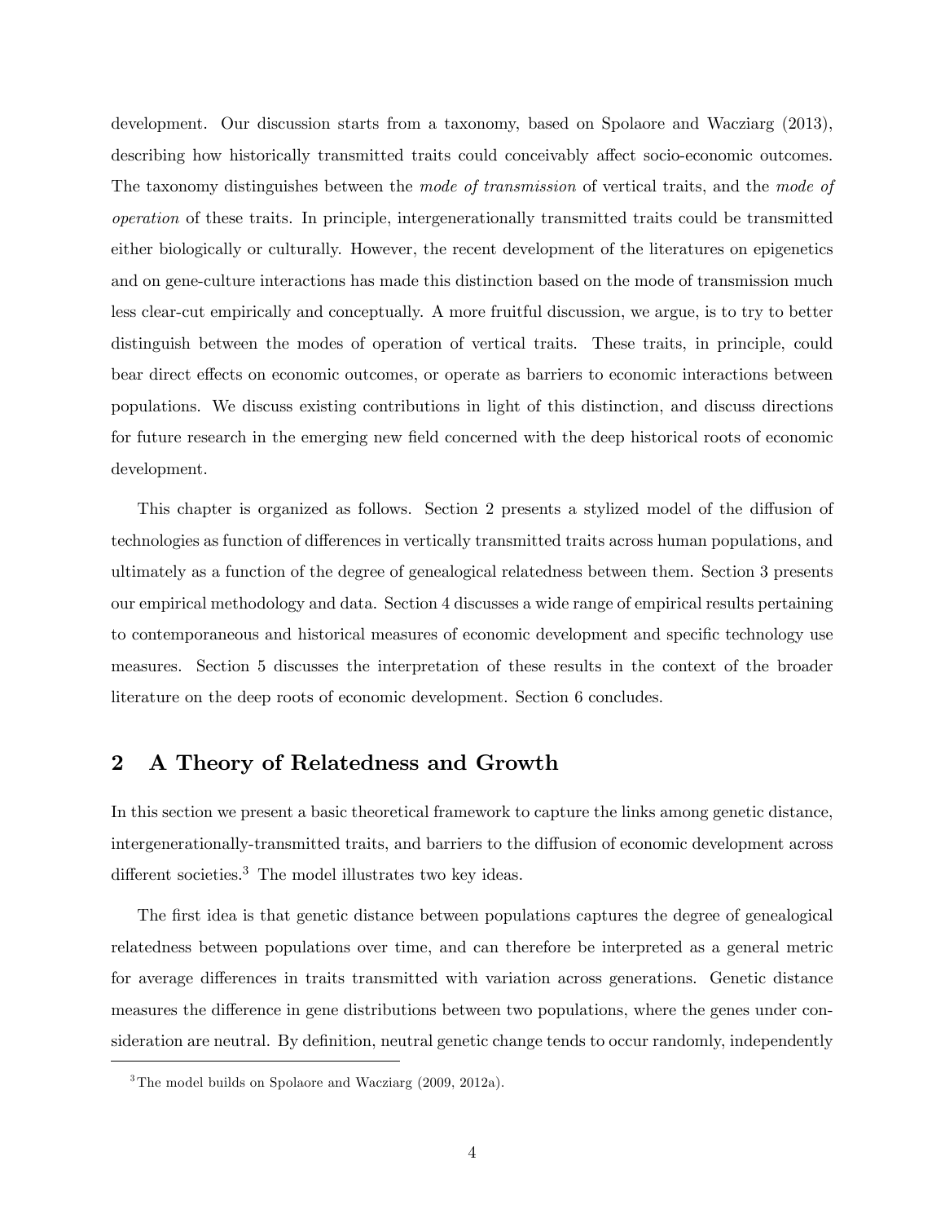development. Our discussion starts from a taxonomy, based on Spolaore and Wacziarg (2013), describing how historically transmitted traits could conceivably affect socio-economic outcomes. The taxonomy distinguishes between the *mode of transmission* of vertical traits, and the *mode of operation* of these traits. In principle, intergenerationally transmitted traits could be transmitted either biologically or culturally. However, the recent development of the literatures on epigenetics and on gene-culture interactions has made this distinction based on the mode of transmission much less clear-cut empirically and conceptually. A more fruitful discussion, we argue, is to try to better distinguish between the modes of operation of vertical traits. These traits, in principle, could bear direct effects on economic outcomes, or operate as barriers to economic interactions between populations. We discuss existing contributions in light of this distinction, and discuss directions for future research in the emerging new field concerned with the deep historical roots of economic development.

This chapter is organized as follows. Section 2 presents a stylized model of the diffusion of technologies as function of differences in vertically transmitted traits across human populations, and ultimately as a function of the degree of genealogical relatedness between them. Section 3 presents our empirical methodology and data. Section 4 discusses a wide range of empirical results pertaining to contemporaneous and historical measures of economic development and specific technology use measures. Section 5 discusses the interpretation of these results in the context of the broader literature on the deep roots of economic development. Section 6 concludes.

## 2 A Theory of Relatedness and Growth

In this section we present a basic theoretical framework to capture the links among genetic distance, intergenerationally-transmitted traits, and barriers to the diffusion of economic development across different societies.[3] The model illustrates two key ideas.

The first idea is that genetic distance between populations captures the degree of genealogical relatedness between populations over time, and can therefore be interpreted as a general metric for average differences in traits transmitted with variation across generations. Genetic distance measures the difference in gene distributions between two populations, where the genes under consideration are neutral. By definition, neutral genetic change tends to occur randomly, independently

[3] The model builds on Spolaore and Wacziarg (2009, 2012a).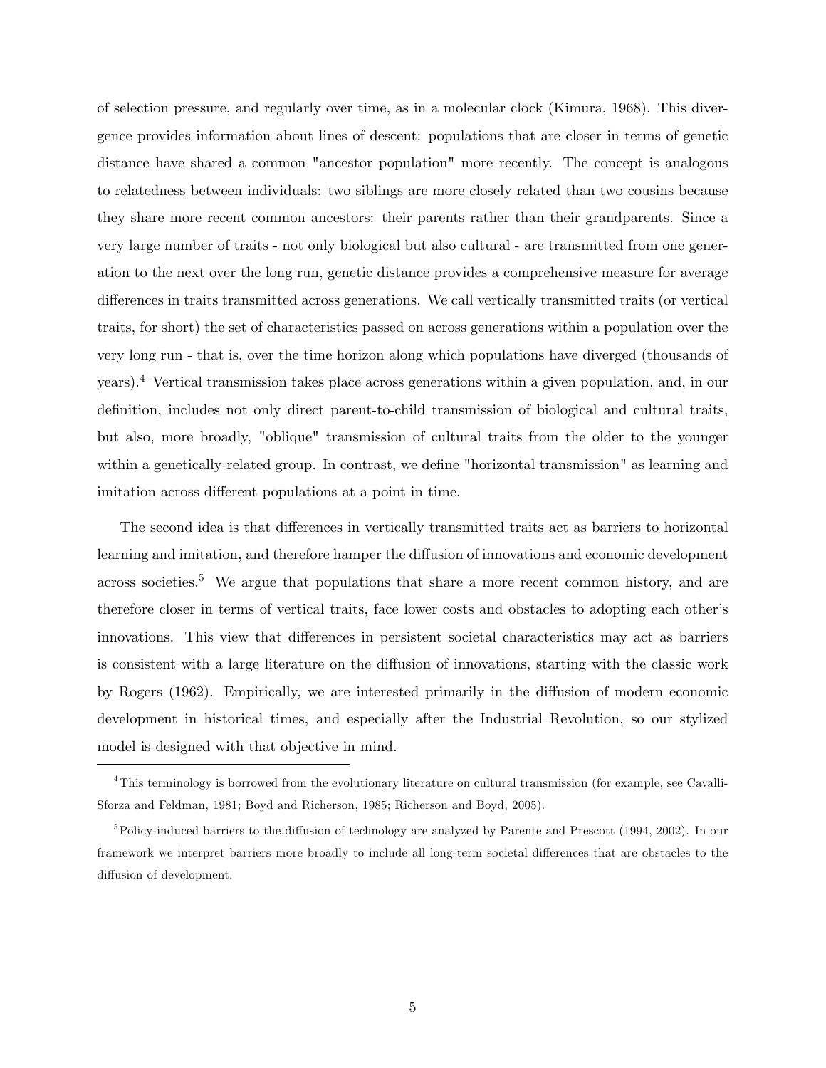of selection pressure, and regularly over time, as in a molecular clock (Kimura, 1968). This divergence provides information about lines of descent: populations that are closer in terms of genetic distance have shared a common "ancestor population" more recently. The concept is analogous to relatedness between individuals: two siblings are more closely related than two cousins because they share more recent common ancestors: their parents rather than their grandparents. Since a very large number of traits - not only biological but also cultural - are transmitted from one generation to the next over the long run, genetic distance provides a comprehensive measure for average differences in traits transmitted across generations. We call vertically transmitted traits (or vertical traits, for short) the set of characteristics passed on across generations within a population over the very long run - that is, over the time horizon along which populations have diverged (thousands of years).[4] Vertical transmission takes place across generations within a given population, and, in our definition, includes not only direct parent-to-child transmission of biological and cultural traits, but also, more broadly, "oblique" transmission of cultural traits from the older to the younger within a genetically-related group. In contrast, we define "horizontal transmission" as learning and imitation across different populations at a point in time.

The second idea is that differences in vertically transmitted traits act as barriers to horizontal learning and imitation, and therefore hamper the diffusion of innovations and economic development across societies.[5] We argue that populations that share a more recent common history, and are therefore closer in terms of vertical traits, face lower costs and obstacles to adopting each other's innovations. This view that differences in persistent societal characteristics may act as barriers is consistent with a large literature on the diffusion of innovations, starting with the classic work by Rogers (1962). Empirically, we are interested primarily in the diffusion of modern economic development in historical times, and especially after the Industrial Revolution, so our stylized model is designed with that objective in mind.

---

[4] This terminology is borrowed from the evolutionary literature on cultural transmission (for example, see Cavalli-Sforza and Feldman, 1981; Boyd and Richerson, 1985; Richerson and Boyd, 2005).

[5] Policy-induced barriers to the diffusion of technology are analyzed by Parente and Prescott (1994, 2002). In our framework we interpret barriers more broadly to include all long-term societal differences that are obstacles to the diffusion of development.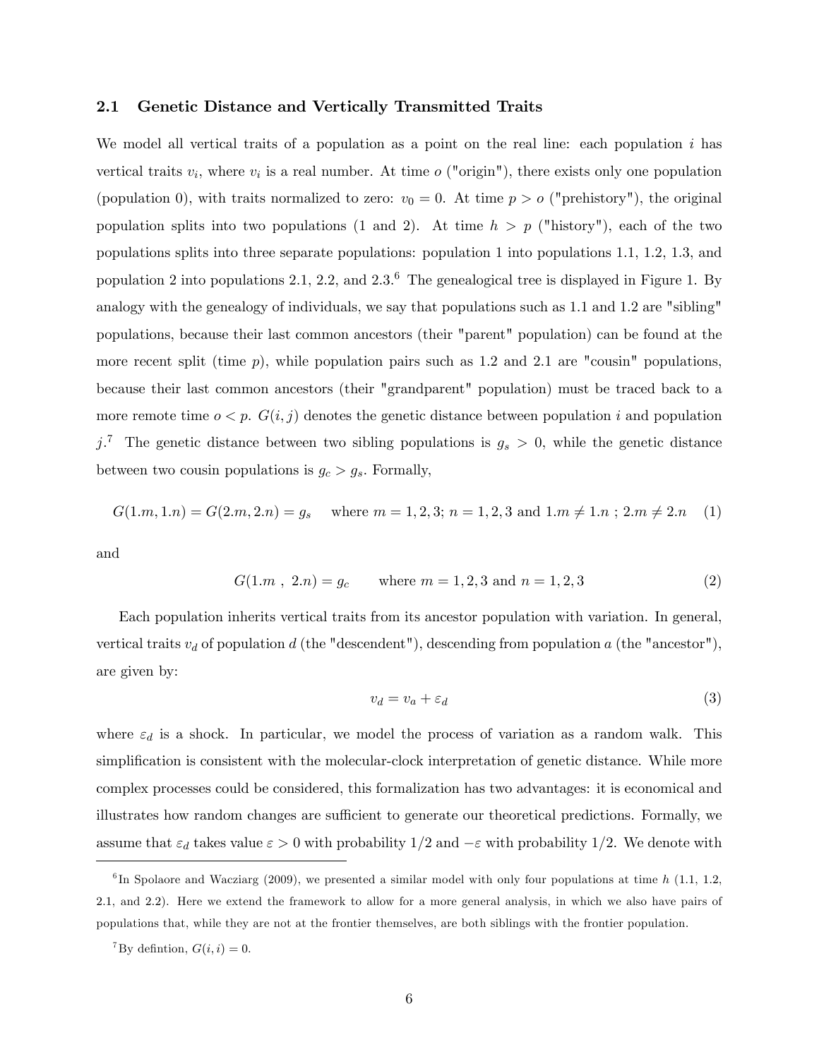### 2.1 Genetic Distance and Vertically Transmitted Traits

We model all vertical traits of a population as a point on the real line: each population $i$ has vertical traits $v_i$, where $v_i$ is a real number. At time $o$ ("origin"), there exists only one population (population 0), with traits normalized to zero: $v_0 = 0$. At time $p > o$ ("prehistory"), the original population splits into two populations (1 and 2). At time $h > p$ ("history"), each of the two populations splits into three separate populations: population 1 into populations 1.1, 1.2, 1.3, and population 2 into populations 2.1, 2.2, and 2.3.[6] The genealogical tree is displayed in Figure 1. By analogy with the genealogy of individuals, we say that populations such as 1.1 and 1.2 are "sibling" populations, because their last common ancestors (their "parent" population) can be found at the more recent split (time $p$), while population pairs such as 1.2 and 2.1 are "cousin" populations, because their last common ancestors (their "grandparent" population) must be traced back to a more remote time $o < p$. $G(i, j)$ denotes the genetic distance between population $i$ and population $j$.[7] The genetic distance between two sibling populations is $g_s > 0$, while the genetic distance between two cousin populations is $g_c > g_s$. Formally,

$$G(1.m, 1.n) = G(2.m, 2.n) = g_s \quad \text{where } m = 1, 2, 3;\ n = 1, 2, 3 \text{ and } 1.m \neq 1.n\ ;\ 2.m \neq 2.n \tag{1}$$

and

$$G(1.m\ ,\ 2.n) = g_c \qquad \text{where } m = 1, 2, 3 \text{ and } n = 1, 2, 3 \tag{2}$$

Each population inherits vertical traits from its ancestor population with variation. In general, vertical traits $v_d$ of population $d$ (the "descendent"), descending from population $a$ (the "ancestor"), are given by:

$$v_d = v_a + \varepsilon_d \tag{3}$$

where $\varepsilon_d$ is a shock. In particular, we model the process of variation as a random walk. This simplification is consistent with the molecular-clock interpretation of genetic distance. While more complex processes could be considered, this formalization has two advantages: it is economical and illustrates how random changes are sufficient to generate our theoretical predictions. Formally, we assume that $\varepsilon_d$ takes value $\varepsilon > 0$ with probability 1/2 and $-\varepsilon$ with probability 1/2. We denote with

---

[6] In Spolaore and Wacziarg (2009), we presented a similar model with only four populations at time $h$ (1.1, 1.2, 2.1, and 2.2). Here we extend the framework to allow for a more general analysis, in which we also have pairs of populations that, while they are not at the frontier themselves, are both siblings with the frontier population.

[7] By defintion, $G(i, i) = 0$.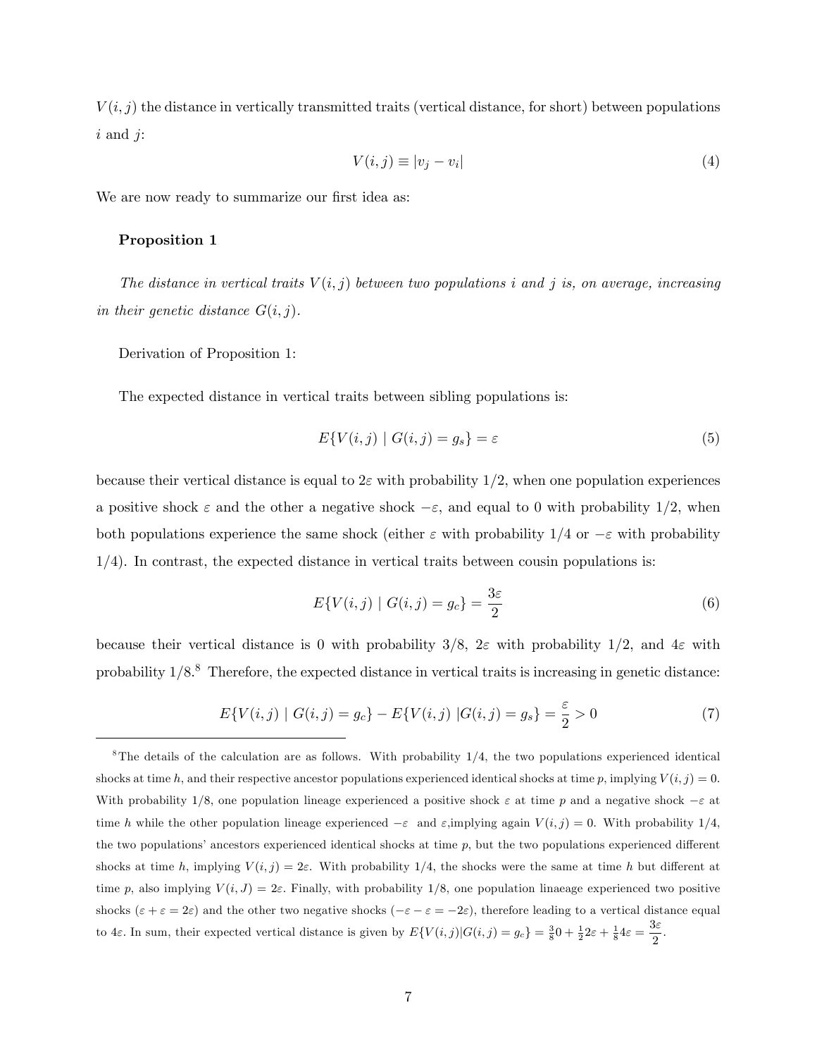$V(i, j)$ the distance in vertically transmitted traits (vertical distance, for short) between populations $i$ and $j$:

$$V(i, j) \equiv |v_j - v_i| \tag{4}$$

We are now ready to summarize our first idea as:

**Proposition 1**

*The distance in vertical traits $V(i, j)$ between two populations $i$ and $j$ is, on average, increasing in their genetic distance $G(i, j)$.*

Derivation of Proposition 1:

The expected distance in vertical traits between sibling populations is:

$$E\{V(i, j) \mid G(i, j) = g_s\} = \varepsilon \tag{5}$$

because their vertical distance is equal to $2\varepsilon$ with probability 1/2, when one population experiences a positive shock $\varepsilon$ and the other a negative shock $-\varepsilon$, and equal to 0 with probability 1/2, when both populations experience the same shock (either $\varepsilon$ with probability 1/4 or $-\varepsilon$ with probability 1/4). In contrast, the expected distance in vertical traits between cousin populations is:

$$E\{V(i, j) \mid G(i, j) = g_c\} = \frac{3\varepsilon}{2} \tag{6}$$

because their vertical distance is 0 with probability 3/8, $2\varepsilon$ with probability 1/2, and $4\varepsilon$ with probability 1/8.[8] Therefore, the expected distance in vertical traits is increasing in genetic distance:

$$E\{V(i, j) \mid G(i, j) = g_c\} - E\{V(i, j) \mid G(i, j) = g_s\} = \frac{\varepsilon}{2} > 0 \tag{7}$$

---

[8] The details of the calculation are as follows. With probability 1/4, the two populations experienced identical shocks at time $h$, and their respective ancestor populations experienced identical shocks at time $p$, implying $V(i, j) = 0$. With probability 1/8, one population lineage experienced a positive shock $\varepsilon$ at time $p$ and a negative shock $-\varepsilon$ at time $h$ while the other population lineage experienced $-\varepsilon$ and $\varepsilon$,implying again $V(i, j) = 0$. With probability 1/4, the two populations' ancestors experienced identical shocks at time $p$, but the two populations experienced different shocks at time $h$, implying $V(i, j) = 2\varepsilon$. With probability 1/4, the shocks were the same at time $h$ but different at time $p$, also implying $V(i, J) = 2\varepsilon$. Finally, with probability 1/8, one population linaeage experienced two positive shocks ($\varepsilon + \varepsilon = 2\varepsilon$) and the other two negative shocks ($-\varepsilon - \varepsilon = -2\varepsilon$), therefore leading to a vertical distance equal to $4\varepsilon$. In sum, their expected vertical distance is given by $E\{V(i, j)|G(i, j) = g_c\} = \frac{3}{8}0 + \frac{1}{2}2\varepsilon + \frac{1}{8}4\varepsilon = \frac{3\varepsilon}{2}$.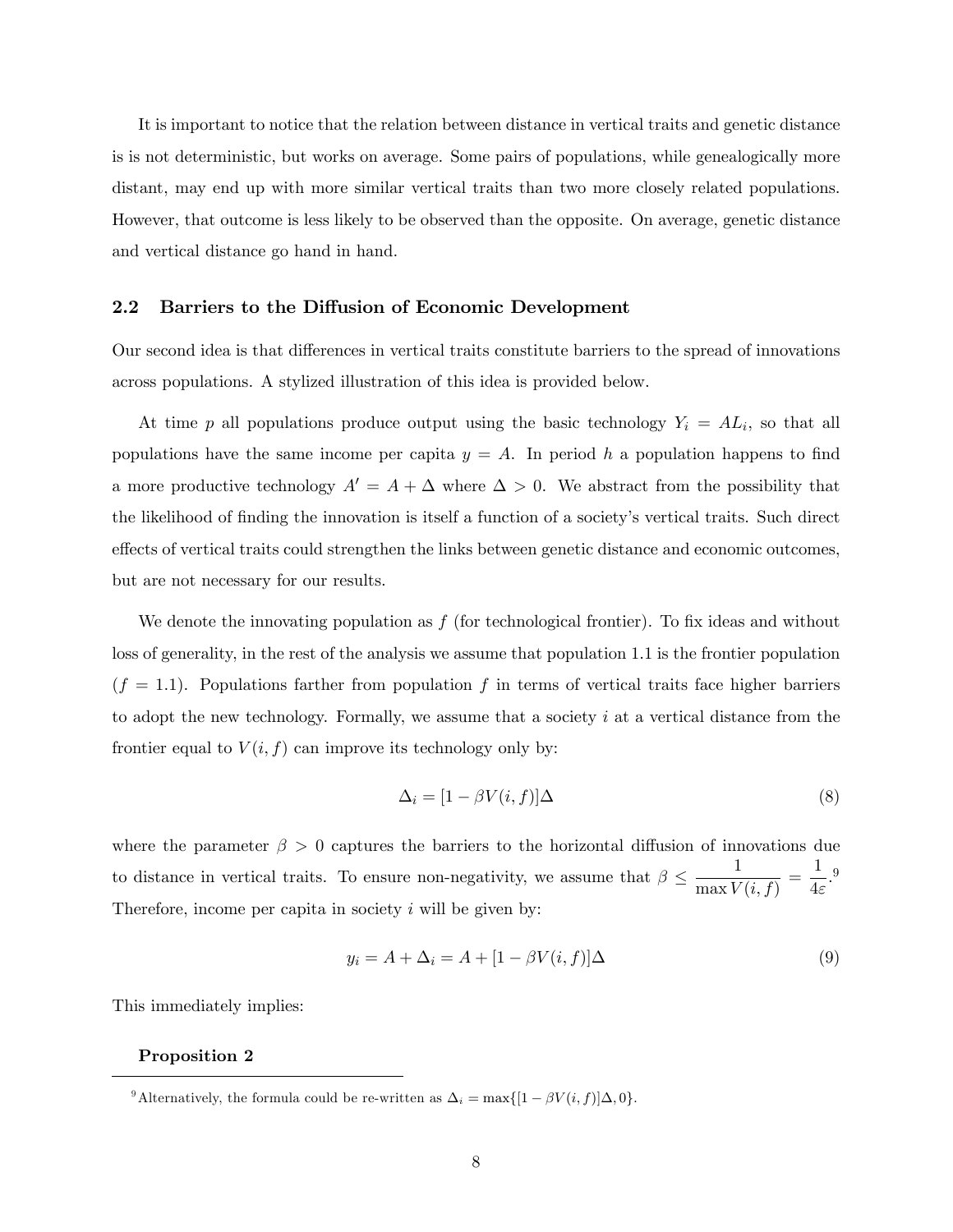It is important to notice that the relation between distance in vertical traits and genetic distance is is not deterministic, but works on average. Some pairs of populations, while genealogically more distant, may end up with more similar vertical traits than two more closely related populations. However, that outcome is less likely to be observed than the opposite. On average, genetic distance and vertical distance go hand in hand.

### 2.2 Barriers to the Diffusion of Economic Development

Our second idea is that differences in vertical traits constitute barriers to the spread of innovations across populations. A stylized illustration of this idea is provided below.

At time $p$ all populations produce output using the basic technology $Y_i = AL_i$, so that all populations have the same income per capita $y = A$. In period $h$ a population happens to find a more productive technology $A' = A + \Delta$ where $\Delta > 0$. We abstract from the possibility that the likelihood of finding the innovation is itself a function of a society's vertical traits. Such direct effects of vertical traits could strengthen the links between genetic distance and economic outcomes, but are not necessary for our results.

We denote the innovating population as $f$ (for technological frontier). To fix ideas and without loss of generality, in the rest of the analysis we assume that population 1.1 is the frontier population ($f = 1.1$). Populations farther from population $f$ in terms of vertical traits face higher barriers to adopt the new technology. Formally, we assume that a society $i$ at a vertical distance from the frontier equal to $V(i, f)$ can improve its technology only by:

$$\Delta_i = [1 - \beta V(i, f)]\Delta \tag{8}$$

where the parameter $\beta > 0$ captures the barriers to the horizontal diffusion of innovations due to distance in vertical traits. To ensure non-negativity, we assume that $\beta \leq \frac{1}{\max V(i,f)} = \frac{1}{4\varepsilon}$.[9] Therefore, income per capita in society $i$ will be given by:

$$y_i = A + \Delta_i = A + [1 - \beta V(i, f)]\Delta \tag{9}$$

This immediately implies:

**Proposition 2**

[9] Alternatively, the formula could be re-written as $\Delta_i = \max\{[1 - \beta V(i, f)]\Delta, 0\}$.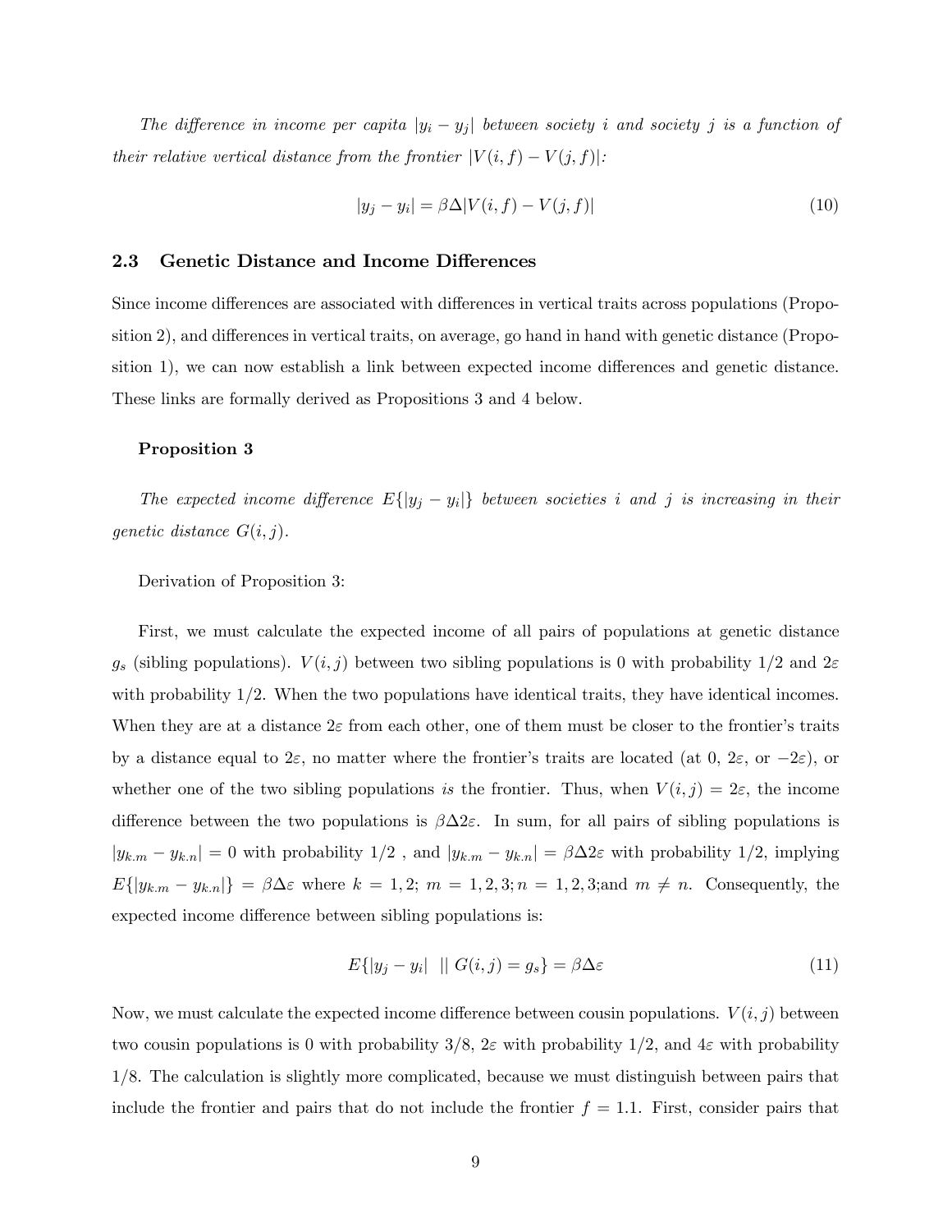*The difference in income per capita $|y_i - y_j|$ between society $i$ and society $j$ is a function of their relative vertical distance from the frontier $|V(i,f) - V(j,f)|$:*

$$|y_j - y_i| = \beta\Delta|V(i,f) - V(j,f)| \tag{10}$$

### 2.3 Genetic Distance and Income Differences

Since income differences are associated with differences in vertical traits across populations (Proposition 2), and differences in vertical traits, on average, go hand in hand with genetic distance (Proposition 1), we can now establish a link between expected income differences and genetic distance. These links are formally derived as Propositions 3 and 4 below.

**Proposition 3**

*The expected income difference $E\{|y_j - y_i|\}$ between societies $i$ and $j$ is increasing in their genetic distance $G(i,j)$.*

Derivation of Proposition 3:

First, we must calculate the expected income of all pairs of populations at genetic distance $g_s$ (sibling populations). $V(i,j)$ between two sibling populations is 0 with probability 1/2 and $2\varepsilon$ with probability 1/2. When the two populations have identical traits, they have identical incomes. When they are at a distance $2\varepsilon$ from each other, one of them must be closer to the frontier's traits by a distance equal to $2\varepsilon$, no matter where the frontier's traits are located (at 0, $2\varepsilon$, or $-2\varepsilon$), or whether one of the two sibling populations *is* the frontier. Thus, when $V(i,j) = 2\varepsilon$, the income difference between the two populations is $\beta\Delta 2\varepsilon$. In sum, for all pairs of sibling populations is $|y_{k.m} - y_{k.n}| = 0$ with probability 1/2 , and $|y_{k.m} - y_{k.n}| = \beta\Delta 2\varepsilon$ with probability 1/2, implying $E\{|y_{k.m} - y_{k.n}|\} = \beta\Delta\varepsilon$ where $k = 1, 2$; $m = 1, 2, 3; n = 1, 2, 3;$and $m \neq n$. Consequently, the expected income difference between sibling populations is:

$$E\{|y_j - y_i| \;\; || \; G(i,j) = g_s\} = \beta\Delta\varepsilon \tag{11}$$

Now, we must calculate the expected income difference between cousin populations. $V(i,j)$ between two cousin populations is 0 with probability 3/8, $2\varepsilon$ with probability 1/2, and $4\varepsilon$ with probability 1/8. The calculation is slightly more complicated, because we must distinguish between pairs that include the frontier and pairs that do not include the frontier $f = 1.1$. First, consider pairs that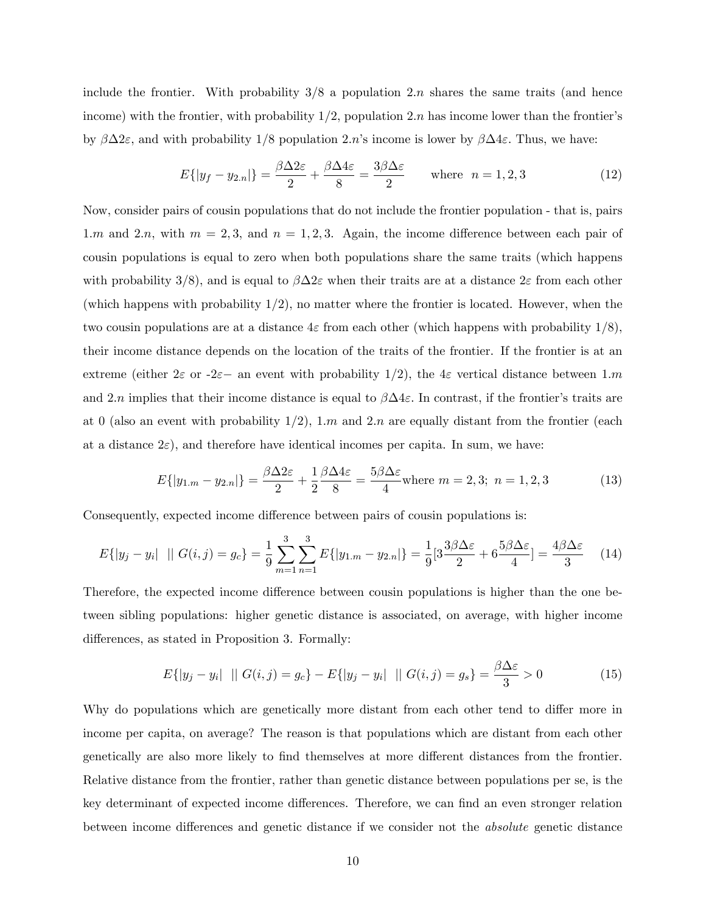include the frontier. With probability 3/8 a population $2.n$ shares the same traits (and hence income) with the frontier, with probability 1/2, population $2.n$ has income lower than the frontier's by $\beta\Delta 2\varepsilon$, and with probability 1/8 population $2.n$'s income is lower by $\beta\Delta 4\varepsilon$. Thus, we have:

$$E\{|y_f - y_{2.n}|\} = \frac{\beta\Delta 2\varepsilon}{2} + \frac{\beta\Delta 4\varepsilon}{8} = \frac{3\beta\Delta\varepsilon}{2} \qquad \text{where } \; n = 1, 2, 3 \tag{12}$$

Now, consider pairs of cousin populations that do not include the frontier population - that is, pairs $1.m$ and $2.n$, with $m = 2, 3$, and $n = 1, 2, 3$. Again, the income difference between each pair of cousin populations is equal to zero when both populations share the same traits (which happens with probability 3/8), and is equal to $\beta\Delta 2\varepsilon$ when their traits are at a distance $2\varepsilon$ from each other (which happens with probability 1/2), no matter where the frontier is located. However, when the two cousin populations are at a distance $4\varepsilon$ from each other (which happens with probability 1/8), their income distance depends on the location of the traits of the frontier. If the frontier is at an extreme (either $2\varepsilon$ or -$2\varepsilon-$ an event with probability 1/2), the $4\varepsilon$ vertical distance between $1.m$ and $2.n$ implies that their income distance is equal to $\beta\Delta 4\varepsilon$. In contrast, if the frontier's traits are at 0 (also an event with probability 1/2), $1.m$ and $2.n$ are equally distant from the frontier (each at a distance $2\varepsilon$), and therefore have identical incomes per capita. In sum, we have:

$$E\{|y_{1.m} - y_{2.n}|\} = \frac{\beta\Delta 2\varepsilon}{2} + \frac{1}{2}\frac{\beta\Delta 4\varepsilon}{8} = \frac{5\beta\Delta\varepsilon}{4} \text{where } m = 2, 3; \; n = 1, 2, 3 \tag{13}$$

Consequently, expected income difference between pairs of cousin populations is:

$$E\{|y_j - y_i| \;\; || \; G(i,j) = g_c\} = \frac{1}{9}\sum_{m=1}^{3}\sum_{n=1}^{3} E\{|y_{1.m} - y_{2.n}|\} = \frac{1}{9}[3\frac{3\beta\Delta\varepsilon}{2} + 6\frac{5\beta\Delta\varepsilon}{4}] = \frac{4\beta\Delta\varepsilon}{3} \tag{14}$$

Therefore, the expected income difference between cousin populations is higher than the one between sibling populations: higher genetic distance is associated, on average, with higher income differences, as stated in Proposition 3. Formally:

$$E\{|y_j - y_i| \;\; || \; G(i,j) = g_c\} - E\{|y_j - y_i| \;\; || \; G(i,j) = g_s\} = \frac{\beta\Delta\varepsilon}{3} > 0 \tag{15}$$

Why do populations which are genetically more distant from each other tend to differ more in income per capita, on average? The reason is that populations which are distant from each other genetically are also more likely to find themselves at more different distances from the frontier. Relative distance from the frontier, rather than genetic distance between populations per se, is the key determinant of expected income differences. Therefore, we can find an even stronger relation between income differences and genetic distance if we consider not the *absolute* genetic distance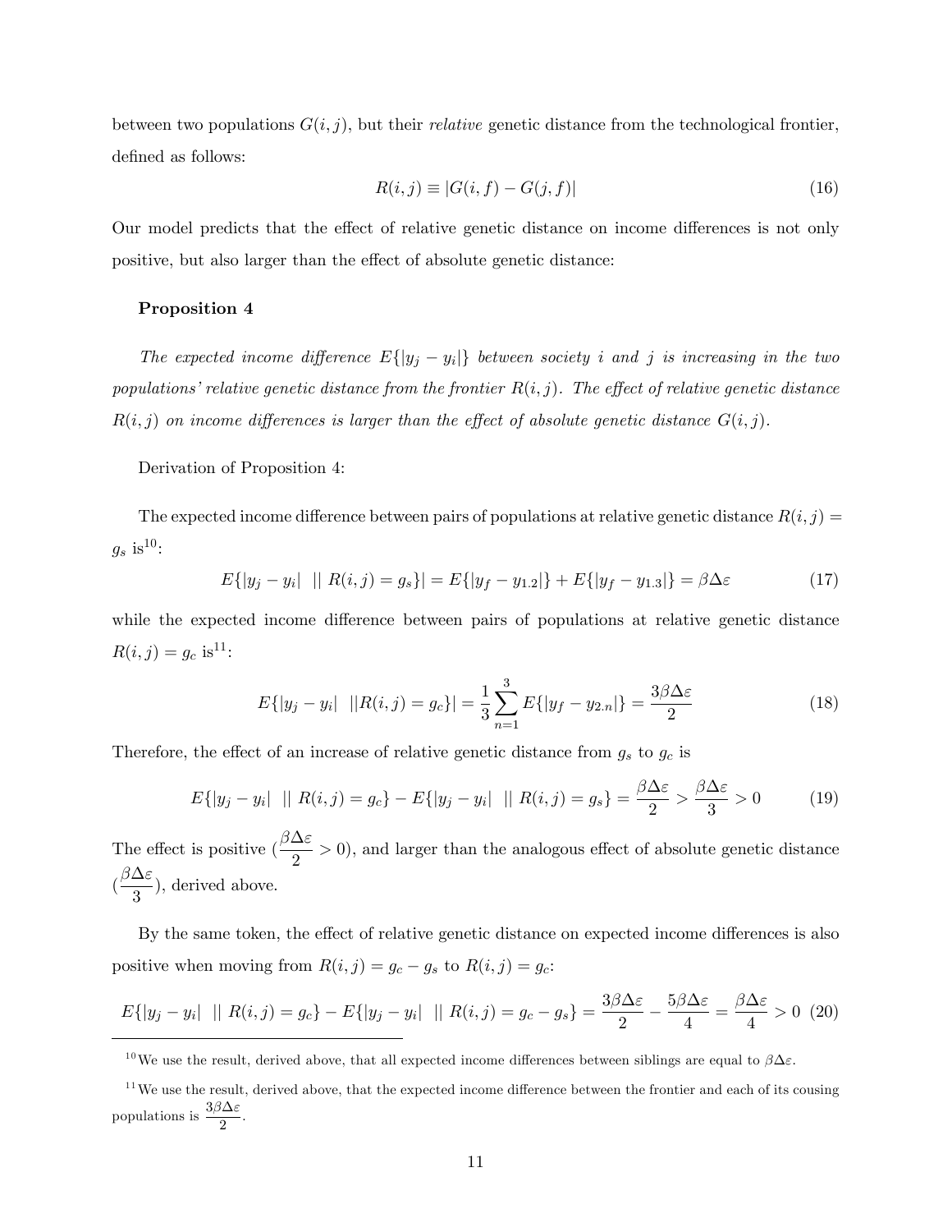between two populations $G(i,j)$, but their *relative* genetic distance from the technological frontier, defined as follows:

$$R(i,j) \equiv |G(i,f) - G(j,f)| \tag{16}$$

Our model predicts that the effect of relative genetic distance on income differences is not only positive, but also larger than the effect of absolute genetic distance:

**Proposition 4**

*The expected income difference $E\{|y_j - y_i|\}$ between society $i$ and $j$ is increasing in the two populations' relative genetic distance from the frontier $R(i,j)$. The effect of relative genetic distance $R(i,j)$ on income differences is larger than the effect of absolute genetic distance $G(i,j)$.*

Derivation of Proposition 4:

The expected income difference between pairs of populations at relative genetic distance $R(i,j) = g_s$ is[10]:

$$E\{|y_j - y_i| \;\; || \; R(i,j) = g_s\}| = E\{|y_f - y_{1.2}|\} + E\{|y_f - y_{1.3}|\} = \beta\Delta\varepsilon \tag{17}$$

while the expected income difference between pairs of populations at relative genetic distance $R(i,j) = g_c$ is[11]:

$$E\{|y_j - y_i| \;\; ||R(i,j) = g_c\}| = \frac{1}{3}\sum_{n=1}^{3} E\{|y_f - y_{2.n}|\} = \frac{3\beta\Delta\varepsilon}{2} \tag{18}$$

Therefore, the effect of an increase of relative genetic distance from $g_s$ to $g_c$ is

$$E\{|y_j - y_i| \;\; || \; R(i,j) = g_c\} - E\{|y_j - y_i| \;\; || \; R(i,j) = g_s\} = \frac{\beta\Delta\varepsilon}{2} > \frac{\beta\Delta\varepsilon}{3} > 0 \tag{19}$$

The effect is positive ($\frac{\beta\Delta\varepsilon}{2} > 0$), and larger than the analogous effect of absolute genetic distance ($\frac{\beta\Delta\varepsilon}{3}$), derived above.

By the same token, the effect of relative genetic distance on expected income differences is also positive when moving from $R(i,j) = g_c - g_s$ to $R(i,j) = g_c$:

$$E\{|y_j - y_i| \;\; || \; R(i,j) = g_c\} - E\{|y_j - y_i| \;\; || \; R(i,j) = g_c - g_s\} = \frac{3\beta\Delta\varepsilon}{2} - \frac{5\beta\Delta\varepsilon}{4} = \frac{\beta\Delta\varepsilon}{4} > 0 \tag{20}$$

---

[10] We use the result, derived above, that all expected income differences between siblings are equal to $\beta\Delta\varepsilon$.

[11] We use the result, derived above, that the expected income difference between the frontier and each of its cousing populations is $\frac{3\beta\Delta\varepsilon}{2}$.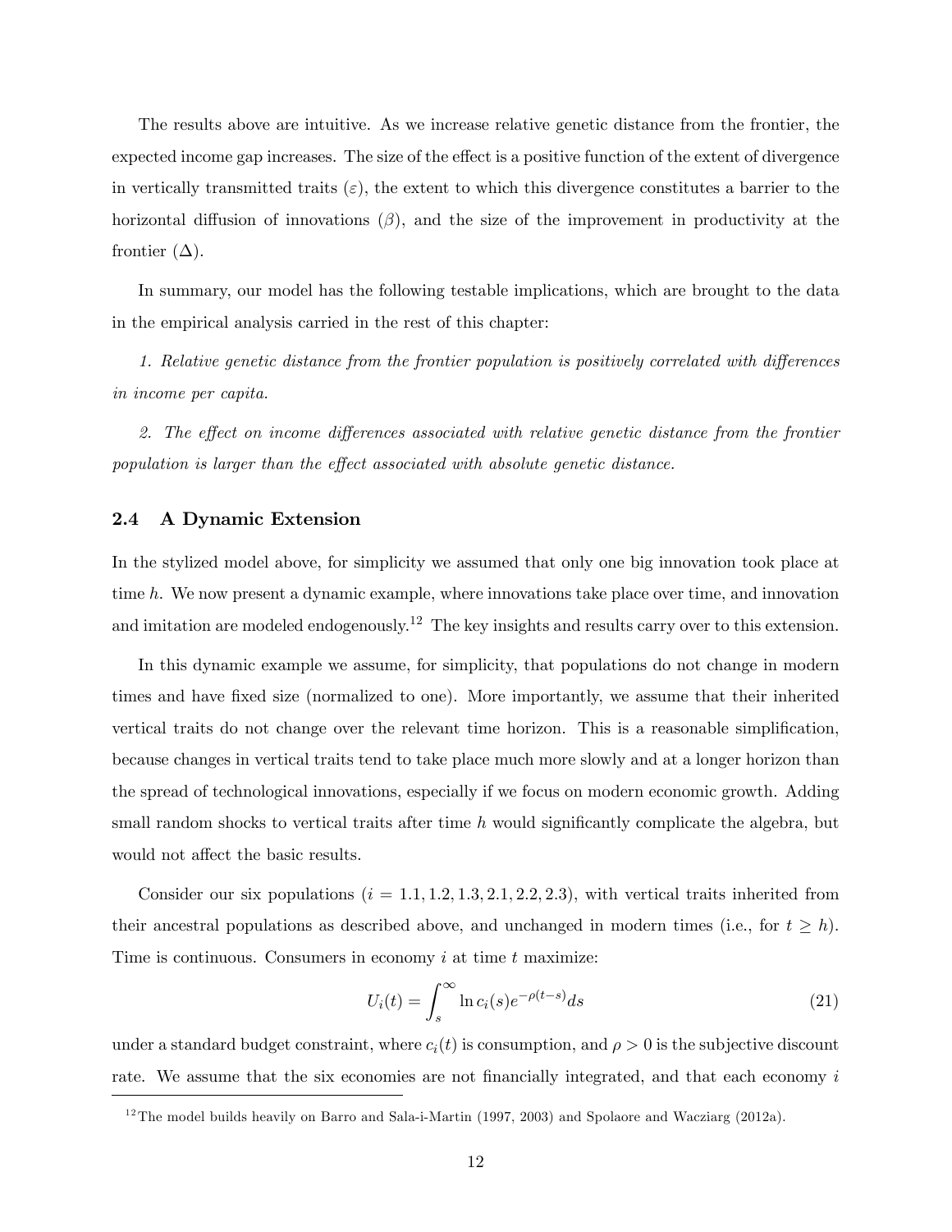The results above are intuitive. As we increase relative genetic distance from the frontier, the expected income gap increases. The size of the effect is a positive function of the extent of divergence in vertically transmitted traits ($\varepsilon$), the extent to which this divergence constitutes a barrier to the horizontal diffusion of innovations ($\beta$), and the size of the improvement in productivity at the frontier ($\Delta$).

In summary, our model has the following testable implications, which are brought to the data in the empirical analysis carried in the rest of this chapter:

*1. Relative genetic distance from the frontier population is positively correlated with differences in income per capita.*

*2. The effect on income differences associated with relative genetic distance from the frontier population is larger than the effect associated with absolute genetic distance.*

### 2.4 A Dynamic Extension

In the stylized model above, for simplicity we assumed that only one big innovation took place at time $h$. We now present a dynamic example, where innovations take place over time, and innovation and imitation are modeled endogenously.[12] The key insights and results carry over to this extension.

In this dynamic example we assume, for simplicity, that populations do not change in modern times and have fixed size (normalized to one). More importantly, we assume that their inherited vertical traits do not change over the relevant time horizon. This is a reasonable simplification, because changes in vertical traits tend to take place much more slowly and at a longer horizon than the spread of technological innovations, especially if we focus on modern economic growth. Adding small random shocks to vertical traits after time $h$ would significantly complicate the algebra, but would not affect the basic results.

Consider our six populations ($i = 1.1, 1.2, 1.3, 2.1, 2.2, 2.3$), with vertical traits inherited from their ancestral populations as described above, and unchanged in modern times (i.e., for $t \geq h$). Time is continuous. Consumers in economy $i$ at time $t$ maximize:

$$U_i(t) = \int_s^\infty \ln c_i(s) e^{-\rho(t-s)} ds \tag{21}$$

under a standard budget constraint, where $c_i(t)$ is consumption, and $\rho > 0$ is the subjective discount rate. We assume that the six economies are not financially integrated, and that each economy $i$

[12] The model builds heavily on Barro and Sala-i-Martin (1997, 2003) and Spolaore and Wacziarg (2012a).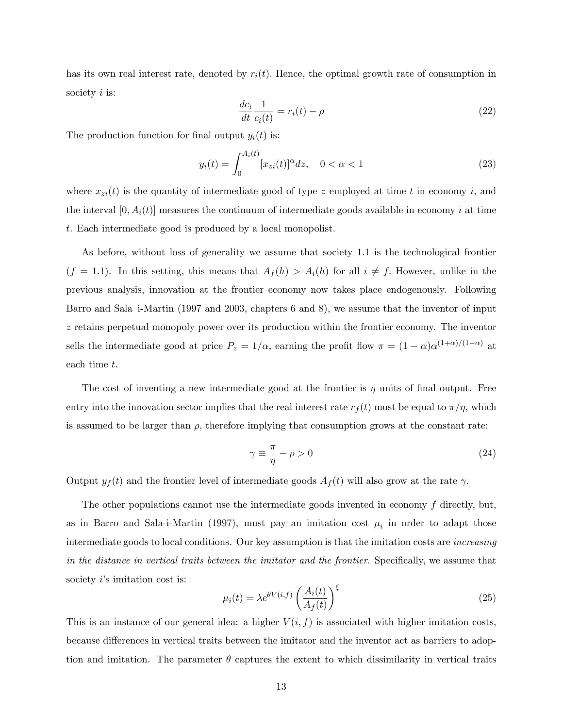has its own real interest rate, denoted by $r_i(t)$. Hence, the optimal growth rate of consumption in society $i$ is:

$$\frac{dc_i}{dt}\frac{1}{c_i(t)} = r_i(t) - \rho \tag{22}$$

The production function for final output $y_i(t)$ is:

$$y_i(t) = \int_0^{A_i(t)} [x_{zi}(t)]^{\alpha} dz, \quad 0 < \alpha < 1 \tag{23}$$

where $x_{zi}(t)$ is the quantity of intermediate good of type $z$ employed at time $t$ in economy $i$, and the interval $[0, A_i(t)]$ measures the continuum of intermediate goods available in economy $i$ at time $t$. Each intermediate good is produced by a local monopolist.

As before, without loss of generality we assume that society 1.1 is the technological frontier ($f = 1.1$). In this setting, this means that $A_f(h) > A_i(h)$ for all $i \neq f$. However, unlike in the previous analysis, innovation at the frontier economy now takes place endogenously. Following Barro and Sala–i-Martin (1997 and 2003, chapters 6 and 8), we assume that the inventor of input $z$ retains perpetual monopoly power over its production within the frontier economy. The inventor sells the intermediate good at price $P_z = 1/\alpha$, earning the profit flow $\pi = (1-\alpha)\alpha^{(1+\alpha)/(1-\alpha)}$ at each time $t$.

The cost of inventing a new intermediate good at the frontier is $\eta$ units of final output. Free entry into the innovation sector implies that the real interest rate $r_f(t)$ must be equal to $\pi/\eta$, which is assumed to be larger than $\rho$, therefore implying that consumption grows at the constant rate:

$$\gamma \equiv \frac{\pi}{\eta} - \rho > 0 \tag{24}$$

Output $y_f(t)$ and the frontier level of intermediate goods $A_f(t)$ will also grow at the rate $\gamma$.

The other populations cannot use the intermediate goods invented in economy $f$ directly, but, as in Barro and Sala-i-Martin (1997), must pay an imitation cost $\mu_i$ in order to adapt those intermediate goods to local conditions. Our key assumption is that the imitation costs are *increasing in the distance in vertical traits between the imitator and the frontier*. Specifically, we assume that society $i$'s imitation cost is:

$$\mu_i(t) = \lambda e^{\theta V(i,f)} \left(\frac{A_i(t)}{A_f(t)}\right)^{\xi} \tag{25}$$

This is an instance of our general idea: a higher $V(i, f)$ is associated with higher imitation costs, because differences in vertical traits between the imitator and the inventor act as barriers to adoption and imitation. The parameter $\theta$ captures the extent to which dissimilarity in vertical traits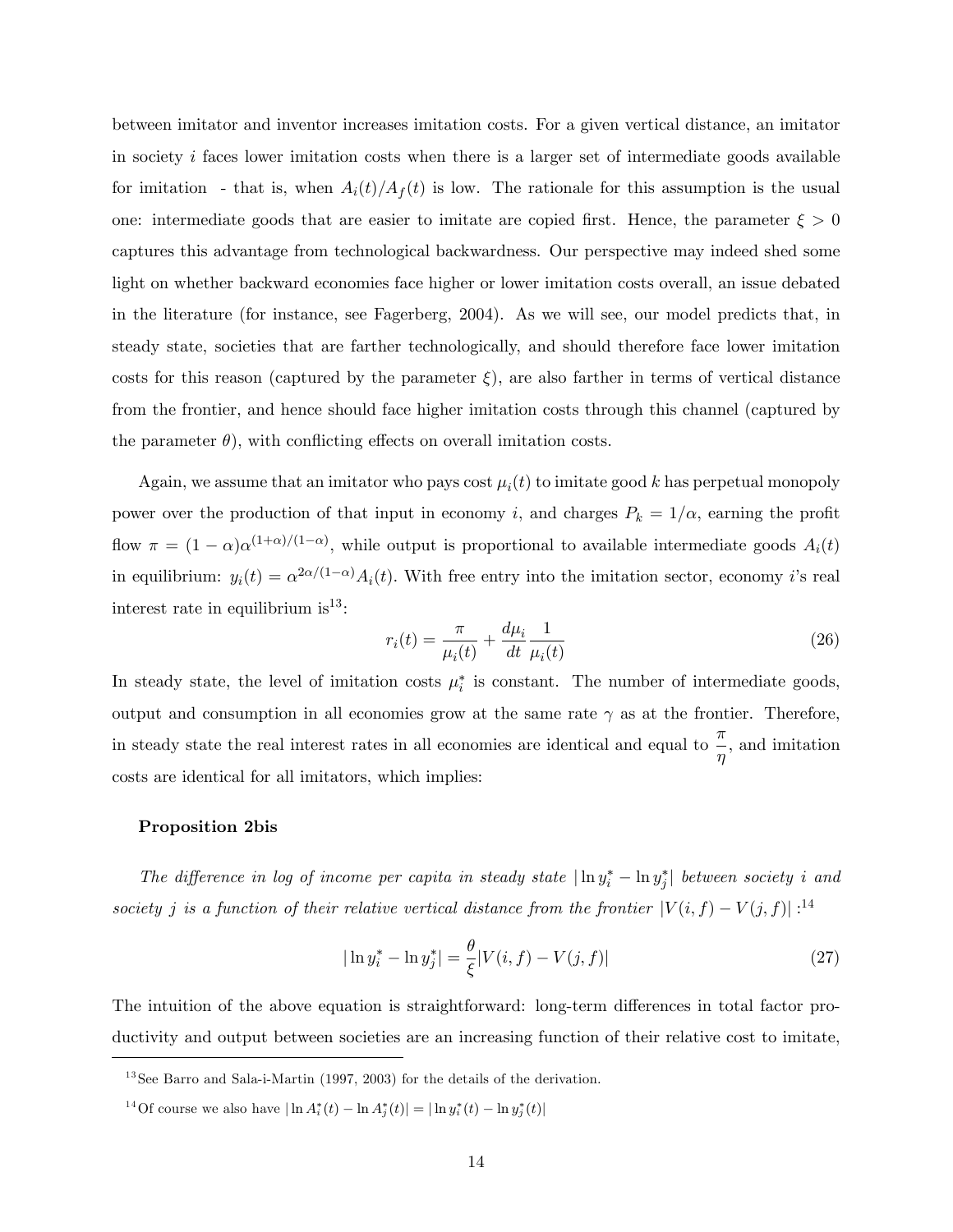between imitator and inventor increases imitation costs. For a given vertical distance, an imitator in society $i$ faces lower imitation costs when there is a larger set of intermediate goods available for imitation - that is, when $A_i(t)/A_f(t)$ is low. The rationale for this assumption is the usual one: intermediate goods that are easier to imitate are copied first. Hence, the parameter $\xi > 0$ captures this advantage from technological backwardness. Our perspective may indeed shed some light on whether backward economies face higher or lower imitation costs overall, an issue debated in the literature (for instance, see Fagerberg, 2004). As we will see, our model predicts that, in steady state, societies that are farther technologically, and should therefore face lower imitation costs for this reason (captured by the parameter $\xi$), are also farther in terms of vertical distance from the frontier, and hence should face higher imitation costs through this channel (captured by the parameter $\theta$), with conflicting effects on overall imitation costs.

Again, we assume that an imitator who pays cost $\mu_i(t)$ to imitate good $k$ has perpetual monopoly power over the production of that input in economy $i$, and charges $P_k = 1/\alpha$, earning the profit flow $\pi = (1-\alpha)\alpha^{(1+\alpha)/(1-\alpha)}$, while output is proportional to available intermediate goods $A_i(t)$ in equilibrium: $y_i(t) = \alpha^{2\alpha/(1-\alpha)}A_i(t)$. With free entry into the imitation sector, economy $i$'s real interest rate in equilibrium is[13]:

$$r_i(t) = \frac{\pi}{\mu_i(t)} + \frac{d\mu_i}{dt}\frac{1}{\mu_i(t)} \tag{26}$$

In steady state, the level of imitation costs $\mu_i^*$ is constant. The number of intermediate goods, output and consumption in all economies grow at the same rate $\gamma$ as at the frontier. Therefore, in steady state the real interest rates in all economies are identical and equal to $\frac{\pi}{\eta}$, and imitation costs are identical for all imitators, which implies:

**Proposition 2bis**

*The difference in log of income per capita in steady state $|\ln y_i^* - \ln y_j^*|$ between society $i$ and society $j$ is a function of their relative vertical distance from the frontier $|V(i,f) - V(j,f)|$ :*[14]

$$|\ln y_i^* - \ln y_j^*| = \frac{\theta}{\xi}|V(i,f) - V(j,f)| \tag{27}$$

The intuition of the above equation is straightforward: long-term differences in total factor productivity and output between societies are an increasing function of their relative cost to imitate,

[13] See Barro and Sala-i-Martin (1997, 2003) for the details of the derivation.

[14] Of course we also have $|\ln A_i^*(t) - \ln A_j^*(t)| = |\ln y_i^*(t) - \ln y_j^*(t)|$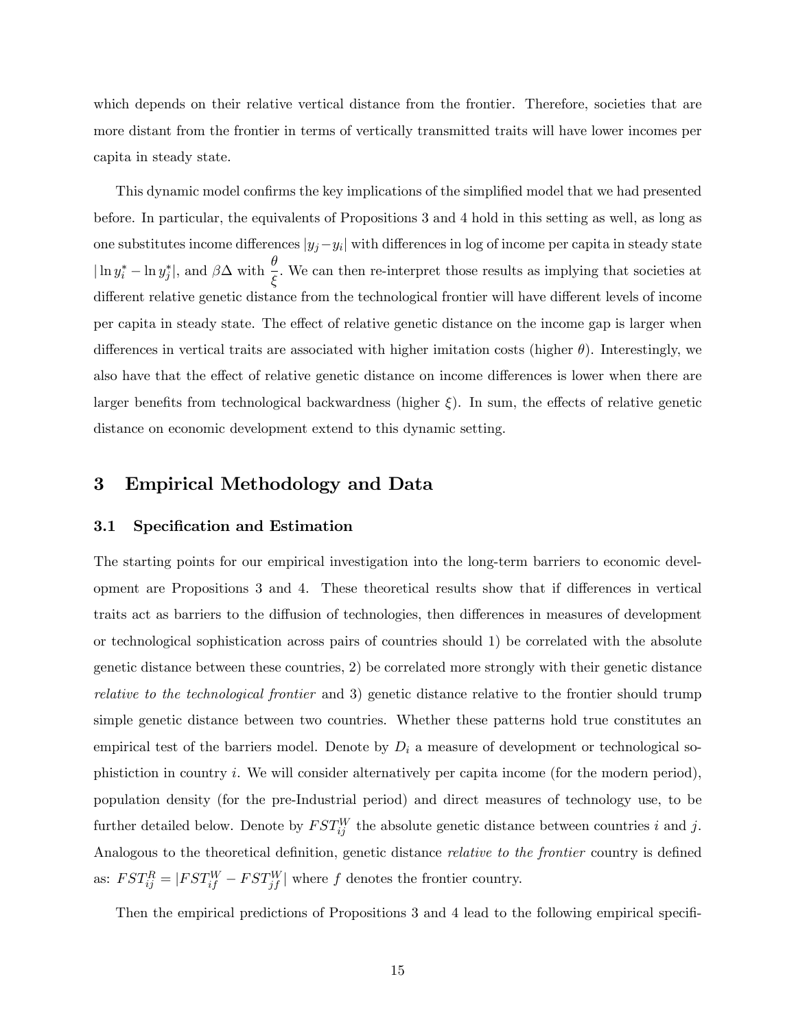which depends on their relative vertical distance from the frontier. Therefore, societies that are more distant from the frontier in terms of vertically transmitted traits will have lower incomes per capita in steady state.

This dynamic model confirms the key implications of the simplified model that we had presented before. In particular, the equivalents of Propositions 3 and 4 hold in this setting as well, as long as one substitutes income differences $|y_j - y_i|$ with differences in log of income per capita in steady state $|\ln y_i^* - \ln y_j^*|$, and $\beta\Delta$ with $\dfrac{\theta}{\xi}$. We can then re-interpret those results as implying that societies at different relative genetic distance from the technological frontier will have different levels of income per capita in steady state. The effect of relative genetic distance on the income gap is larger when differences in vertical traits are associated with higher imitation costs (higher $\theta$). Interestingly, we also have that the effect of relative genetic distance on income differences is lower when there are larger benefits from technological backwardness (higher $\xi$). In sum, the effects of relative genetic distance on economic development extend to this dynamic setting.

# 3 Empirical Methodology and Data

## 3.1 Specification and Estimation

The starting points for our empirical investigation into the long-term barriers to economic development are Propositions 3 and 4. These theoretical results show that if differences in vertical traits act as barriers to the diffusion of technologies, then differences in measures of development or technological sophistication across pairs of countries should 1) be correlated with the absolute genetic distance between these countries, 2) be correlated more strongly with their genetic distance *relative to the technological frontier* and 3) genetic distance relative to the frontier should trump simple genetic distance between two countries. Whether these patterns hold true constitutes an empirical test of the barriers model. Denote by $D_i$ a measure of development or technological sophistiction in country $i$. We will consider alternatively per capita income (for the modern period), population density (for the pre-Industrial period) and direct measures of technology use, to be further detailed below. Denote by $FST_{ij}^W$ the absolute genetic distance between countries $i$ and $j$. Analogous to the theoretical definition, genetic distance *relative to the frontier* country is defined as: $FST_{ij}^R = |FST_{if}^W - FST_{jf}^W|$ where $f$ denotes the frontier country.

Then the empirical predictions of Propositions 3 and 4 lead to the following empirical specifi-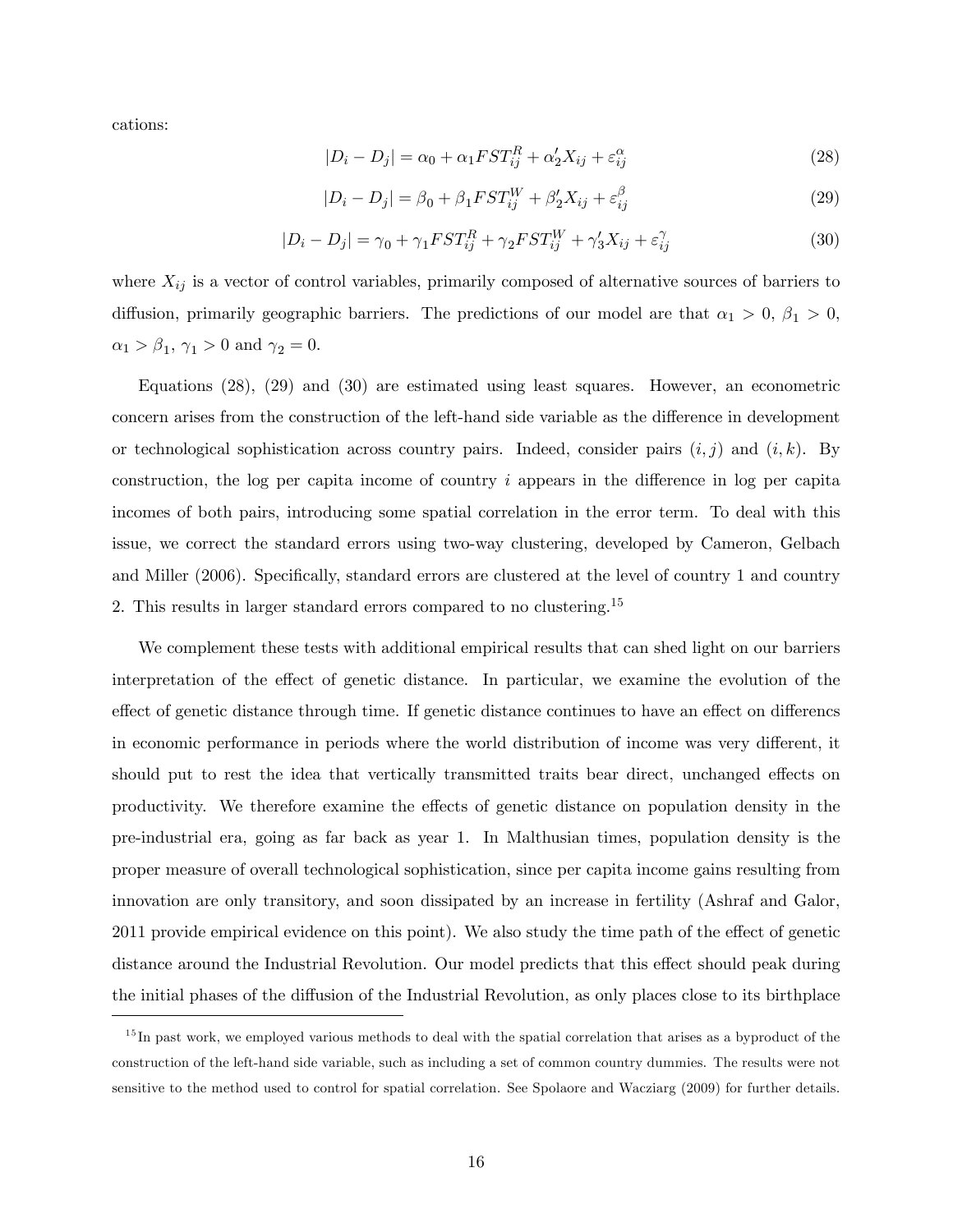cations:

$$|D_i - D_j| = \alpha_0 + \alpha_1 FST_{ij}^R + \alpha_2' X_{ij} + \varepsilon_{ij}^{\alpha} \tag{28}$$

$$|D_i - D_j| = \beta_0 + \beta_1 FST_{ij}^W + \beta_2' X_{ij} + \varepsilon_{ij}^{\beta} \tag{29}$$

$$|D_i - D_j| = \gamma_0 + \gamma_1 FST_{ij}^R + \gamma_2 FST_{ij}^W + \gamma_3' X_{ij} + \varepsilon_{ij}^{\gamma} \tag{30}$$

where $X_{ij}$ is a vector of control variables, primarily composed of alternative sources of barriers to diffusion, primarily geographic barriers. The predictions of our model are that $\alpha_1 > 0$, $\beta_1 > 0$, $\alpha_1 > \beta_1$, $\gamma_1 > 0$ and $\gamma_2 = 0$.

Equations (28), (29) and (30) are estimated using least squares. However, an econometric concern arises from the construction of the left-hand side variable as the difference in development or technological sophistication across country pairs. Indeed, consider pairs $(i, j)$ and $(i, k)$. By construction, the log per capita income of country $i$ appears in the difference in log per capita incomes of both pairs, introducing some spatial correlation in the error term. To deal with this issue, we correct the standard errors using two-way clustering, developed by Cameron, Gelbach and Miller (2006). Specifically, standard errors are clustered at the level of country 1 and country 2. This results in larger standard errors compared to no clustering.[15]

We complement these tests with additional empirical results that can shed light on our barriers interpretation of the effect of genetic distance. In particular, we examine the evolution of the effect of genetic distance through time. If genetic distance continues to have an effect on differencs in economic performance in periods where the world distribution of income was very different, it should put to rest the idea that vertically transmitted traits bear direct, unchanged effects on productivity. We therefore examine the effects of genetic distance on population density in the pre-industrial era, going as far back as year 1. In Malthusian times, population density is the proper measure of overall technological sophistication, since per capita income gains resulting from innovation are only transitory, and soon dissipated by an increase in fertility (Ashraf and Galor, 2011 provide empirical evidence on this point). We also study the time path of the effect of genetic distance around the Industrial Revolution. Our model predicts that this effect should peak during the initial phases of the diffusion of the Industrial Revolution, as only places close to its birthplace

[15] In past work, we employed various methods to deal with the spatial correlation that arises as a byproduct of the construction of the left-hand side variable, such as including a set of common country dummies. The results were not sensitive to the method used to control for spatial correlation. See Spolaore and Wacziarg (2009) for further details.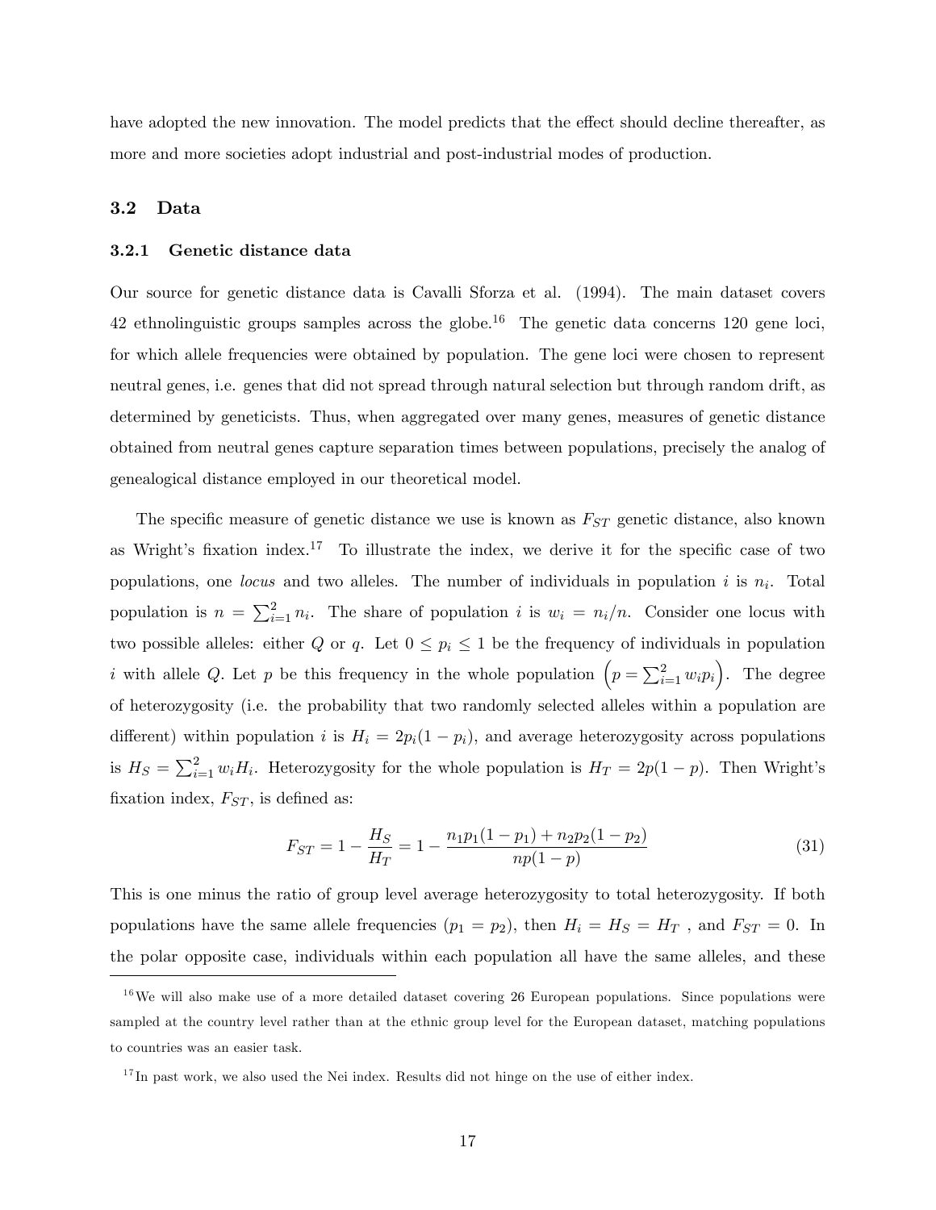have adopted the new innovation. The model predicts that the effect should decline thereafter, as more and more societies adopt industrial and post-industrial modes of production.

## 3.2 Data

### 3.2.1 Genetic distance data

Our source for genetic distance data is Cavalli Sforza et al. (1994). The main dataset covers 42 ethnolinguistic groups samples across the globe.[16] The genetic data concerns 120 gene loci, for which allele frequencies were obtained by population. The gene loci were chosen to represent neutral genes, i.e. genes that did not spread through natural selection but through random drift, as determined by geneticists. Thus, when aggregated over many genes, measures of genetic distance obtained from neutral genes capture separation times between populations, precisely the analog of genealogical distance employed in our theoretical model.

The specific measure of genetic distance we use is known as $F_{ST}$ genetic distance, also known as Wright's fixation index.[17] To illustrate the index, we derive it for the specific case of two populations, one *locus* and two alleles. The number of individuals in population $i$ is $n_i$. Total population is $n = \sum_{i=1}^{2} n_i$. The share of population $i$ is $w_i = n_i/n$. Consider one locus with two possible alleles: either $Q$ or $q$. Let $0 \leq p_i \leq 1$ be the frequency of individuals in population $i$ with allele $Q$. Let $p$ be this frequency in the whole population $\left(p = \sum_{i=1}^{2} w_i p_i\right)$. The degree of heterozygosity (i.e. the probability that two randomly selected alleles within a population are different) within population $i$ is $H_i = 2p_i(1 - p_i)$, and average heterozygosity across populations is $H_S = \sum_{i=1}^{2} w_i H_i$. Heterozygosity for the whole population is $H_T = 2p(1 - p)$. Then Wright's fixation index, $F_{ST}$, is defined as:

$$F_{ST} = 1 - \frac{H_S}{H_T} = 1 - \frac{n_1 p_1(1 - p_1) + n_2 p_2(1 - p_2)}{np(1 - p)} \tag{31}$$

This is one minus the ratio of group level average heterozygosity to total heterozygosity. If both populations have the same allele frequencies ($p_1 = p_2$), then $H_i = H_S = H_T$ , and $F_{ST} = 0$. In the polar opposite case, individuals within each population all have the same alleles, and these

[16] We will also make use of a more detailed dataset covering 26 European populations. Since populations were sampled at the country level rather than at the ethnic group level for the European dataset, matching populations to countries was an easier task.

[17] In past work, we also used the Nei index. Results did not hinge on the use of either index.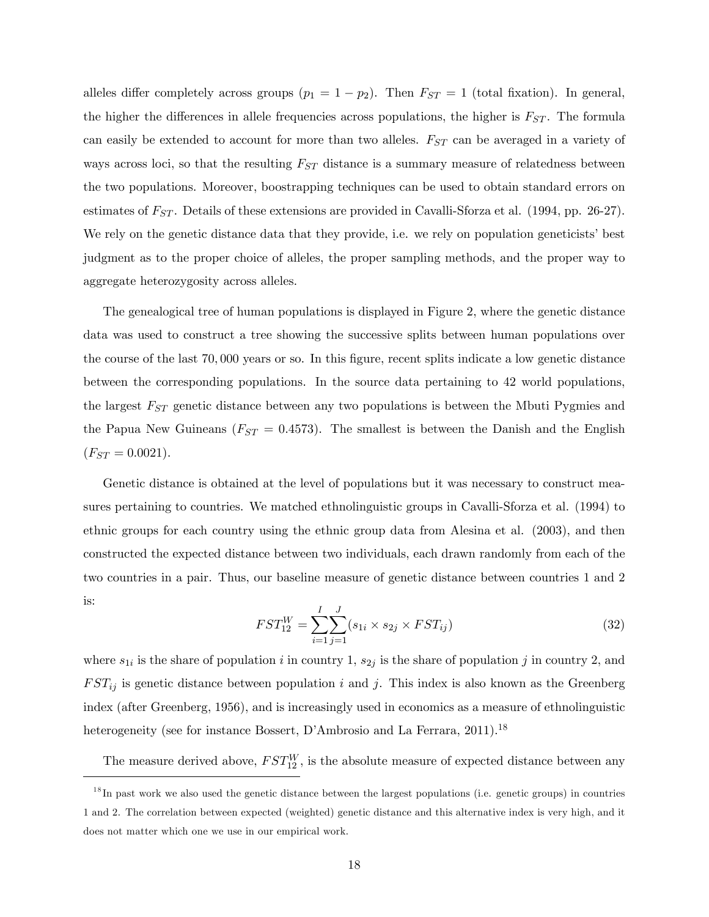alleles differ completely across groups ($p_1 = 1 - p_2$). Then $F_{ST} = 1$ (total fixation). In general, the higher the differences in allele frequencies across populations, the higher is $F_{ST}$. The formula can easily be extended to account for more than two alleles. $F_{ST}$ can be averaged in a variety of ways across loci, so that the resulting $F_{ST}$ distance is a summary measure of relatedness between the two populations. Moreover, boostrapping techniques can be used to obtain standard errors on estimates of $F_{ST}$. Details of these extensions are provided in Cavalli-Sforza et al. (1994, pp. 26-27). We rely on the genetic distance data that they provide, i.e. we rely on population geneticists' best judgment as to the proper choice of alleles, the proper sampling methods, and the proper way to aggregate heterozygosity across alleles.

The genealogical tree of human populations is displayed in Figure 2, where the genetic distance data was used to construct a tree showing the successive splits between human populations over the course of the last 70,000 years or so. In this figure, recent splits indicate a low genetic distance between the corresponding populations. In the source data pertaining to 42 world populations, the largest $F_{ST}$ genetic distance between any two populations is between the Mbuti Pygmies and the Papua New Guineans ($F_{ST} = 0.4573$). The smallest is between the Danish and the English ($F_{ST} = 0.0021$).

Genetic distance is obtained at the level of populations but it was necessary to construct measures pertaining to countries. We matched ethnolinguistic groups in Cavalli-Sforza et al. (1994) to ethnic groups for each country using the ethnic group data from Alesina et al. (2003), and then constructed the expected distance between two individuals, each drawn randomly from each of the two countries in a pair. Thus, our baseline measure of genetic distance between countries 1 and 2 is:

$$FST_{12}^{W} = \sum_{i=1}^{I}\sum_{j=1}^{J}(s_{1i} \times s_{2j} \times FST_{ij}) \tag{32}$$

where $s_{1i}$ is the share of population $i$ in country 1, $s_{2j}$ is the share of population $j$ in country 2, and $FST_{ij}$ is genetic distance between population $i$ and $j$. This index is also known as the Greenberg index (after Greenberg, 1956), and is increasingly used in economics as a measure of ethnolinguistic heterogeneity (see for instance Bossert, D'Ambrosio and La Ferrara, 2011).[18]

The measure derived above, $FST_{12}^{W}$, is the absolute measure of expected distance between any

[18] In past work we also used the genetic distance between the largest populations (i.e. genetic groups) in countries 1 and 2. The correlation between expected (weighted) genetic distance and this alternative index is very high, and it does not matter which one we use in our empirical work.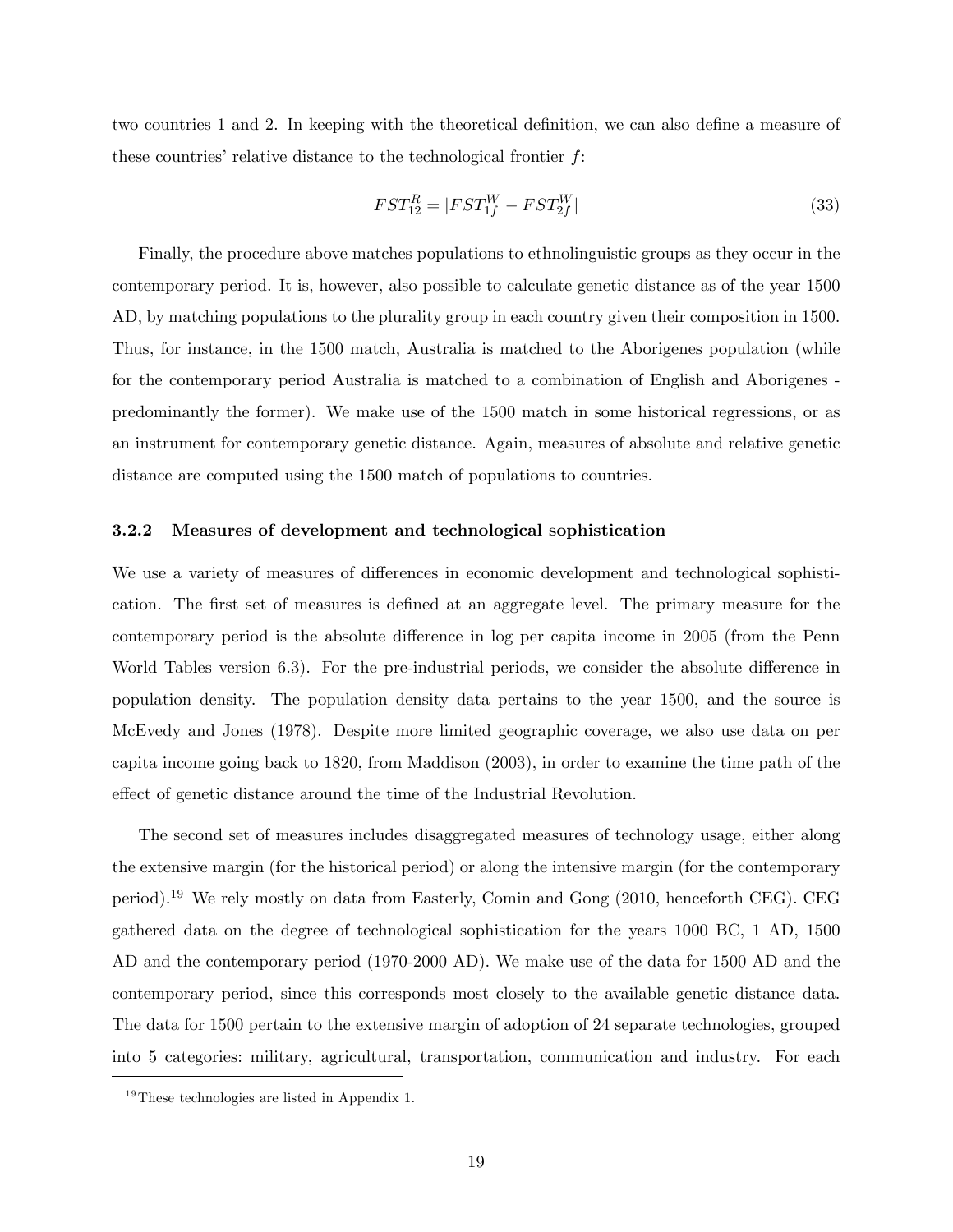two countries 1 and 2. In keeping with the theoretical definition, we can also define a measure of these countries' relative distance to the technological frontier $f$:

$$FST_{12}^{R} = |FST_{1f}^{W} - FST_{2f}^{W}| \tag{33}$$

Finally, the procedure above matches populations to ethnolinguistic groups as they occur in the contemporary period. It is, however, also possible to calculate genetic distance as of the year 1500 AD, by matching populations to the plurality group in each country given their composition in 1500. Thus, for instance, in the 1500 match, Australia is matched to the Aborigenes population (while for the contemporary period Australia is matched to a combination of English and Aborigenes - predominantly the former). We make use of the 1500 match in some historical regressions, or as an instrument for contemporary genetic distance. Again, measures of absolute and relative genetic distance are computed using the 1500 match of populations to countries.

### 3.2.2 Measures of development and technological sophistication

We use a variety of measures of differences in economic development and technological sophistication. The first set of measures is defined at an aggregate level. The primary measure for the contemporary period is the absolute difference in log per capita income in 2005 (from the Penn World Tables version 6.3). For the pre-industrial periods, we consider the absolute difference in population density. The population density data pertains to the year 1500, and the source is McEvedy and Jones (1978). Despite more limited geographic coverage, we also use data on per capita income going back to 1820, from Maddison (2003), in order to examine the time path of the effect of genetic distance around the time of the Industrial Revolution.

The second set of measures includes disaggregated measures of technology usage, either along the extensive margin (for the historical period) or along the intensive margin (for the contemporary period).[19] We rely mostly on data from Easterly, Comin and Gong (2010, henceforth CEG). CEG gathered data on the degree of technological sophistication for the years 1000 BC, 1 AD, 1500 AD and the contemporary period (1970-2000 AD). We make use of the data for 1500 AD and the contemporary period, since this corresponds most closely to the available genetic distance data. The data for 1500 pertain to the extensive margin of adoption of 24 separate technologies, grouped into 5 categories: military, agricultural, transportation, communication and industry. For each

[19] These technologies are listed in Appendix 1.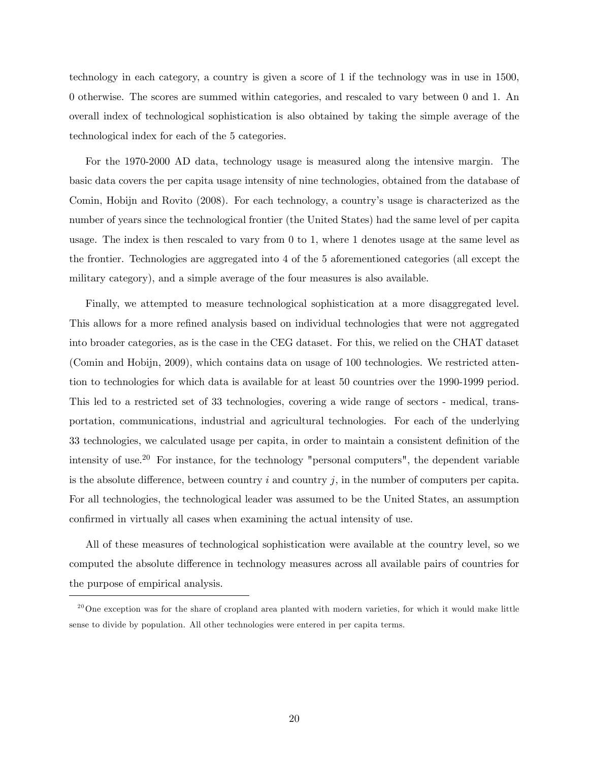technology in each category, a country is given a score of 1 if the technology was in use in 1500, 0 otherwise. The scores are summed within categories, and rescaled to vary between 0 and 1. An overall index of technological sophistication is also obtained by taking the simple average of the technological index for each of the 5 categories.

For the 1970-2000 AD data, technology usage is measured along the intensive margin. The basic data covers the per capita usage intensity of nine technologies, obtained from the database of Comin, Hobijn and Rovito (2008). For each technology, a country's usage is characterized as the number of years since the technological frontier (the United States) had the same level of per capita usage. The index is then rescaled to vary from 0 to 1, where 1 denotes usage at the same level as the frontier. Technologies are aggregated into 4 of the 5 aforementioned categories (all except the military category), and a simple average of the four measures is also available.

Finally, we attempted to measure technological sophistication at a more disaggregated level. This allows for a more refined analysis based on individual technologies that were not aggregated into broader categories, as is the case in the CEG dataset. For this, we relied on the CHAT dataset (Comin and Hobijn, 2009), which contains data on usage of 100 technologies. We restricted attention to technologies for which data is available for at least 50 countries over the 1990-1999 period. This led to a restricted set of 33 technologies, covering a wide range of sectors - medical, transportation, communications, industrial and agricultural technologies. For each of the underlying 33 technologies, we calculated usage per capita, in order to maintain a consistent definition of the intensity of use.[20] For instance, for the technology "personal computers", the dependent variable is the absolute difference, between country $i$ and country $j$, in the number of computers per capita. For all technologies, the technological leader was assumed to be the United States, an assumption confirmed in virtually all cases when examining the actual intensity of use.

All of these measures of technological sophistication were available at the country level, so we computed the absolute difference in technology measures across all available pairs of countries for the purpose of empirical analysis.

[20] One exception was for the share of cropland area planted with modern varieties, for which it would make little sense to divide by population. All other technologies were entered in per capita terms.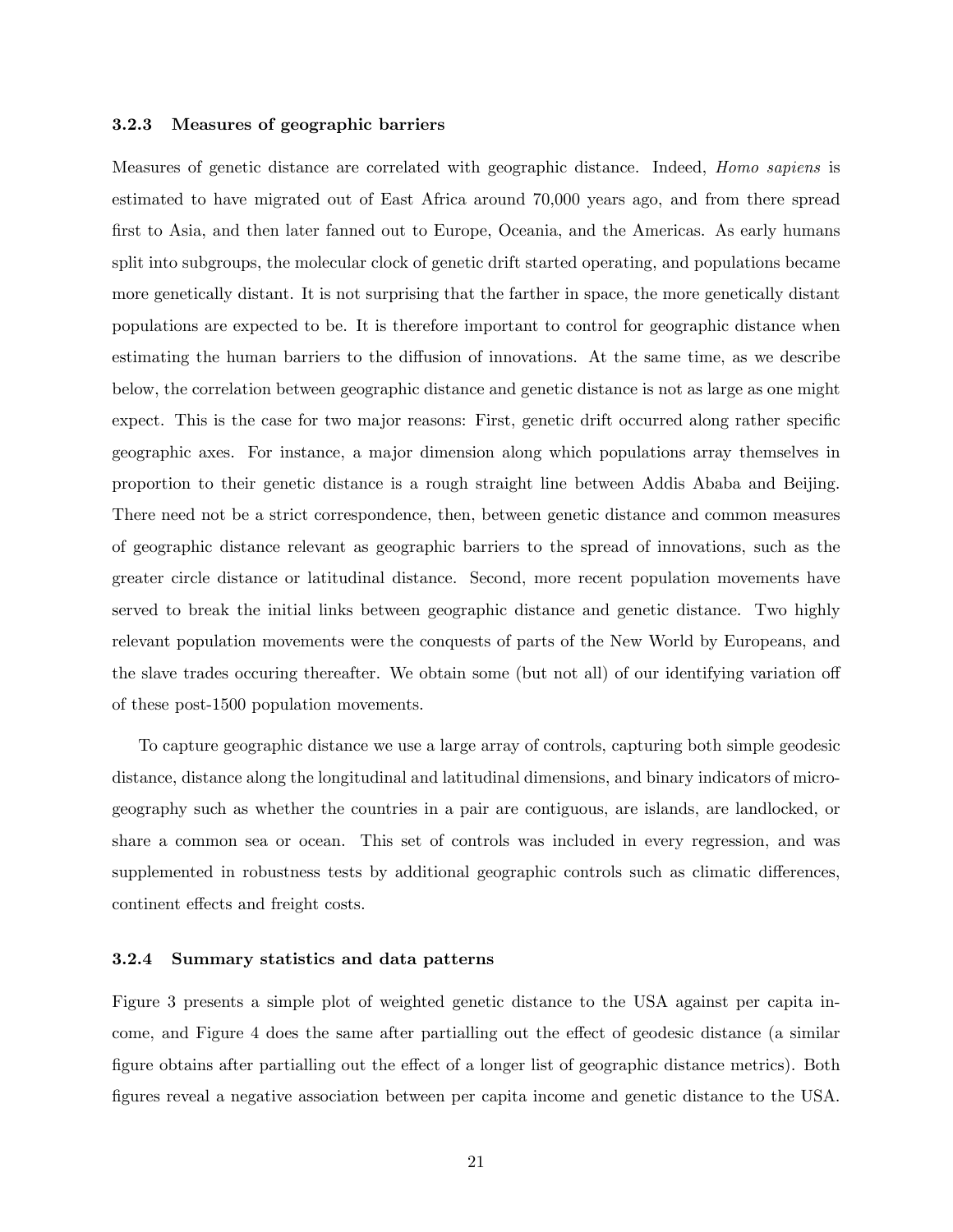### 3.2.3 Measures of geographic barriers

Measures of genetic distance are correlated with geographic distance. Indeed, *Homo sapiens* is estimated to have migrated out of East Africa around 70,000 years ago, and from there spread first to Asia, and then later fanned out to Europe, Oceania, and the Americas. As early humans split into subgroups, the molecular clock of genetic drift started operating, and populations became more genetically distant. It is not surprising that the farther in space, the more genetically distant populations are expected to be. It is therefore important to control for geographic distance when estimating the human barriers to the diffusion of innovations. At the same time, as we describe below, the correlation between geographic distance and genetic distance is not as large as one might expect. This is the case for two major reasons: First, genetic drift occurred along rather specific geographic axes. For instance, a major dimension along which populations array themselves in proportion to their genetic distance is a rough straight line between Addis Ababa and Beijing. There need not be a strict correspondence, then, between genetic distance and common measures of geographic distance relevant as geographic barriers to the spread of innovations, such as the greater circle distance or latitudinal distance. Second, more recent population movements have served to break the initial links between geographic distance and genetic distance. Two highly relevant population movements were the conquests of parts of the New World by Europeans, and the slave trades occuring thereafter. We obtain some (but not all) of our identifying variation off of these post-1500 population movements.

To capture geographic distance we use a large array of controls, capturing both simple geodesic distance, distance along the longitudinal and latitudinal dimensions, and binary indicators of micro-geography such as whether the countries in a pair are contiguous, are islands, are landlocked, or share a common sea or ocean. This set of controls was included in every regression, and was supplemented in robustness tests by additional geographic controls such as climatic differences, continent effects and freight costs.

### 3.2.4 Summary statistics and data patterns

Figure 3 presents a simple plot of weighted genetic distance to the USA against per capita income, and Figure 4 does the same after partialling out the effect of geodesic distance (a similar figure obtains after partialling out the effect of a longer list of geographic distance metrics). Both figures reveal a negative association between per capita income and genetic distance to the USA.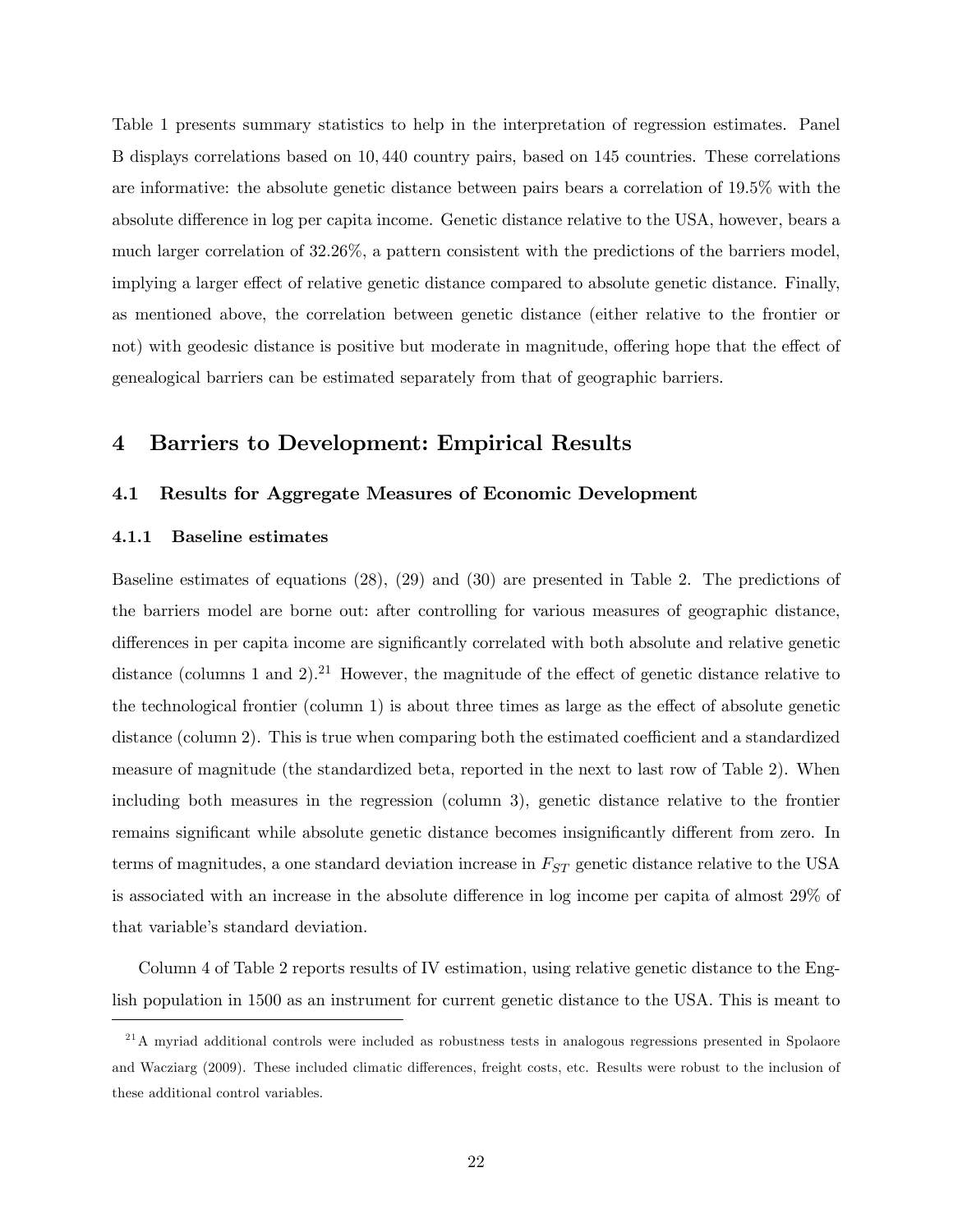Table 1 presents summary statistics to help in the interpretation of regression estimates. Panel B displays correlations based on 10,440 country pairs, based on 145 countries. These correlations are informative: the absolute genetic distance between pairs bears a correlation of 19.5% with the absolute difference in log per capita income. Genetic distance relative to the USA, however, bears a much larger correlation of 32.26%, a pattern consistent with the predictions of the barriers model, implying a larger effect of relative genetic distance compared to absolute genetic distance. Finally, as mentioned above, the correlation between genetic distance (either relative to the frontier or not) with geodesic distance is positive but moderate in magnitude, offering hope that the effect of genealogical barriers can be estimated separately from that of geographic barriers.

# 4 Barriers to Development: Empirical Results

## 4.1 Results for Aggregate Measures of Economic Development

### 4.1.1 Baseline estimates

Baseline estimates of equations (28), (29) and (30) are presented in Table 2. The predictions of the barriers model are borne out: after controlling for various measures of geographic distance, differences in per capita income are significantly correlated with both absolute and relative genetic distance (columns 1 and 2).[21] However, the magnitude of the effect of genetic distance relative to the technological frontier (column 1) is about three times as large as the effect of absolute genetic distance (column 2). This is true when comparing both the estimated coefficient and a standardized measure of magnitude (the standardized beta, reported in the next to last row of Table 2). When including both measures in the regression (column 3), genetic distance relative to the frontier remains significant while absolute genetic distance becomes insignificantly different from zero. In terms of magnitudes, a one standard deviation increase in $F_{ST}$ genetic distance relative to the USA is associated with an increase in the absolute difference in log income per capita of almost 29% of that variable's standard deviation.

Column 4 of Table 2 reports results of IV estimation, using relative genetic distance to the English population in 1500 as an instrument for current genetic distance to the USA. This is meant to

[21] A myriad additional controls were included as robustness tests in analogous regressions presented in Spolaore and Wacziarg (2009). These included climatic differences, freight costs, etc. Results were robust to the inclusion of these additional control variables.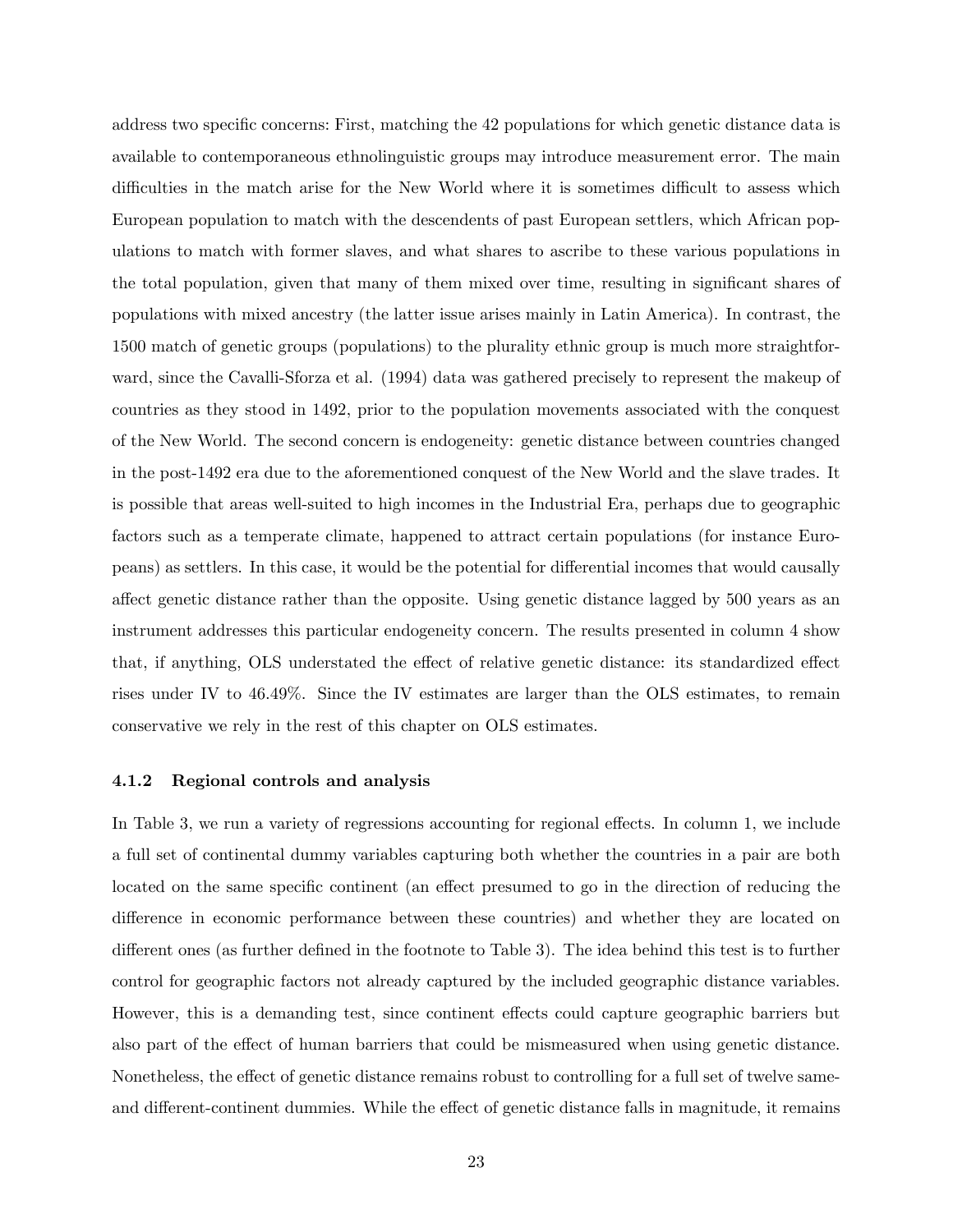address two specific concerns: First, matching the 42 populations for which genetic distance data is available to contemporaneous ethnolinguistic groups may introduce measurement error. The main difficulties in the match arise for the New World where it is sometimes difficult to assess which European population to match with the descendents of past European settlers, which African populations to match with former slaves, and what shares to ascribe to these various populations in the total population, given that many of them mixed over time, resulting in significant shares of populations with mixed ancestry (the latter issue arises mainly in Latin America). In contrast, the 1500 match of genetic groups (populations) to the plurality ethnic group is much more straightforward, since the Cavalli-Sforza et al. (1994) data was gathered precisely to represent the makeup of countries as they stood in 1492, prior to the population movements associated with the conquest of the New World. The second concern is endogeneity: genetic distance between countries changed in the post-1492 era due to the aforementioned conquest of the New World and the slave trades. It is possible that areas well-suited to high incomes in the Industrial Era, perhaps due to geographic factors such as a temperate climate, happened to attract certain populations (for instance Europeans) as settlers. In this case, it would be the potential for differential incomes that would causally affect genetic distance rather than the opposite. Using genetic distance lagged by 500 years as an instrument addresses this particular endogeneity concern. The results presented in column 4 show that, if anything, OLS understated the effect of relative genetic distance: its standardized effect rises under IV to 46.49%. Since the IV estimates are larger than the OLS estimates, to remain conservative we rely in the rest of this chapter on OLS estimates.

### 4.1.2 Regional controls and analysis

In Table 3, we run a variety of regressions accounting for regional effects. In column 1, we include a full set of continental dummy variables capturing both whether the countries in a pair are both located on the same specific continent (an effect presumed to go in the direction of reducing the difference in economic performance between these countries) and whether they are located on different ones (as further defined in the footnote to Table 3). The idea behind this test is to further control for geographic factors not already captured by the included geographic distance variables. However, this is a demanding test, since continent effects could capture geographic barriers but also part of the effect of human barriers that could be mismeasured when using genetic distance. Nonetheless, the effect of genetic distance remains robust to controlling for a full set of twelve same- and different-continent dummies. While the effect of genetic distance falls in magnitude, it remains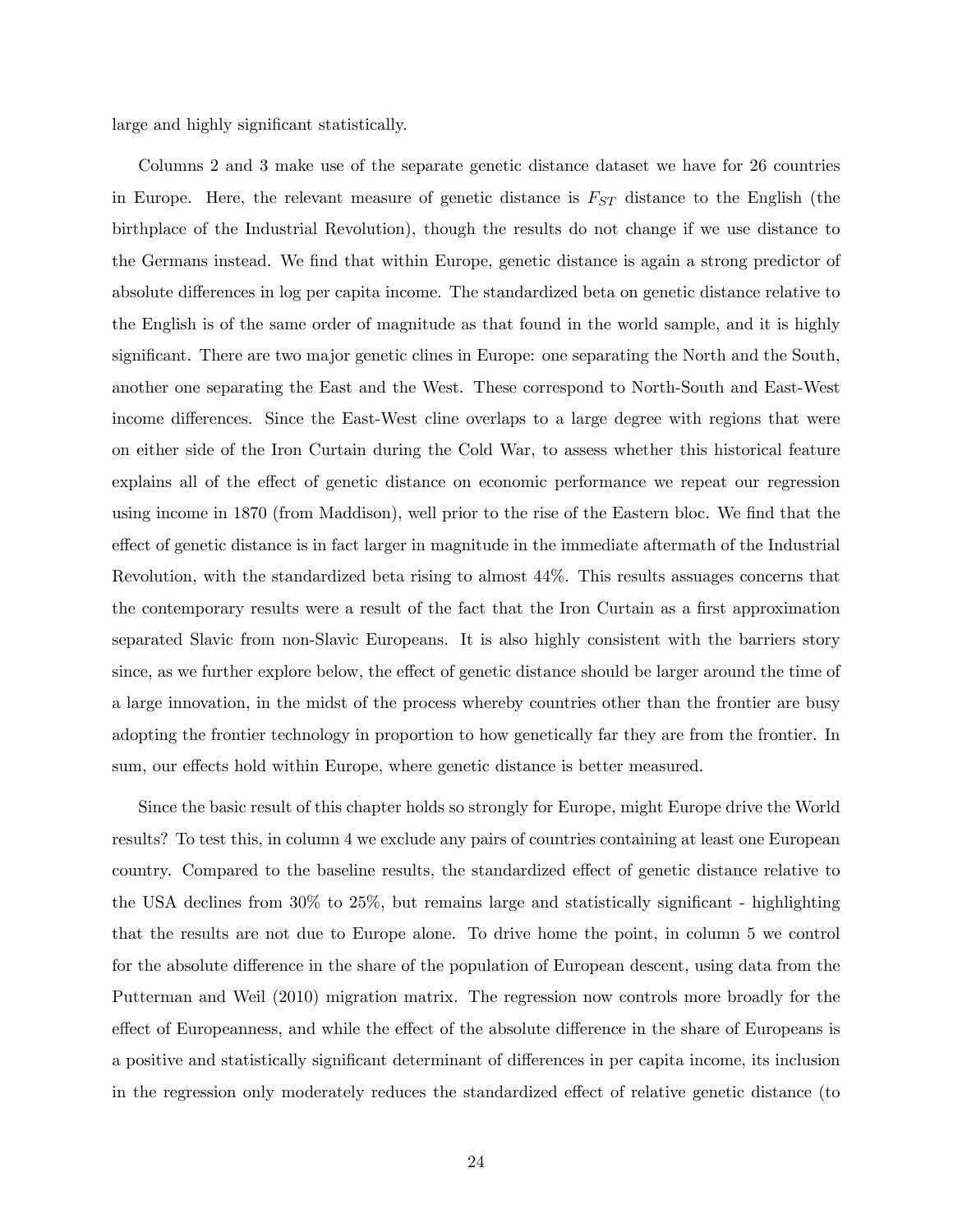large and highly significant statistically.

Columns 2 and 3 make use of the separate genetic distance dataset we have for 26 countries in Europe. Here, the relevant measure of genetic distance is $F_{ST}$ distance to the English (the birthplace of the Industrial Revolution), though the results do not change if we use distance to the Germans instead. We find that within Europe, genetic distance is again a strong predictor of absolute differences in log per capita income. The standardized beta on genetic distance relative to the English is of the same order of magnitude as that found in the world sample, and it is highly significant. There are two major genetic clines in Europe: one separating the North and the South, another one separating the East and the West. These correspond to North-South and East-West income differences. Since the East-West cline overlaps to a large degree with regions that were on either side of the Iron Curtain during the Cold War, to assess whether this historical feature explains all of the effect of genetic distance on economic performance we repeat our regression using income in 1870 (from Maddison), well prior to the rise of the Eastern bloc. We find that the effect of genetic distance is in fact larger in magnitude in the immediate aftermath of the Industrial Revolution, with the standardized beta rising to almost 44%. This results assuages concerns that the contemporary results were a result of the fact that the Iron Curtain as a first approximation separated Slavic from non-Slavic Europeans. It is also highly consistent with the barriers story since, as we further explore below, the effect of genetic distance should be larger around the time of a large innovation, in the midst of the process whereby countries other than the frontier are busy adopting the frontier technology in proportion to how genetically far they are from the frontier. In sum, our effects hold within Europe, where genetic distance is better measured.

Since the basic result of this chapter holds so strongly for Europe, might Europe drive the World results? To test this, in column 4 we exclude any pairs of countries containing at least one European country. Compared to the baseline results, the standardized effect of genetic distance relative to the USA declines from 30% to 25%, but remains large and statistically significant - highlighting that the results are not due to Europe alone. To drive home the point, in column 5 we control for the absolute difference in the share of the population of European descent, using data from the Putterman and Weil (2010) migration matrix. The regression now controls more broadly for the effect of Europeanness, and while the effect of the absolute difference in the share of Europeans is a positive and statistically significant determinant of differences in per capita income, its inclusion in the regression only moderately reduces the standardized effect of relative genetic distance (to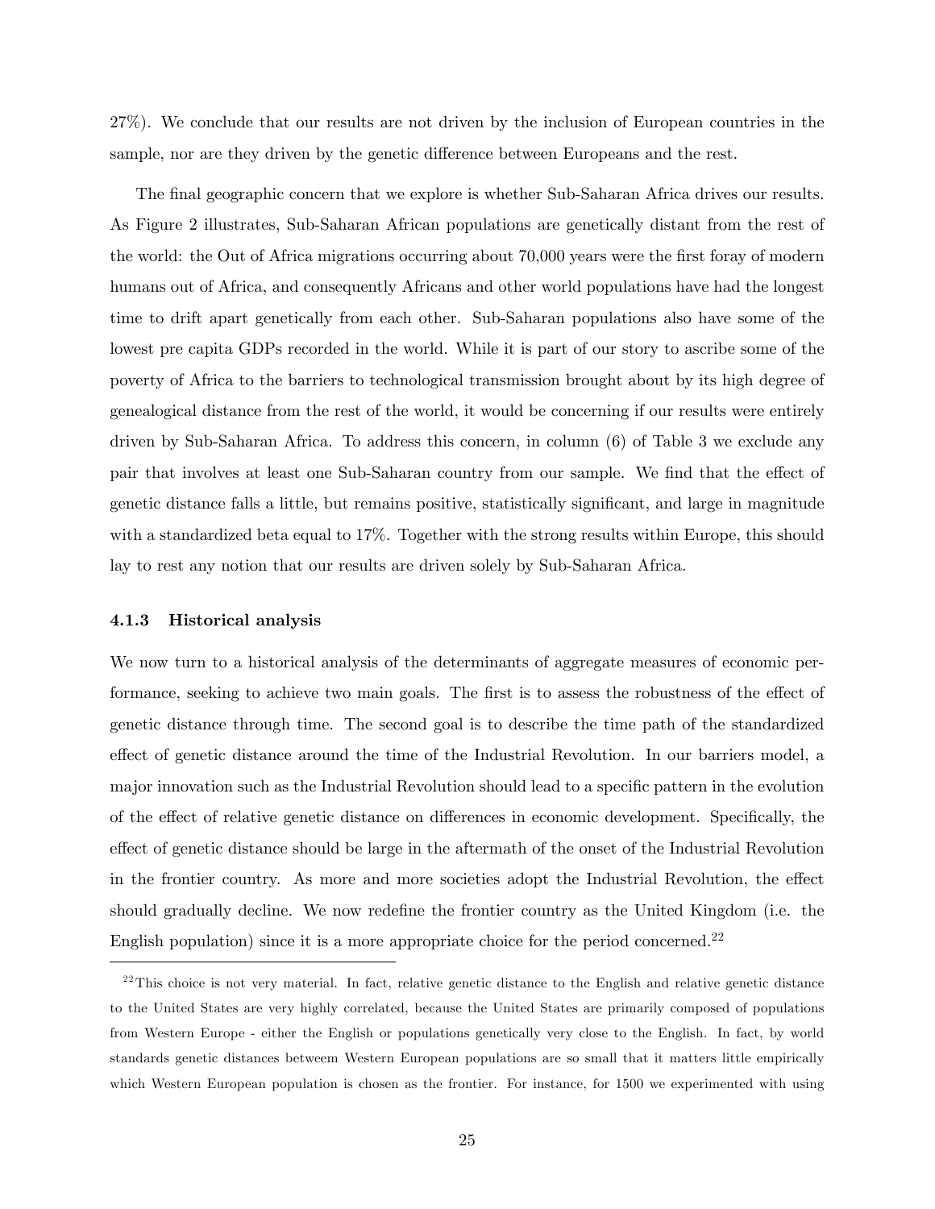27%). We conclude that our results are not driven by the inclusion of European countries in the sample, nor are they driven by the genetic difference between Europeans and the rest.

The final geographic concern that we explore is whether Sub-Saharan Africa drives our results. As Figure 2 illustrates, Sub-Saharan African populations are genetically distant from the rest of the world: the Out of Africa migrations occurring about 70,000 years were the first foray of modern humans out of Africa, and consequently Africans and other world populations have had the longest time to drift apart genetically from each other. Sub-Saharan populations also have some of the lowest pre capita GDPs recorded in the world. While it is part of our story to ascribe some of the poverty of Africa to the barriers to technological transmission brought about by its high degree of genealogical distance from the rest of the world, it would be concerning if our results were entirely driven by Sub-Saharan Africa. To address this concern, in column (6) of Table 3 we exclude any pair that involves at least one Sub-Saharan country from our sample. We find that the effect of genetic distance falls a little, but remains positive, statistically significant, and large in magnitude with a standardized beta equal to 17%. Together with the strong results within Europe, this should lay to rest any notion that our results are driven solely by Sub-Saharan Africa.

### 4.1.3 Historical analysis

We now turn to a historical analysis of the determinants of aggregate measures of economic performance, seeking to achieve two main goals. The first is to assess the robustness of the effect of genetic distance through time. The second goal is to describe the time path of the standardized effect of genetic distance around the time of the Industrial Revolution. In our barriers model, a major innovation such as the Industrial Revolution should lead to a specific pattern in the evolution of the effect of relative genetic distance on differences in economic development. Specifically, the effect of genetic distance should be large in the aftermath of the onset of the Industrial Revolution in the frontier country. As more and more societies adopt the Industrial Revolution, the effect should gradually decline. We now redefine the frontier country as the United Kingdom (i.e. the English population) since it is a more appropriate choice for the period concerned.[22]

[22] This choice is not very material. In fact, relative genetic distance to the English and relative genetic distance to the United States are very highly correlated, because the United States are primarily composed of populations from Western Europe - either the English or populations genetically very close to the English. In fact, by world standards genetic distances betweem Western European populations are so small that it matters little empirically which Western European population is chosen as the frontier. For instance, for 1500 we experimented with using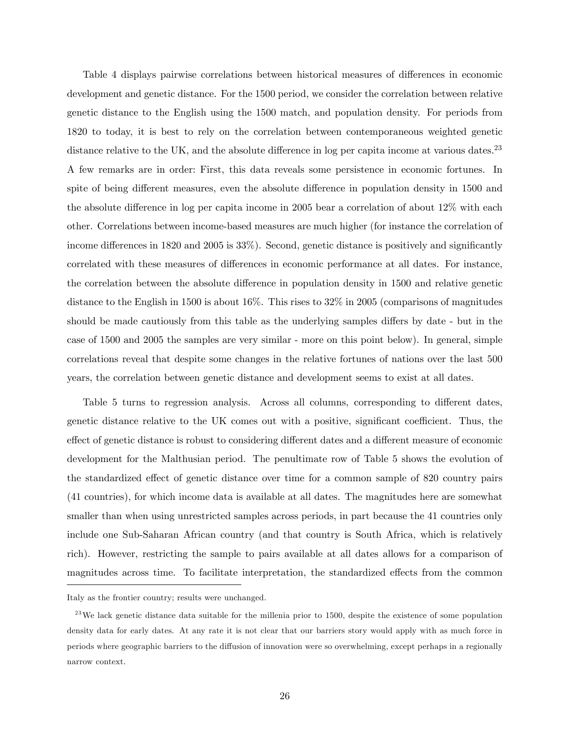Table 4 displays pairwise correlations between historical measures of differences in economic development and genetic distance. For the 1500 period, we consider the correlation between relative genetic distance to the English using the 1500 match, and population density. For periods from 1820 to today, it is best to rely on the correlation between contemporaneous weighted genetic distance relative to the UK, and the absolute difference in log per capita income at various dates.[23] A few remarks are in order: First, this data reveals some persistence in economic fortunes. In spite of being different measures, even the absolute difference in population density in 1500 and the absolute difference in log per capita income in 2005 bear a correlation of about 12% with each other. Correlations between income-based measures are much higher (for instance the correlation of income differences in 1820 and 2005 is 33%). Second, genetic distance is positively and significantly correlated with these measures of differences in economic performance at all dates. For instance, the correlation between the absolute difference in population density in 1500 and relative genetic distance to the English in 1500 is about 16%. This rises to 32% in 2005 (comparisons of magnitudes should be made cautiously from this table as the underlying samples differs by date - but in the case of 1500 and 2005 the samples are very similar - more on this point below). In general, simple correlations reveal that despite some changes in the relative fortunes of nations over the last 500 years, the correlation between genetic distance and development seems to exist at all dates.

Table 5 turns to regression analysis. Across all columns, corresponding to different dates, genetic distance relative to the UK comes out with a positive, significant coefficient. Thus, the effect of genetic distance is robust to considering different dates and a different measure of economic development for the Malthusian period. The penultimate row of Table 5 shows the evolution of the standardized effect of genetic distance over time for a common sample of 820 country pairs (41 countries), for which income data is available at all dates. The magnitudes here are somewhat smaller than when using unrestricted samples across periods, in part because the 41 countries only include one Sub-Saharan African country (and that country is South Africa, which is relatively rich). However, restricting the sample to pairs available at all dates allows for a comparison of magnitudes across time. To facilitate interpretation, the standardized effects from the common

Italy as the frontier country; results were unchanged.

[23] We lack genetic distance data suitable for the millenia prior to 1500, despite the existence of some population density data for early dates. At any rate it is not clear that our barriers story would apply with as much force in periods where geographic barriers to the diffusion of innovation were so overwhelming, except perhaps in a regionally narrow context.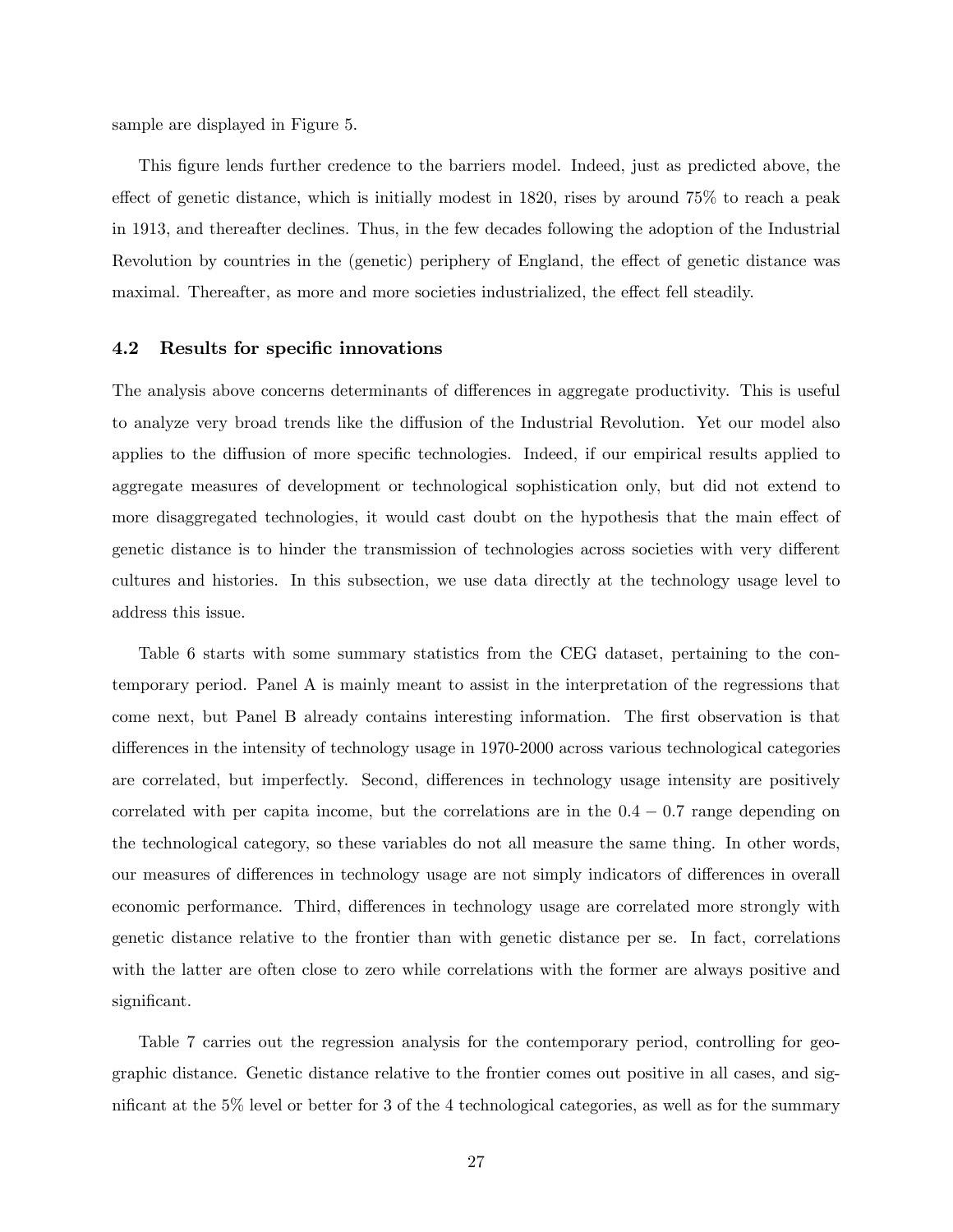sample are displayed in Figure 5.

This figure lends further credence to the barriers model. Indeed, just as predicted above, the effect of genetic distance, which is initially modest in 1820, rises by around 75% to reach a peak in 1913, and thereafter declines. Thus, in the few decades following the adoption of the Industrial Revolution by countries in the (genetic) periphery of England, the effect of genetic distance was maximal. Thereafter, as more and more societies industrialized, the effect fell steadily.

### 4.2 Results for specific innovations

The analysis above concerns determinants of differences in aggregate productivity. This is useful to analyze very broad trends like the diffusion of the Industrial Revolution. Yet our model also applies to the diffusion of more specific technologies. Indeed, if our empirical results applied to aggregate measures of development or technological sophistication only, but did not extend to more disaggregated technologies, it would cast doubt on the hypothesis that the main effect of genetic distance is to hinder the transmission of technologies across societies with very different cultures and histories. In this subsection, we use data directly at the technology usage level to address this issue.

Table 6 starts with some summary statistics from the CEG dataset, pertaining to the contemporary period. Panel A is mainly meant to assist in the interpretation of the regressions that come next, but Panel B already contains interesting information. The first observation is that differences in the intensity of technology usage in 1970-2000 across various technological categories are correlated, but imperfectly. Second, differences in technology usage intensity are positively correlated with per capita income, but the correlations are in the $0.4 - 0.7$ range depending on the technological category, so these variables do not all measure the same thing. In other words, our measures of differences in technology usage are not simply indicators of differences in overall economic performance. Third, differences in technology usage are correlated more strongly with genetic distance relative to the frontier than with genetic distance per se. In fact, correlations with the latter are often close to zero while correlations with the former are always positive and significant.

Table 7 carries out the regression analysis for the contemporary period, controlling for geographic distance. Genetic distance relative to the frontier comes out positive in all cases, and significant at the 5% level or better for 3 of the 4 technological categories, as well as for the summary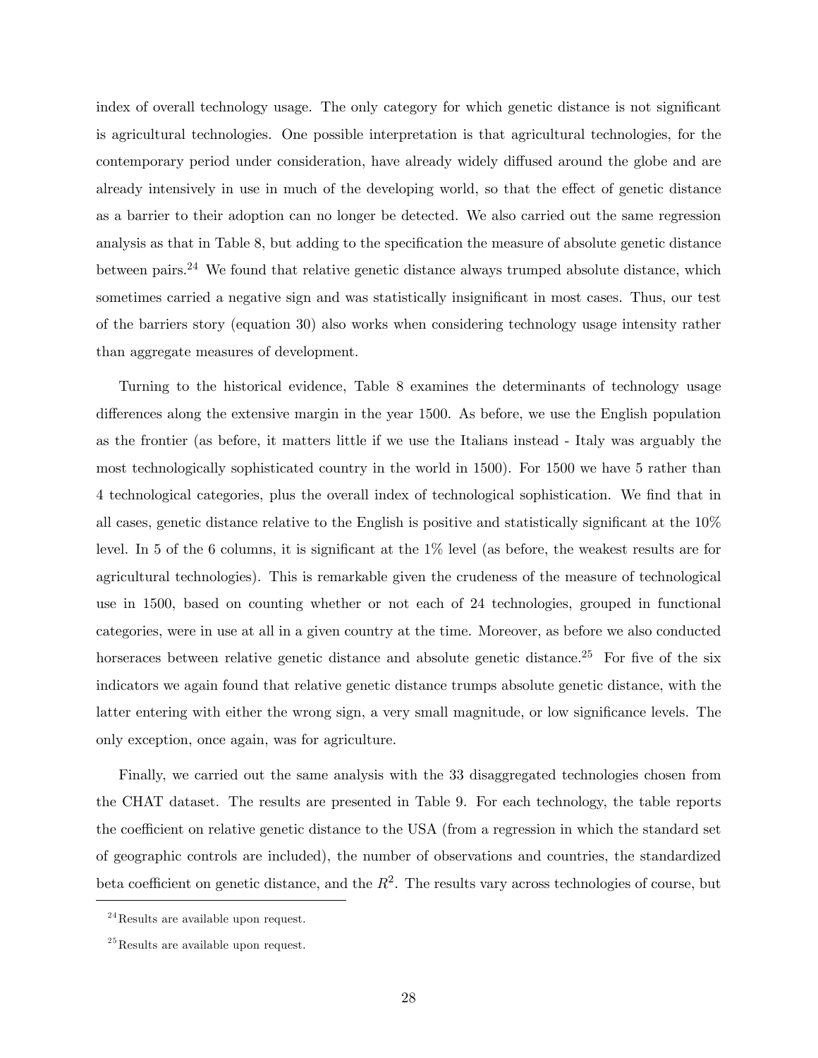index of overall technology usage. The only category for which genetic distance is not significant is agricultural technologies. One possible interpretation is that agricultural technologies, for the contemporary period under consideration, have already widely diffused around the globe and are already intensively in use in much of the developing world, so that the effect of genetic distance as a barrier to their adoption can no longer be detected. We also carried out the same regression analysis as that in Table 8, but adding to the specification the measure of absolute genetic distance between pairs.[24] We found that relative genetic distance always trumped absolute distance, which sometimes carried a negative sign and was statistically insignificant in most cases. Thus, our test of the barriers story (equation 30) also works when considering technology usage intensity rather than aggregate measures of development.

Turning to the historical evidence, Table 8 examines the determinants of technology usage differences along the extensive margin in the year 1500. As before, we use the English population as the frontier (as before, it matters little if we use the Italians instead - Italy was arguably the most technologically sophisticated country in the world in 1500). For 1500 we have 5 rather than 4 technological categories, plus the overall index of technological sophistication. We find that in all cases, genetic distance relative to the English is positive and statistically significant at the 10% level. In 5 of the 6 columns, it is significant at the 1% level (as before, the weakest results are for agricultural technologies). This is remarkable given the crudeness of the measure of technological use in 1500, based on counting whether or not each of 24 technologies, grouped in functional categories, were in use at all in a given country at the time. Moreover, as before we also conducted horseraces between relative genetic distance and absolute genetic distance.[25] For five of the six indicators we again found that relative genetic distance trumps absolute genetic distance, with the latter entering with either the wrong sign, a very small magnitude, or low significance levels. The only exception, once again, was for agriculture.

Finally, we carried out the same analysis with the 33 disaggregated technologies chosen from the CHAT dataset. The results are presented in Table 9. For each technology, the table reports the coefficient on relative genetic distance to the USA (from a regression in which the standard set of geographic controls are included), the number of observations and countries, the standardized beta coefficient on genetic distance, and the $R^2$. The results vary across technologies of course, but

[24] Results are available upon request.

[25] Results are available upon request.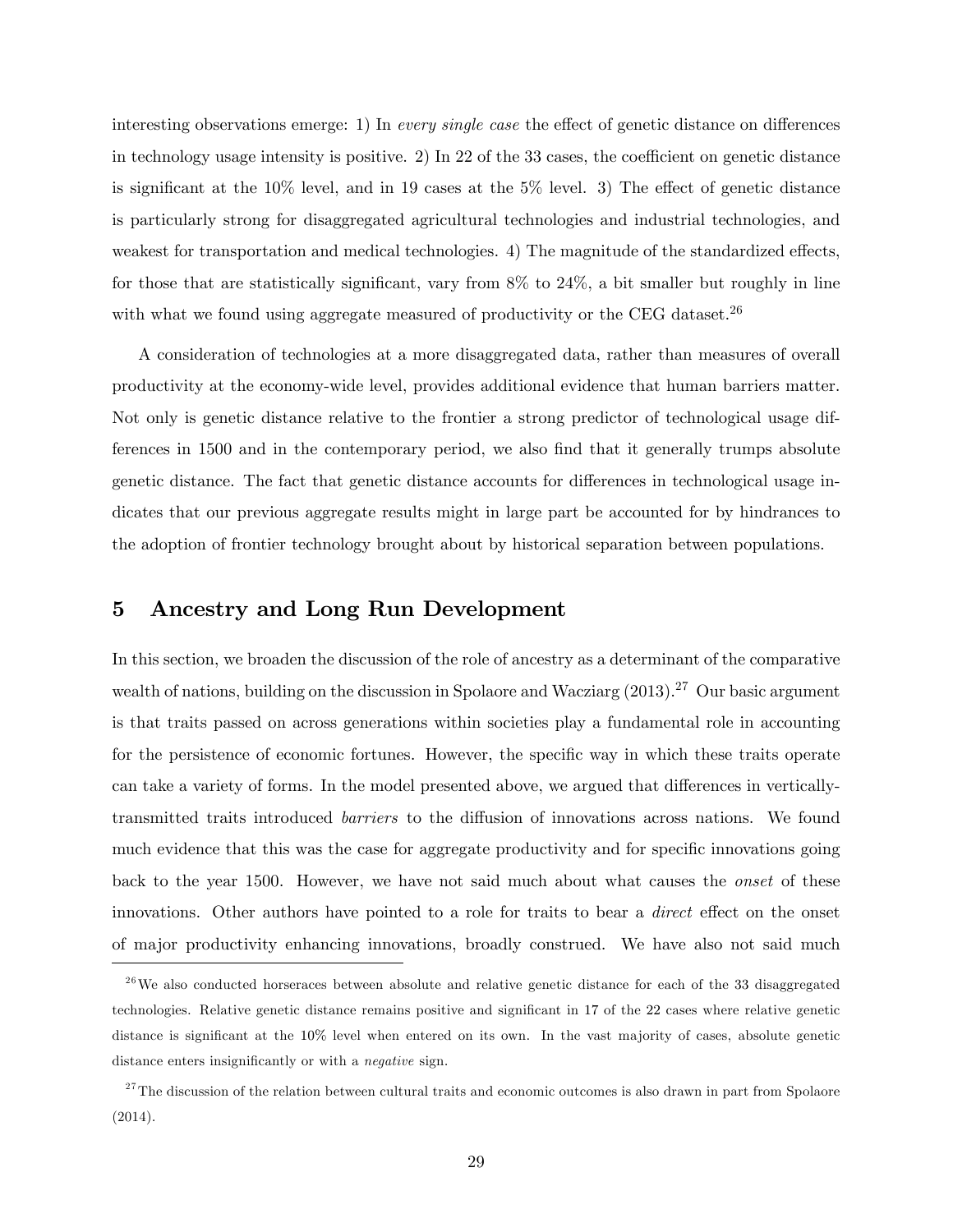interesting observations emerge: 1) In *every single case* the effect of genetic distance on differences in technology usage intensity is positive. 2) In 22 of the 33 cases, the coefficient on genetic distance is significant at the 10% level, and in 19 cases at the 5% level. 3) The effect of genetic distance is particularly strong for disaggregated agricultural technologies and industrial technologies, and weakest for transportation and medical technologies. 4) The magnitude of the standardized effects, for those that are statistically significant, vary from 8% to 24%, a bit smaller but roughly in line with what we found using aggregate measured of productivity or the CEG dataset.[26]

A consideration of technologies at a more disaggregated data, rather than measures of overall productivity at the economy-wide level, provides additional evidence that human barriers matter. Not only is genetic distance relative to the frontier a strong predictor of technological usage differences in 1500 and in the contemporary period, we also find that it generally trumps absolute genetic distance. The fact that genetic distance accounts for differences in technological usage indicates that our previous aggregate results might in large part be accounted for by hindrances to the adoption of frontier technology brought about by historical separation between populations.

## 5 Ancestry and Long Run Development

In this section, we broaden the discussion of the role of ancestry as a determinant of the comparative wealth of nations, building on the discussion in Spolaore and Wacziarg (2013).[27] Our basic argument is that traits passed on across generations within societies play a fundamental role in accounting for the persistence of economic fortunes. However, the specific way in which these traits operate can take a variety of forms. In the model presented above, we argued that differences in vertically-transmitted traits introduced *barriers* to the diffusion of innovations across nations. We found much evidence that this was the case for aggregate productivity and for specific innovations going back to the year 1500. However, we have not said much about what causes the *onset* of these innovations. Other authors have pointed to a role for traits to bear a *direct* effect on the onset of major productivity enhancing innovations, broadly construed. We have also not said much

[26] We also conducted horseraces between absolute and relative genetic distance for each of the 33 disaggregated technologies. Relative genetic distance remains positive and significant in 17 of the 22 cases where relative genetic distance is significant at the 10% level when entered on its own. In the vast majority of cases, absolute genetic distance enters insignificantly or with a *negative* sign.

[27] The discussion of the relation between cultural traits and economic outcomes is also drawn in part from Spolaore (2014).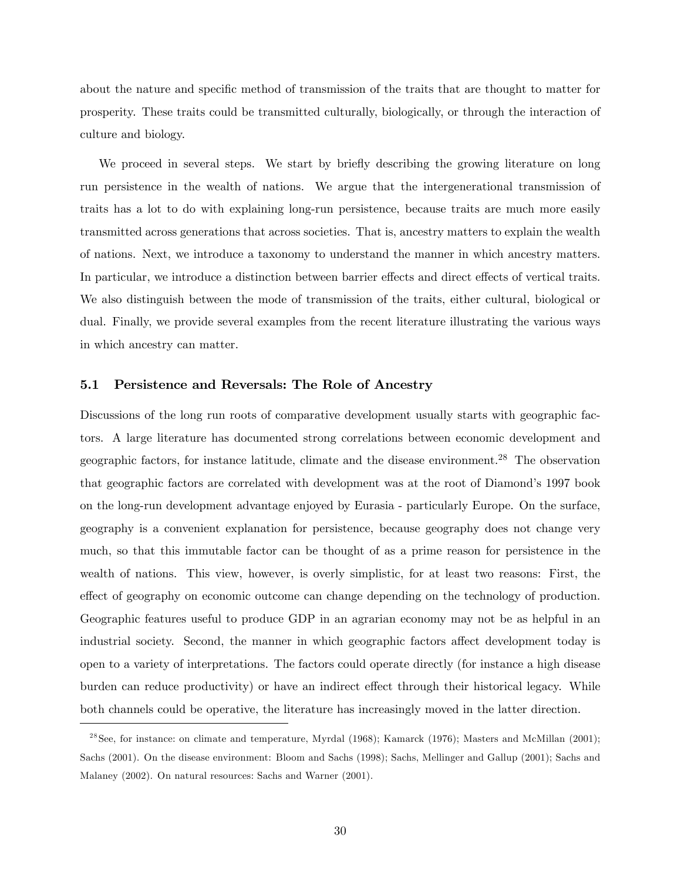about the nature and specific method of transmission of the traits that are thought to matter for prosperity. These traits could be transmitted culturally, biologically, or through the interaction of culture and biology.

We proceed in several steps. We start by briefly describing the growing literature on long run persistence in the wealth of nations. We argue that the intergenerational transmission of traits has a lot to do with explaining long-run persistence, because traits are much more easily transmitted across generations that across societies. That is, ancestry matters to explain the wealth of nations. Next, we introduce a taxonomy to understand the manner in which ancestry matters. In particular, we introduce a distinction between barrier effects and direct effects of vertical traits. We also distinguish between the mode of transmission of the traits, either cultural, biological or dual. Finally, we provide several examples from the recent literature illustrating the various ways in which ancestry can matter.

### 5.1 Persistence and Reversals: The Role of Ancestry

Discussions of the long run roots of comparative development usually starts with geographic factors. A large literature has documented strong correlations between economic development and geographic factors, for instance latitude, climate and the disease environment.[28] The observation that geographic factors are correlated with development was at the root of Diamond's 1997 book on the long-run development advantage enjoyed by Eurasia - particularly Europe. On the surface, geography is a convenient explanation for persistence, because geography does not change very much, so that this immutable factor can be thought of as a prime reason for persistence in the wealth of nations. This view, however, is overly simplistic, for at least two reasons: First, the effect of geography on economic outcome can change depending on the technology of production. Geographic features useful to produce GDP in an agrarian economy may not be as helpful in an industrial society. Second, the manner in which geographic factors affect development today is open to a variety of interpretations. The factors could operate directly (for instance a high disease burden can reduce productivity) or have an indirect effect through their historical legacy. While both channels could be operative, the literature has increasingly moved in the latter direction.

[28] See, for instance: on climate and temperature, Myrdal (1968); Kamarck (1976); Masters and McMillan (2001); Sachs (2001). On the disease environment: Bloom and Sachs (1998); Sachs, Mellinger and Gallup (2001); Sachs and Malaney (2002). On natural resources: Sachs and Warner (2001).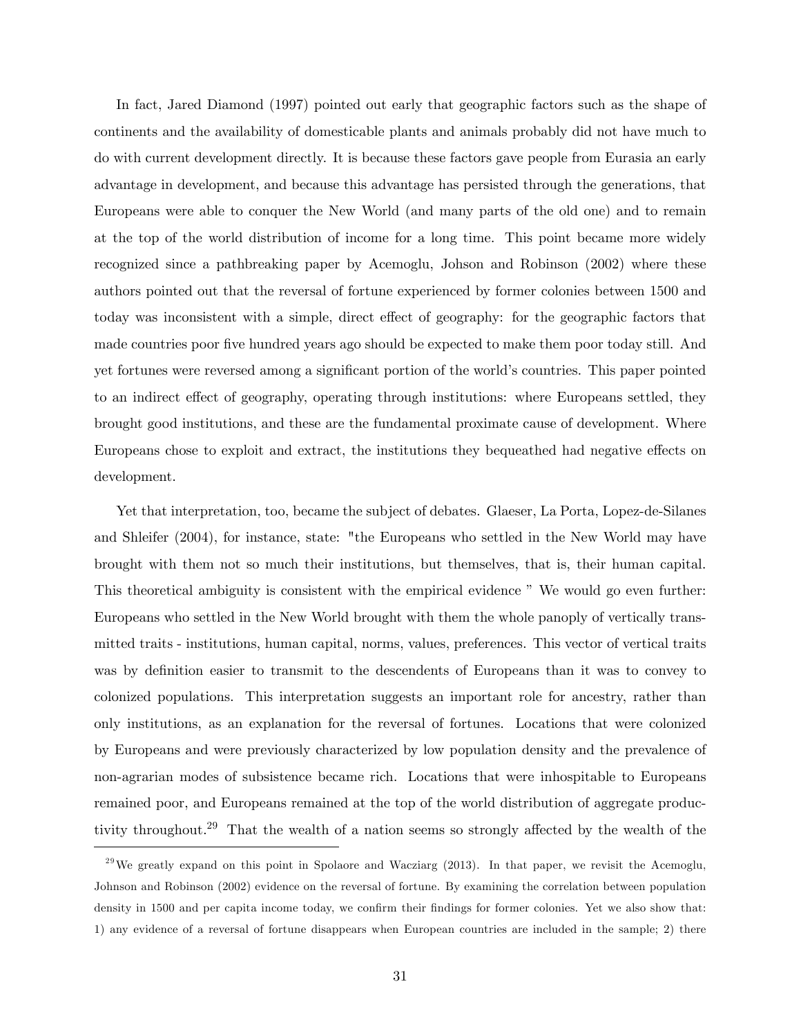In fact, Jared Diamond (1997) pointed out early that geographic factors such as the shape of continents and the availability of domesticable plants and animals probably did not have much to do with current development directly. It is because these factors gave people from Eurasia an early advantage in development, and because this advantage has persisted through the generations, that Europeans were able to conquer the New World (and many parts of the old one) and to remain at the top of the world distribution of income for a long time. This point became more widely recognized since a pathbreaking paper by Acemoglu, Johson and Robinson (2002) where these authors pointed out that the reversal of fortune experienced by former colonies between 1500 and today was inconsistent with a simple, direct effect of geography: for the geographic factors that made countries poor five hundred years ago should be expected to make them poor today still. And yet fortunes were reversed among a significant portion of the world's countries. This paper pointed to an indirect effect of geography, operating through institutions: where Europeans settled, they brought good institutions, and these are the fundamental proximate cause of development. Where Europeans chose to exploit and extract, the institutions they bequeathed had negative effects on development.

Yet that interpretation, too, became the subject of debates. Glaeser, La Porta, Lopez-de-Silanes and Shleifer (2004), for instance, state: "the Europeans who settled in the New World may have brought with them not so much their institutions, but themselves, that is, their human capital. This theoretical ambiguity is consistent with the empirical evidence " We would go even further: Europeans who settled in the New World brought with them the whole panoply of vertically transmitted traits - institutions, human capital, norms, values, preferences. This vector of vertical traits was by definition easier to transmit to the descendents of Europeans than it was to convey to colonized populations. This interpretation suggests an important role for ancestry, rather than only institutions, as an explanation for the reversal of fortunes. Locations that were colonized by Europeans and were previously characterized by low population density and the prevalence of non-agrarian modes of subsistence became rich. Locations that were inhospitable to Europeans remained poor, and Europeans remained at the top of the world distribution of aggregate productivity throughout.[29] That the wealth of a nation seems so strongly affected by the wealth of the

[29] We greatly expand on this point in Spolaore and Wacziarg (2013). In that paper, we revisit the Acemoglu, Johnson and Robinson (2002) evidence on the reversal of fortune. By examining the correlation between population density in 1500 and per capita income today, we confirm their findings for former colonies. Yet we also show that: 1) any evidence of a reversal of fortune disappears when European countries are included in the sample; 2) there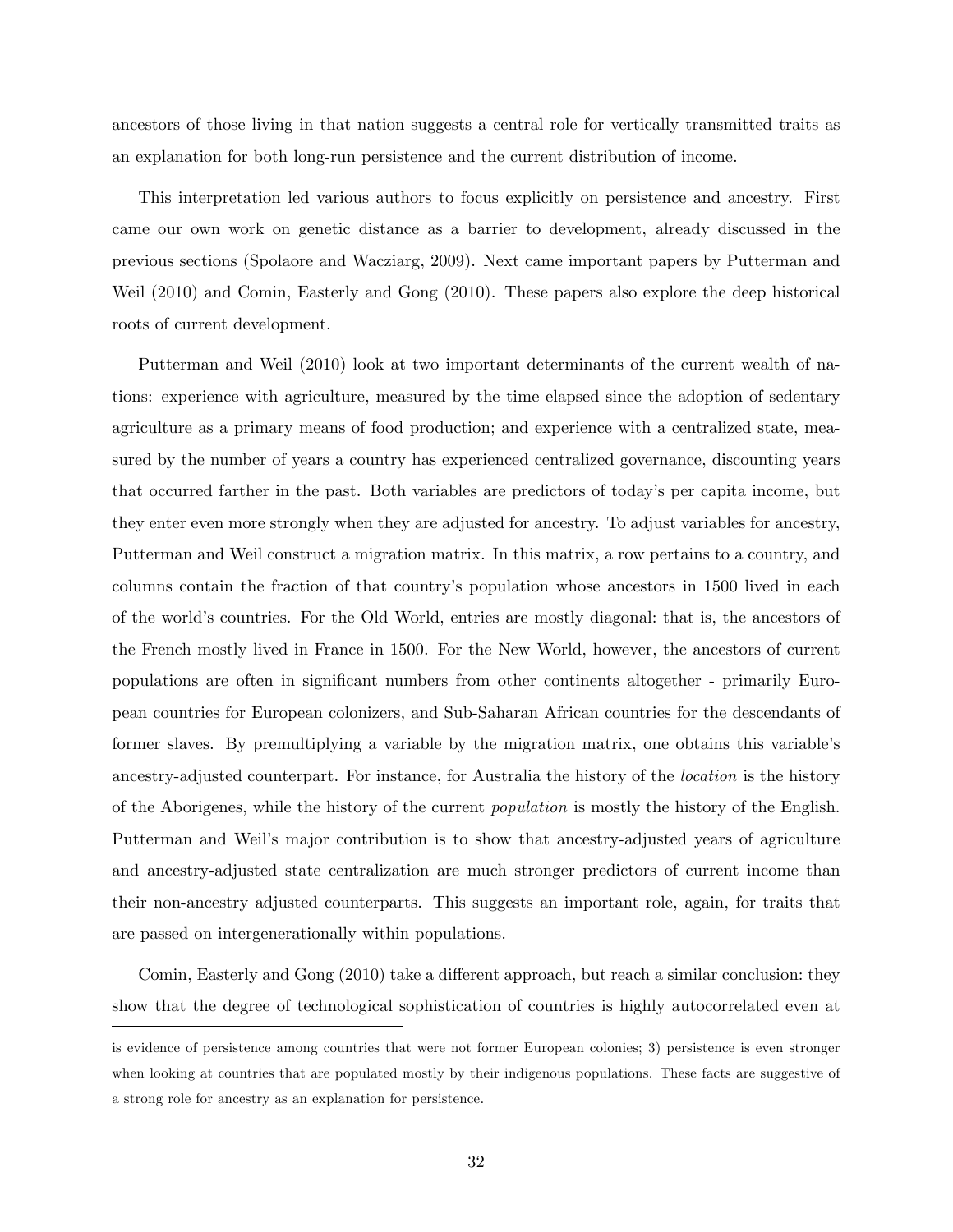ancestors of those living in that nation suggests a central role for vertically transmitted traits as an explanation for both long-run persistence and the current distribution of income.

This interpretation led various authors to focus explicitly on persistence and ancestry. First came our own work on genetic distance as a barrier to development, already discussed in the previous sections (Spolaore and Wacziarg, 2009). Next came important papers by Putterman and Weil (2010) and Comin, Easterly and Gong (2010). These papers also explore the deep historical roots of current development.

Putterman and Weil (2010) look at two important determinants of the current wealth of nations: experience with agriculture, measured by the time elapsed since the adoption of sedentary agriculture as a primary means of food production; and experience with a centralized state, measured by the number of years a country has experienced centralized governance, discounting years that occurred farther in the past. Both variables are predictors of today's per capita income, but they enter even more strongly when they are adjusted for ancestry. To adjust variables for ancestry, Putterman and Weil construct a migration matrix. In this matrix, a row pertains to a country, and columns contain the fraction of that country's population whose ancestors in 1500 lived in each of the world's countries. For the Old World, entries are mostly diagonal: that is, the ancestors of the French mostly lived in France in 1500. For the New World, however, the ancestors of current populations are often in significant numbers from other continents altogether - primarily European countries for European colonizers, and Sub-Saharan African countries for the descendants of former slaves. By premultiplying a variable by the migration matrix, one obtains this variable's ancestry-adjusted counterpart. For instance, for Australia the history of the *location* is the history of the Aborigenes, while the history of the current *population* is mostly the history of the English. Putterman and Weil's major contribution is to show that ancestry-adjusted years of agriculture and ancestry-adjusted state centralization are much stronger predictors of current income than their non-ancestry adjusted counterparts. This suggests an important role, again, for traits that are passed on intergenerationally within populations.

Comin, Easterly and Gong (2010) take a different approach, but reach a similar conclusion: they show that the degree of technological sophistication of countries is highly autocorrelated even at

is evidence of persistence among countries that were not former European colonies; 3) persistence is even stronger when looking at countries that are populated mostly by their indigenous populations. These facts are suggestive of a strong role for ancestry as an explanation for persistence.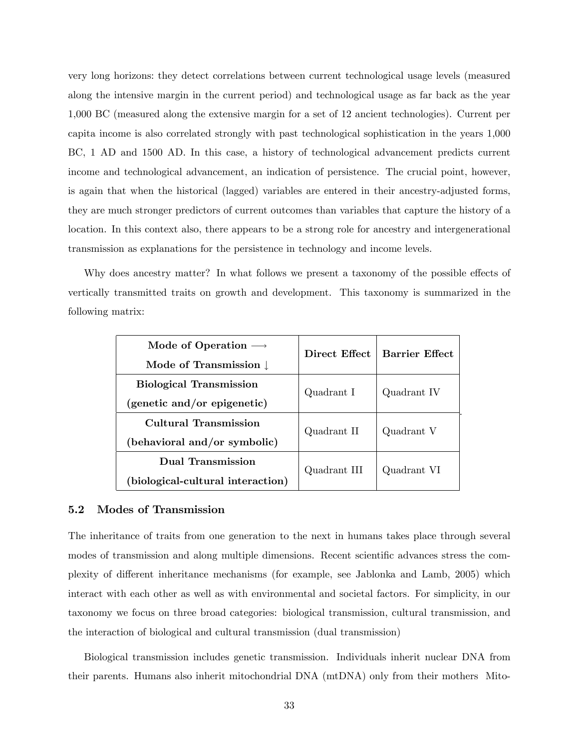very long horizons: they detect correlations between current technological usage levels (measured along the intensive margin in the current period) and technological usage as far back as the year 1,000 BC (measured along the extensive margin for a set of 12 ancient technologies). Current per capita income is also correlated strongly with past technological sophistication in the years 1,000 BC, 1 AD and 1500 AD. In this case, a history of technological advancement predicts current income and technological advancement, an indication of persistence. The crucial point, however, is again that when the historical (lagged) variables are entered in their ancestry-adjusted forms, they are much stronger predictors of current outcomes than variables that capture the history of a location. In this context also, there appears to be a strong role for ancestry and intergenerational transmission as explanations for the persistence in technology and income levels.

Why does ancestry matter? In what follows we present a taxonomy of the possible effects of vertically transmitted traits on growth and development. This taxonomy is summarized in the following matrix:

| **Mode of Operation ⟶**<br>**Mode of Transmission ↓** | **Direct Effect** | **Barrier Effect** |
|---|---|---|
| **Biological Transmission**<br>**(genetic and/or epigenetic)** | Quadrant I | Quadrant IV |
| **Cultural Transmission**<br>**(behavioral and/or symbolic)** | Quadrant II | Quadrant V |
| **Dual Transmission**<br>**(biological-cultural interaction)** | Quadrant III | Quadrant VI |

### 5.2 Modes of Transmission

The inheritance of traits from one generation to the next in humans takes place through several modes of transmission and along multiple dimensions. Recent scientific advances stress the complexity of different inheritance mechanisms (for example, see Jablonka and Lamb, 2005) which interact with each other as well as with environmental and societal factors. For simplicity, in our taxonomy we focus on three broad categories: biological transmission, cultural transmission, and the interaction of biological and cultural transmission (dual transmission)

Biological transmission includes genetic transmission. Individuals inherit nuclear DNA from their parents. Humans also inherit mitochondrial DNA (mtDNA) only from their mothers Mito-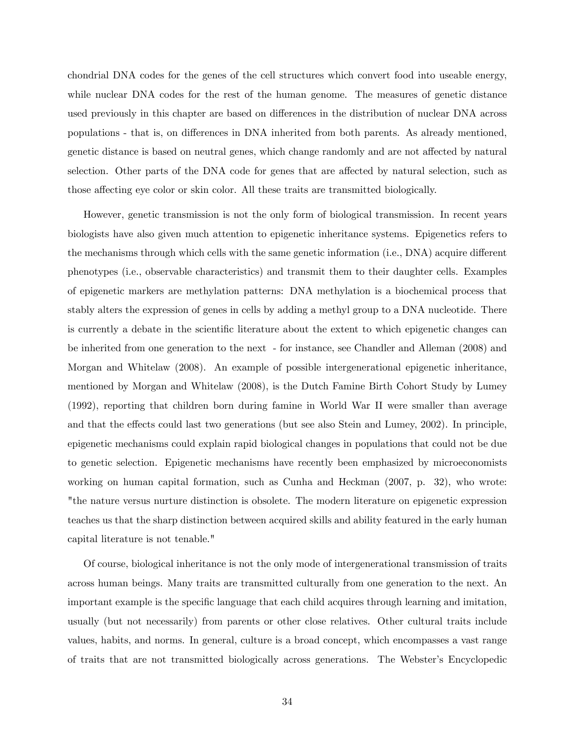chondrial DNA codes for the genes of the cell structures which convert food into useable energy, while nuclear DNA codes for the rest of the human genome. The measures of genetic distance used previously in this chapter are based on differences in the distribution of nuclear DNA across populations - that is, on differences in DNA inherited from both parents. As already mentioned, genetic distance is based on neutral genes, which change randomly and are not affected by natural selection. Other parts of the DNA code for genes that are affected by natural selection, such as those affecting eye color or skin color. All these traits are transmitted biologically.

However, genetic transmission is not the only form of biological transmission. In recent years biologists have also given much attention to epigenetic inheritance systems. Epigenetics refers to the mechanisms through which cells with the same genetic information (i.e., DNA) acquire different phenotypes (i.e., observable characteristics) and transmit them to their daughter cells. Examples of epigenetic markers are methylation patterns: DNA methylation is a biochemical process that stably alters the expression of genes in cells by adding a methyl group to a DNA nucleotide. There is currently a debate in the scientific literature about the extent to which epigenetic changes can be inherited from one generation to the next - for instance, see Chandler and Alleman (2008) and Morgan and Whitelaw (2008). An example of possible intergenerational epigenetic inheritance, mentioned by Morgan and Whitelaw (2008), is the Dutch Famine Birth Cohort Study by Lumey (1992), reporting that children born during famine in World War II were smaller than average and that the effects could last two generations (but see also Stein and Lumey, 2002). In principle, epigenetic mechanisms could explain rapid biological changes in populations that could not be due to genetic selection. Epigenetic mechanisms have recently been emphasized by microeconomists working on human capital formation, such as Cunha and Heckman (2007, p. 32), who wrote: "the nature versus nurture distinction is obsolete. The modern literature on epigenetic expression teaches us that the sharp distinction between acquired skills and ability featured in the early human capital literature is not tenable."

Of course, biological inheritance is not the only mode of intergenerational transmission of traits across human beings. Many traits are transmitted culturally from one generation to the next. An important example is the specific language that each child acquires through learning and imitation, usually (but not necessarily) from parents or other close relatives. Other cultural traits include values, habits, and norms. In general, culture is a broad concept, which encompasses a vast range of traits that are not transmitted biologically across generations. The Webster's Encyclopedic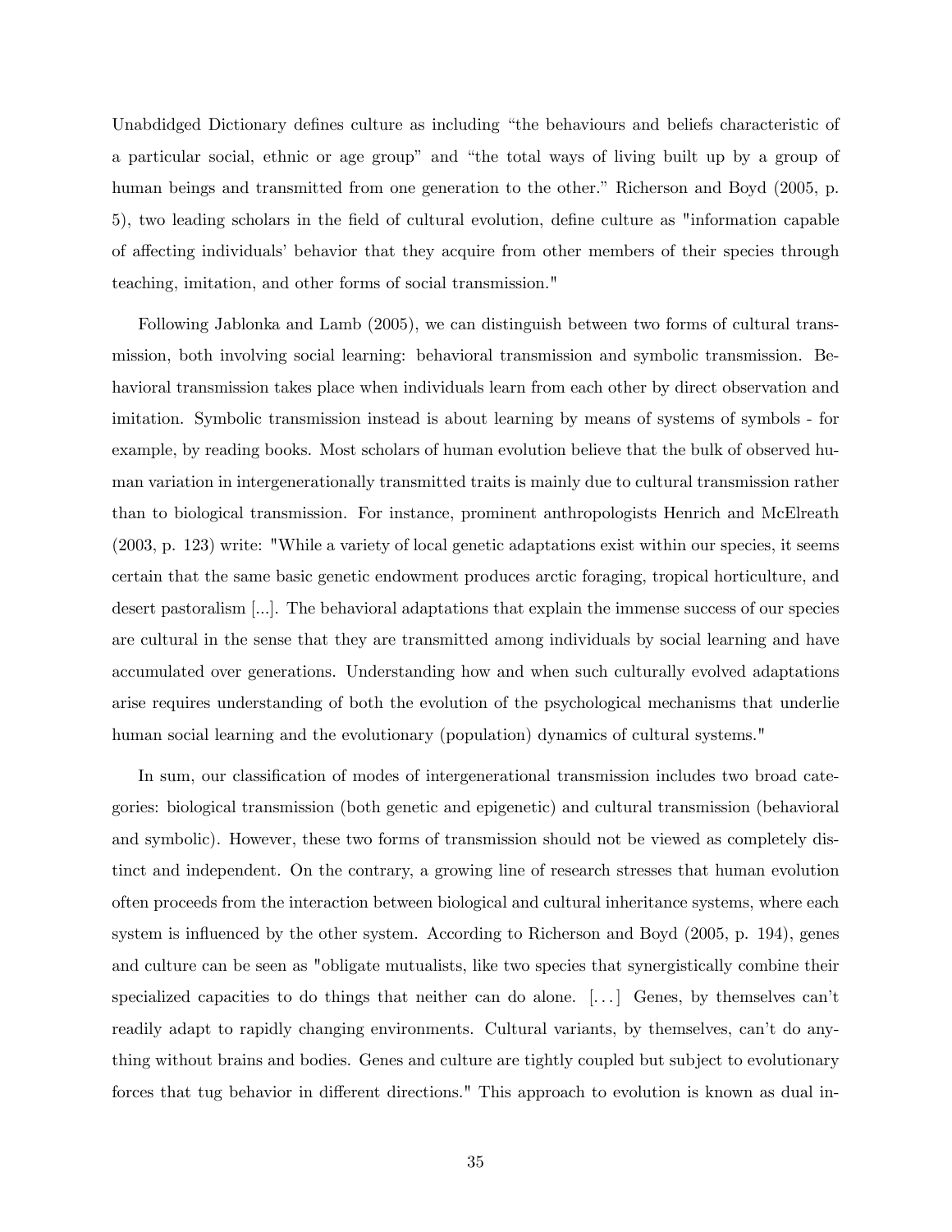Unabdidged Dictionary defines culture as including "the behaviours and beliefs characteristic of a particular social, ethnic or age group" and "the total ways of living built up by a group of human beings and transmitted from one generation to the other." Richerson and Boyd (2005, p. 5), two leading scholars in the field of cultural evolution, define culture as "information capable of affecting individuals' behavior that they acquire from other members of their species through teaching, imitation, and other forms of social transmission."

Following Jablonka and Lamb (2005), we can distinguish between two forms of cultural transmission, both involving social learning: behavioral transmission and symbolic transmission. Behavioral transmission takes place when individuals learn from each other by direct observation and imitation. Symbolic transmission instead is about learning by means of systems of symbols - for example, by reading books. Most scholars of human evolution believe that the bulk of observed human variation in intergenerationally transmitted traits is mainly due to cultural transmission rather than to biological transmission. For instance, prominent anthropologists Henrich and McElreath (2003, p. 123) write: "While a variety of local genetic adaptations exist within our species, it seems certain that the same basic genetic endowment produces arctic foraging, tropical horticulture, and desert pastoralism [...]. The behavioral adaptations that explain the immense success of our species are cultural in the sense that they are transmitted among individuals by social learning and have accumulated over generations. Understanding how and when such culturally evolved adaptations arise requires understanding of both the evolution of the psychological mechanisms that underlie human social learning and the evolutionary (population) dynamics of cultural systems."

In sum, our classification of modes of intergenerational transmission includes two broad categories: biological transmission (both genetic and epigenetic) and cultural transmission (behavioral and symbolic). However, these two forms of transmission should not be viewed as completely distinct and independent. On the contrary, a growing line of research stresses that human evolution often proceeds from the interaction between biological and cultural inheritance systems, where each system is influenced by the other system. According to Richerson and Boyd (2005, p. 194), genes and culture can be seen as "obligate mutualists, like two species that synergistically combine their specialized capacities to do things that neither can do alone. [...] Genes, by themselves can't readily adapt to rapidly changing environments. Cultural variants, by themselves, can't do anything without brains and bodies. Genes and culture are tightly coupled but subject to evolutionary forces that tug behavior in different directions." This approach to evolution is known as dual in-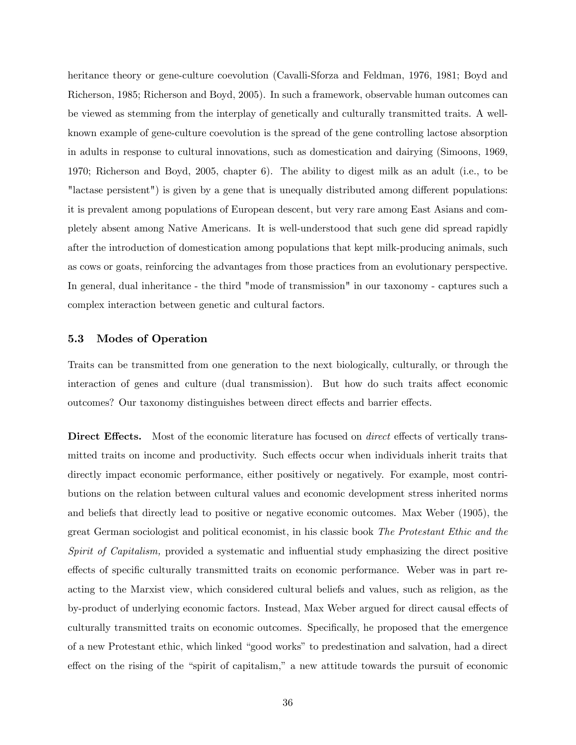heritance theory or gene-culture coevolution (Cavalli-Sforza and Feldman, 1976, 1981; Boyd and Richerson, 1985; Richerson and Boyd, 2005). In such a framework, observable human outcomes can be viewed as stemming from the interplay of genetically and culturally transmitted traits. A well-known example of gene-culture coevolution is the spread of the gene controlling lactose absorption in adults in response to cultural innovations, such as domestication and dairying (Simoons, 1969, 1970; Richerson and Boyd, 2005, chapter 6). The ability to digest milk as an adult (i.e., to be "lactase persistent") is given by a gene that is unequally distributed among different populations: it is prevalent among populations of European descent, but very rare among East Asians and completely absent among Native Americans. It is well-understood that such gene did spread rapidly after the introduction of domestication among populations that kept milk-producing animals, such as cows or goats, reinforcing the advantages from those practices from an evolutionary perspective. In general, dual inheritance - the third "mode of transmission" in our taxonomy - captures such a complex interaction between genetic and cultural factors.

### 5.3 Modes of Operation

Traits can be transmitted from one generation to the next biologically, culturally, or through the interaction of genes and culture (dual transmission). But how do such traits affect economic outcomes? Our taxonomy distinguishes between direct effects and barrier effects.

**Direct Effects.** Most of the economic literature has focused on *direct* effects of vertically transmitted traits on income and productivity. Such effects occur when individuals inherit traits that directly impact economic performance, either positively or negatively. For example, most contributions on the relation between cultural values and economic development stress inherited norms and beliefs that directly lead to positive or negative economic outcomes. Max Weber (1905), the great German sociologist and political economist, in his classic book *The Protestant Ethic and the Spirit of Capitalism,* provided a systematic and influential study emphasizing the direct positive effects of specific culturally transmitted traits on economic performance. Weber was in part reacting to the Marxist view, which considered cultural beliefs and values, such as religion, as the by-product of underlying economic factors. Instead, Max Weber argued for direct causal effects of culturally transmitted traits on economic outcomes. Specifically, he proposed that the emergence of a new Protestant ethic, which linked "good works" to predestination and salvation, had a direct effect on the rising of the "spirit of capitalism," a new attitude towards the pursuit of economic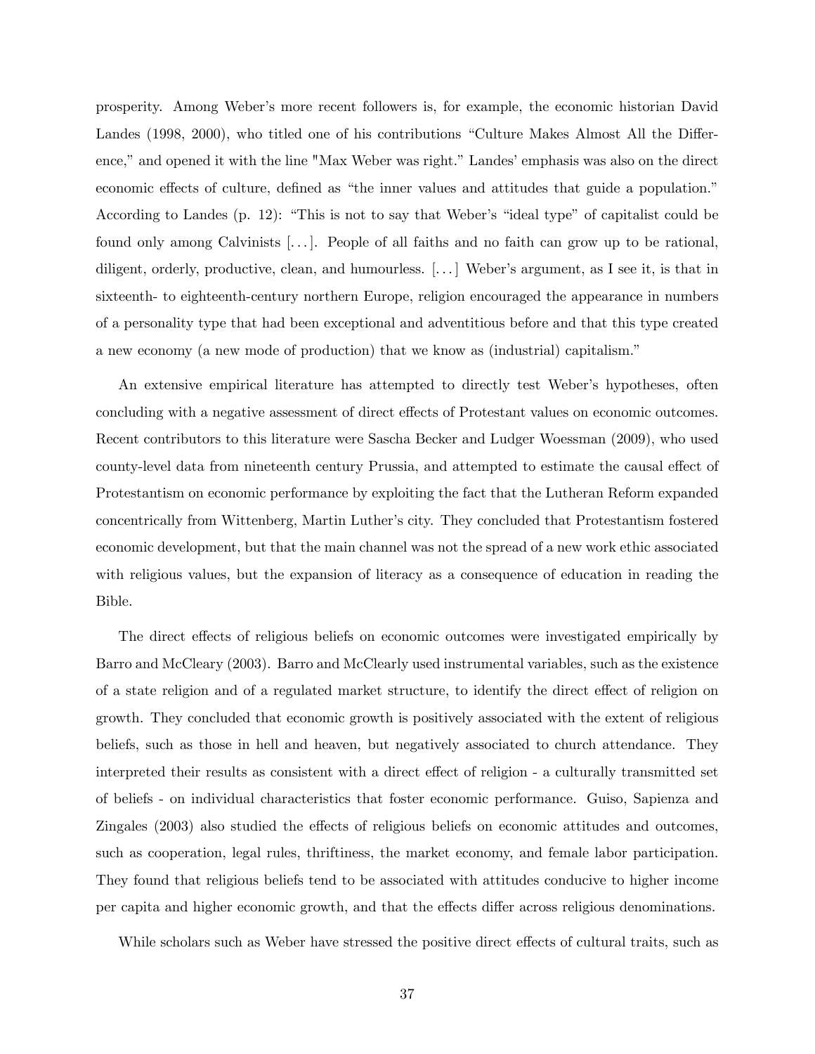prosperity. Among Weber's more recent followers is, for example, the economic historian David Landes (1998, 2000), who titled one of his contributions "Culture Makes Almost All the Difference," and opened it with the line "Max Weber was right." Landes' emphasis was also on the direct economic effects of culture, defined as "the inner values and attitudes that guide a population." According to Landes (p. 12): "This is not to say that Weber's "ideal type" of capitalist could be found only among Calvinists [...]. People of all faiths and no faith can grow up to be rational, diligent, orderly, productive, clean, and humourless. [...] Weber's argument, as I see it, is that in sixteenth- to eighteenth-century northern Europe, religion encouraged the appearance in numbers of a personality type that had been exceptional and adventitious before and that this type created a new economy (a new mode of production) that we know as (industrial) capitalism."

An extensive empirical literature has attempted to directly test Weber's hypotheses, often concluding with a negative assessment of direct effects of Protestant values on economic outcomes. Recent contributors to this literature were Sascha Becker and Ludger Woessman (2009), who used county-level data from nineteenth century Prussia, and attempted to estimate the causal effect of Protestantism on economic performance by exploiting the fact that the Lutheran Reform expanded concentrically from Wittenberg, Martin Luther's city. They concluded that Protestantism fostered economic development, but that the main channel was not the spread of a new work ethic associated with religious values, but the expansion of literacy as a consequence of education in reading the Bible.

The direct effects of religious beliefs on economic outcomes were investigated empirically by Barro and McCleary (2003). Barro and McClearly used instrumental variables, such as the existence of a state religion and of a regulated market structure, to identify the direct effect of religion on growth. They concluded that economic growth is positively associated with the extent of religious beliefs, such as those in hell and heaven, but negatively associated to church attendance. They interpreted their results as consistent with a direct effect of religion - a culturally transmitted set of beliefs - on individual characteristics that foster economic performance. Guiso, Sapienza and Zingales (2003) also studied the effects of religious beliefs on economic attitudes and outcomes, such as cooperation, legal rules, thriftiness, the market economy, and female labor participation. They found that religious beliefs tend to be associated with attitudes conducive to higher income per capita and higher economic growth, and that the effects differ across religious denominations.

While scholars such as Weber have stressed the positive direct effects of cultural traits, such as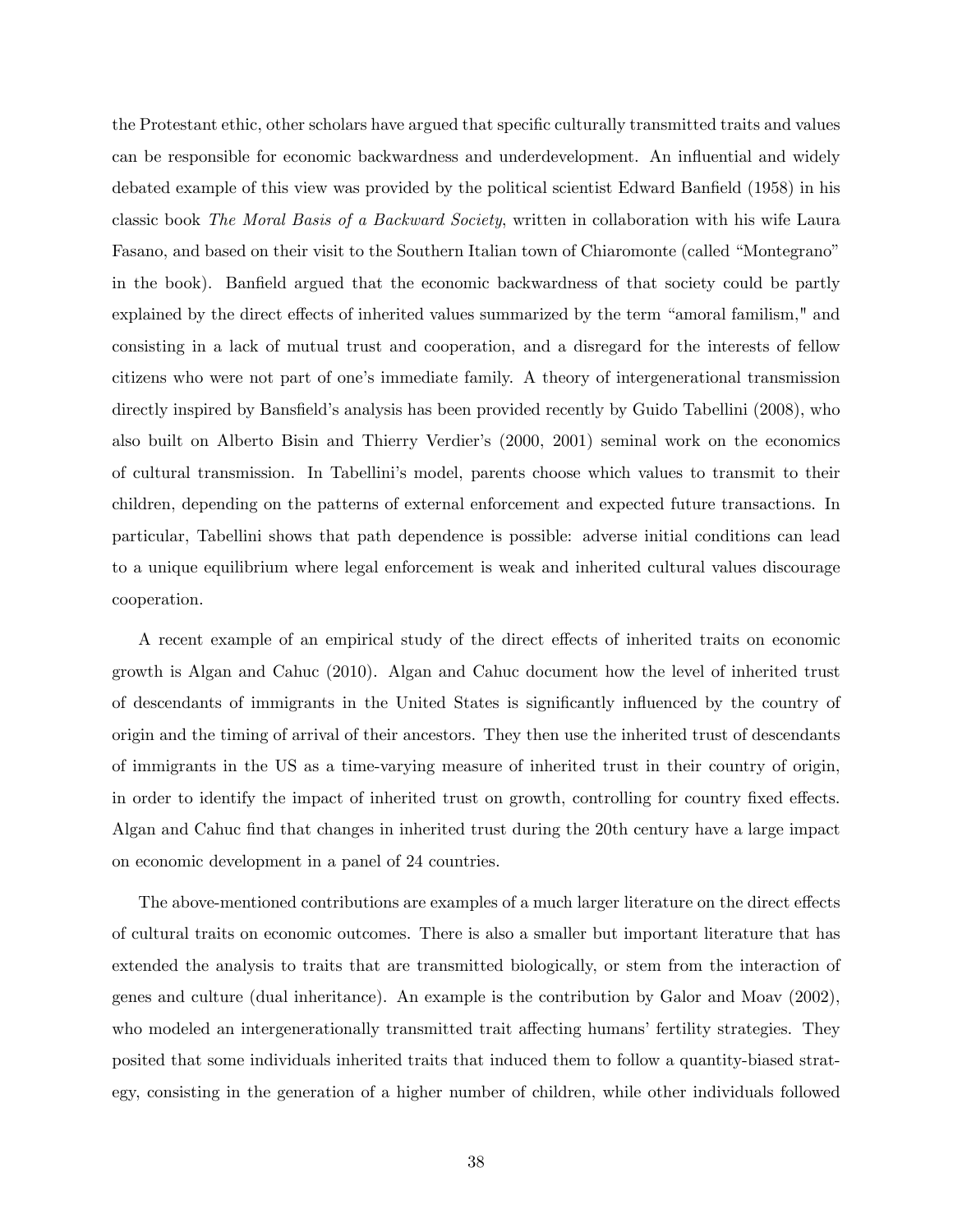the Protestant ethic, other scholars have argued that specific culturally transmitted traits and values can be responsible for economic backwardness and underdevelopment. An influential and widely debated example of this view was provided by the political scientist Edward Banfield (1958) in his classic book *The Moral Basis of a Backward Society*, written in collaboration with his wife Laura Fasano, and based on their visit to the Southern Italian town of Chiaromonte (called "Montegrano" in the book). Banfield argued that the economic backwardness of that society could be partly explained by the direct effects of inherited values summarized by the term "amoral familism," and consisting in a lack of mutual trust and cooperation, and a disregard for the interests of fellow citizens who were not part of one's immediate family. A theory of intergenerational transmission directly inspired by Bansfield's analysis has been provided recently by Guido Tabellini (2008), who also built on Alberto Bisin and Thierry Verdier's (2000, 2001) seminal work on the economics of cultural transmission. In Tabellini's model, parents choose which values to transmit to their children, depending on the patterns of external enforcement and expected future transactions. In particular, Tabellini shows that path dependence is possible: adverse initial conditions can lead to a unique equilibrium where legal enforcement is weak and inherited cultural values discourage cooperation.

A recent example of an empirical study of the direct effects of inherited traits on economic growth is Algan and Cahuc (2010). Algan and Cahuc document how the level of inherited trust of descendants of immigrants in the United States is significantly influenced by the country of origin and the timing of arrival of their ancestors. They then use the inherited trust of descendants of immigrants in the US as a time-varying measure of inherited trust in their country of origin, in order to identify the impact of inherited trust on growth, controlling for country fixed effects. Algan and Cahuc find that changes in inherited trust during the 20th century have a large impact on economic development in a panel of 24 countries.

The above-mentioned contributions are examples of a much larger literature on the direct effects of cultural traits on economic outcomes. There is also a smaller but important literature that has extended the analysis to traits that are transmitted biologically, or stem from the interaction of genes and culture (dual inheritance). An example is the contribution by Galor and Moav (2002), who modeled an intergenerationally transmitted trait affecting humans' fertility strategies. They posited that some individuals inherited traits that induced them to follow a quantity-biased strategy, consisting in the generation of a higher number of children, while other individuals followed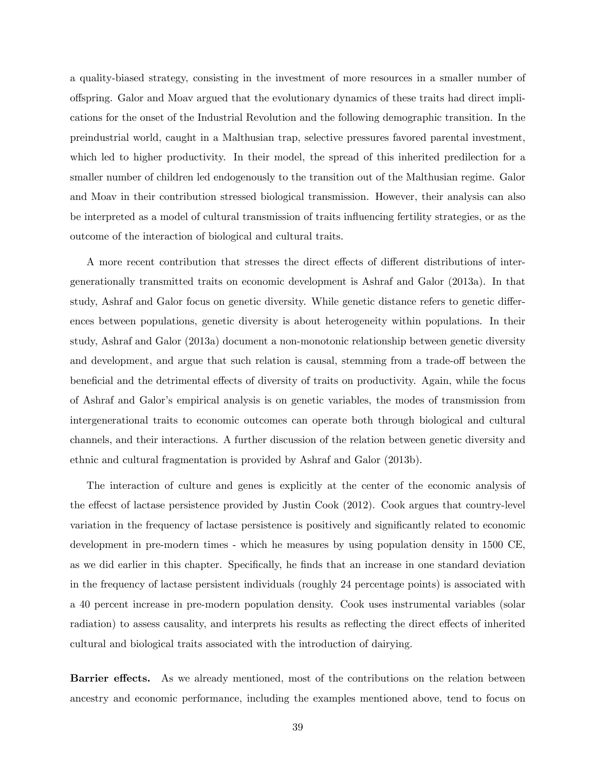a quality-biased strategy, consisting in the investment of more resources in a smaller number of offspring. Galor and Moav argued that the evolutionary dynamics of these traits had direct implications for the onset of the Industrial Revolution and the following demographic transition. In the preindustrial world, caught in a Malthusian trap, selective pressures favored parental investment, which led to higher productivity. In their model, the spread of this inherited predilection for a smaller number of children led endogenously to the transition out of the Malthusian regime. Galor and Moav in their contribution stressed biological transmission. However, their analysis can also be interpreted as a model of cultural transmission of traits influencing fertility strategies, or as the outcome of the interaction of biological and cultural traits.

A more recent contribution that stresses the direct effects of different distributions of intergenerationally transmitted traits on economic development is Ashraf and Galor (2013a). In that study, Ashraf and Galor focus on genetic diversity. While genetic distance refers to genetic differences between populations, genetic diversity is about heterogeneity within populations. In their study, Ashraf and Galor (2013a) document a non-monotonic relationship between genetic diversity and development, and argue that such relation is causal, stemming from a trade-off between the beneficial and the detrimental effects of diversity of traits on productivity. Again, while the focus of Ashraf and Galor's empirical analysis is on genetic variables, the modes of transmission from intergenerational traits to economic outcomes can operate both through biological and cultural channels, and their interactions. A further discussion of the relation between genetic diversity and ethnic and cultural fragmentation is provided by Ashraf and Galor (2013b).

The interaction of culture and genes is explicitly at the center of the economic analysis of the effecst of lactase persistence provided by Justin Cook (2012). Cook argues that country-level variation in the frequency of lactase persistence is positively and significantly related to economic development in pre-modern times - which he measures by using population density in 1500 CE, as we did earlier in this chapter. Specifically, he finds that an increase in one standard deviation in the frequency of lactase persistent individuals (roughly 24 percentage points) is associated with a 40 percent increase in pre-modern population density. Cook uses instrumental variables (solar radiation) to assess causality, and interprets his results as reflecting the direct effects of inherited cultural and biological traits associated with the introduction of dairying.

**Barrier effects.** As we already mentioned, most of the contributions on the relation between ancestry and economic performance, including the examples mentioned above, tend to focus on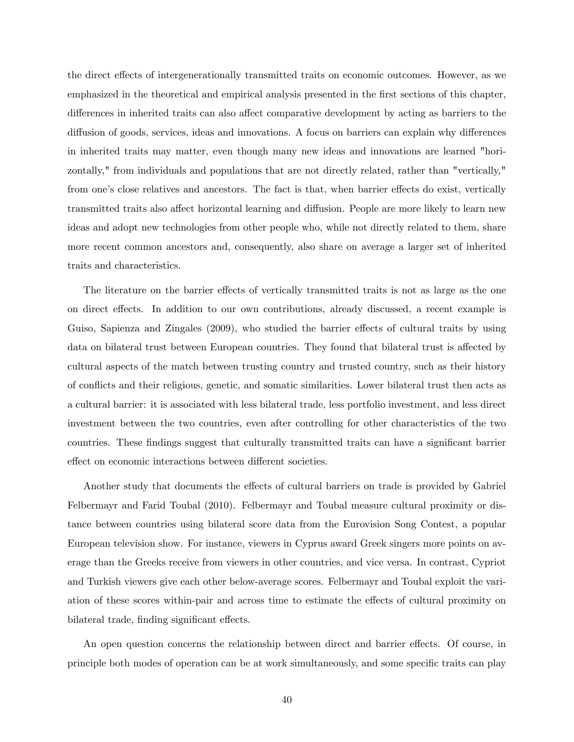the direct effects of intergenerationally transmitted traits on economic outcomes. However, as we emphasized in the theoretical and empirical analysis presented in the first sections of this chapter, differences in inherited traits can also affect comparative development by acting as barriers to the diffusion of goods, services, ideas and innovations. A focus on barriers can explain why differences in inherited traits may matter, even though many new ideas and innovations are learned "horizontally," from individuals and populations that are not directly related, rather than "vertically," from one's close relatives and ancestors. The fact is that, when barrier effects do exist, vertically transmitted traits also affect horizontal learning and diffusion. People are more likely to learn new ideas and adopt new technologies from other people who, while not directly related to them, share more recent common ancestors and, consequently, also share on average a larger set of inherited traits and characteristics.

The literature on the barrier effects of vertically transmitted traits is not as large as the one on direct effects. In addition to our own contributions, already discussed, a recent example is Guiso, Sapienza and Zingales (2009), who studied the barrier effects of cultural traits by using data on bilateral trust between European countries. They found that bilateral trust is affected by cultural aspects of the match between trusting country and trusted country, such as their history of conflicts and their religious, genetic, and somatic similarities. Lower bilateral trust then acts as a cultural barrier: it is associated with less bilateral trade, less portfolio investment, and less direct investment between the two countries, even after controlling for other characteristics of the two countries. These findings suggest that culturally transmitted traits can have a significant barrier effect on economic interactions between different societies.

Another study that documents the effects of cultural barriers on trade is provided by Gabriel Felbermayr and Farid Toubal (2010). Felbermayr and Toubal measure cultural proximity or distance between countries using bilateral score data from the Eurovision Song Contest, a popular European television show. For instance, viewers in Cyprus award Greek singers more points on average than the Greeks receive from viewers in other countries, and vice versa. In contrast, Cypriot and Turkish viewers give each other below-average scores. Felbermayr and Toubal exploit the variation of these scores within-pair and across time to estimate the effects of cultural proximity on bilateral trade, finding significant effects.

An open question concerns the relationship between direct and barrier effects. Of course, in principle both modes of operation can be at work simultaneously, and some specific traits can play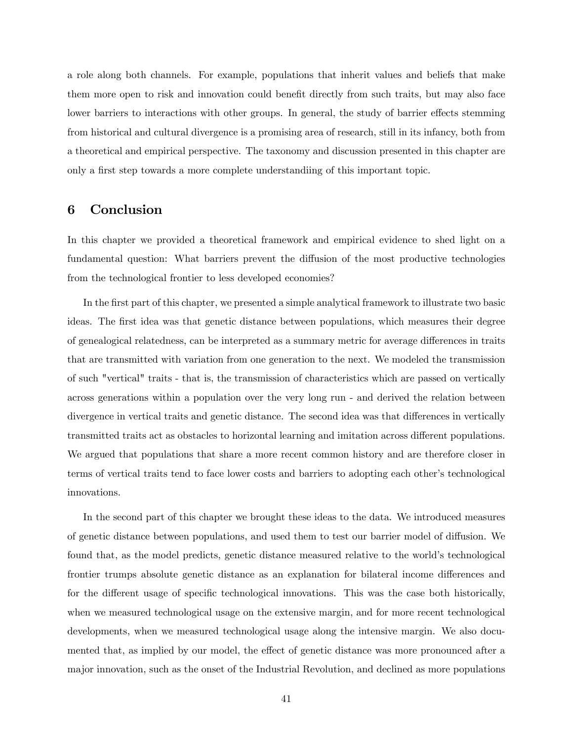a role along both channels. For example, populations that inherit values and beliefs that make them more open to risk and innovation could benefit directly from such traits, but may also face lower barriers to interactions with other groups. In general, the study of barrier effects stemming from historical and cultural divergence is a promising area of research, still in its infancy, both from a theoretical and empirical perspective. The taxonomy and discussion presented in this chapter are only a first step towards a more complete understandiing of this important topic.

# 6 Conclusion

In this chapter we provided a theoretical framework and empirical evidence to shed light on a fundamental question: What barriers prevent the diffusion of the most productive technologies from the technological frontier to less developed economies?

In the first part of this chapter, we presented a simple analytical framework to illustrate two basic ideas. The first idea was that genetic distance between populations, which measures their degree of genealogical relatedness, can be interpreted as a summary metric for average differences in traits that are transmitted with variation from one generation to the next. We modeled the transmission of such "vertical" traits - that is, the transmission of characteristics which are passed on vertically across generations within a population over the very long run - and derived the relation between divergence in vertical traits and genetic distance. The second idea was that differences in vertically transmitted traits act as obstacles to horizontal learning and imitation across different populations. We argued that populations that share a more recent common history and are therefore closer in terms of vertical traits tend to face lower costs and barriers to adopting each other's technological innovations.

In the second part of this chapter we brought these ideas to the data. We introduced measures of genetic distance between populations, and used them to test our barrier model of diffusion. We found that, as the model predicts, genetic distance measured relative to the world's technological frontier trumps absolute genetic distance as an explanation for bilateral income differences and for the different usage of specific technological innovations. This was the case both historically, when we measured technological usage on the extensive margin, and for more recent technological developments, when we measured technological usage along the intensive margin. We also documented that, as implied by our model, the effect of genetic distance was more pronounced after a major innovation, such as the onset of the Industrial Revolution, and declined as more populations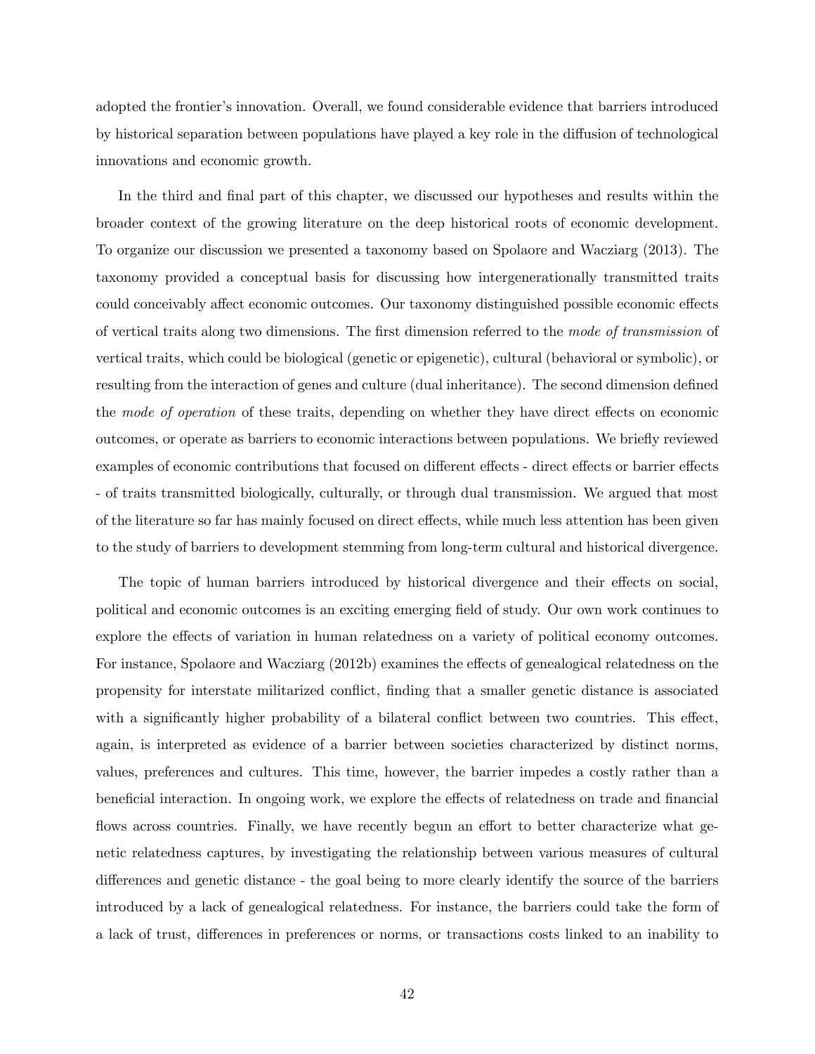adopted the frontier's innovation. Overall, we found considerable evidence that barriers introduced by historical separation between populations have played a key role in the diffusion of technological innovations and economic growth.

In the third and final part of this chapter, we discussed our hypotheses and results within the broader context of the growing literature on the deep historical roots of economic development. To organize our discussion we presented a taxonomy based on Spolaore and Wacziarg (2013). The taxonomy provided a conceptual basis for discussing how intergenerationally transmitted traits could conceivably affect economic outcomes. Our taxonomy distinguished possible economic effects of vertical traits along two dimensions. The first dimension referred to the *mode of transmission* of vertical traits, which could be biological (genetic or epigenetic), cultural (behavioral or symbolic), or resulting from the interaction of genes and culture (dual inheritance). The second dimension defined the *mode of operation* of these traits, depending on whether they have direct effects on economic outcomes, or operate as barriers to economic interactions between populations. We briefly reviewed examples of economic contributions that focused on different effects - direct effects or barrier effects - of traits transmitted biologically, culturally, or through dual transmission. We argued that most of the literature so far has mainly focused on direct effects, while much less attention has been given to the study of barriers to development stemming from long-term cultural and historical divergence.

The topic of human barriers introduced by historical divergence and their effects on social, political and economic outcomes is an exciting emerging field of study. Our own work continues to explore the effects of variation in human relatedness on a variety of political economy outcomes. For instance, Spolaore and Wacziarg (2012b) examines the effects of genealogical relatedness on the propensity for interstate militarized conflict, finding that a smaller genetic distance is associated with a significantly higher probability of a bilateral conflict between two countries. This effect, again, is interpreted as evidence of a barrier between societies characterized by distinct norms, values, preferences and cultures. This time, however, the barrier impedes a costly rather than a beneficial interaction. In ongoing work, we explore the effects of relatedness on trade and financial flows across countries. Finally, we have recently begun an effort to better characterize what genetic relatedness captures, by investigating the relationship between various measures of cultural differences and genetic distance - the goal being to more clearly identify the source of the barriers introduced by a lack of genealogical relatedness. For instance, the barriers could take the form of a lack of trust, differences in preferences or norms, or transactions costs linked to an inability to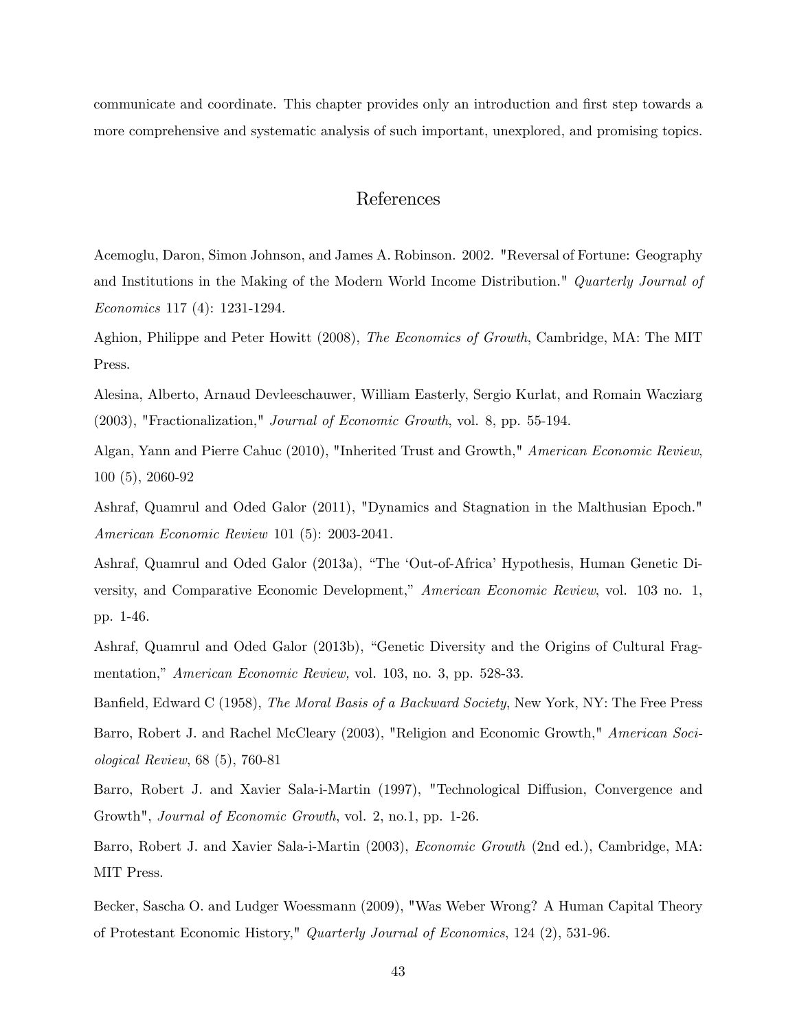communicate and coordinate. This chapter provides only an introduction and first step towards a more comprehensive and systematic analysis of such important, unexplored, and promising topics.

## References

Acemoglu, Daron, Simon Johnson, and James A. Robinson. 2002. "Reversal of Fortune: Geography and Institutions in the Making of the Modern World Income Distribution." *Quarterly Journal of Economics* 117 (4): 1231-1294.

Aghion, Philippe and Peter Howitt (2008), *The Economics of Growth*, Cambridge, MA: The MIT Press.

Alesina, Alberto, Arnaud Devleeschauwer, William Easterly, Sergio Kurlat, and Romain Wacziarg (2003), "Fractionalization," *Journal of Economic Growth*, vol. 8, pp. 55-194.

Algan, Yann and Pierre Cahuc (2010), "Inherited Trust and Growth," *American Economic Review*, 100 (5), 2060-92

Ashraf, Quamrul and Oded Galor (2011), "Dynamics and Stagnation in the Malthusian Epoch." *American Economic Review* 101 (5): 2003-2041.

Ashraf, Quamrul and Oded Galor (2013a), "The 'Out-of-Africa' Hypothesis, Human Genetic Diversity, and Comparative Economic Development," *American Economic Review*, vol. 103 no. 1, pp. 1-46.

Ashraf, Quamrul and Oded Galor (2013b), "Genetic Diversity and the Origins of Cultural Fragmentation," *American Economic Review,* vol. 103, no. 3, pp. 528-33.

Banfield, Edward C (1958), *The Moral Basis of a Backward Society*, New York, NY: The Free Press

Barro, Robert J. and Rachel McCleary (2003), "Religion and Economic Growth," *American Sociological Review*, 68 (5), 760-81

Barro, Robert J. and Xavier Sala-i-Martin (1997), "Technological Diffusion, Convergence and Growth", *Journal of Economic Growth*, vol. 2, no.1, pp. 1-26.

Barro, Robert J. and Xavier Sala-i-Martin (2003), *Economic Growth* (2nd ed.), Cambridge, MA: MIT Press.

Becker, Sascha O. and Ludger Woessmann (2009), "Was Weber Wrong? A Human Capital Theory of Protestant Economic History," *Quarterly Journal of Economics*, 124 (2), 531-96.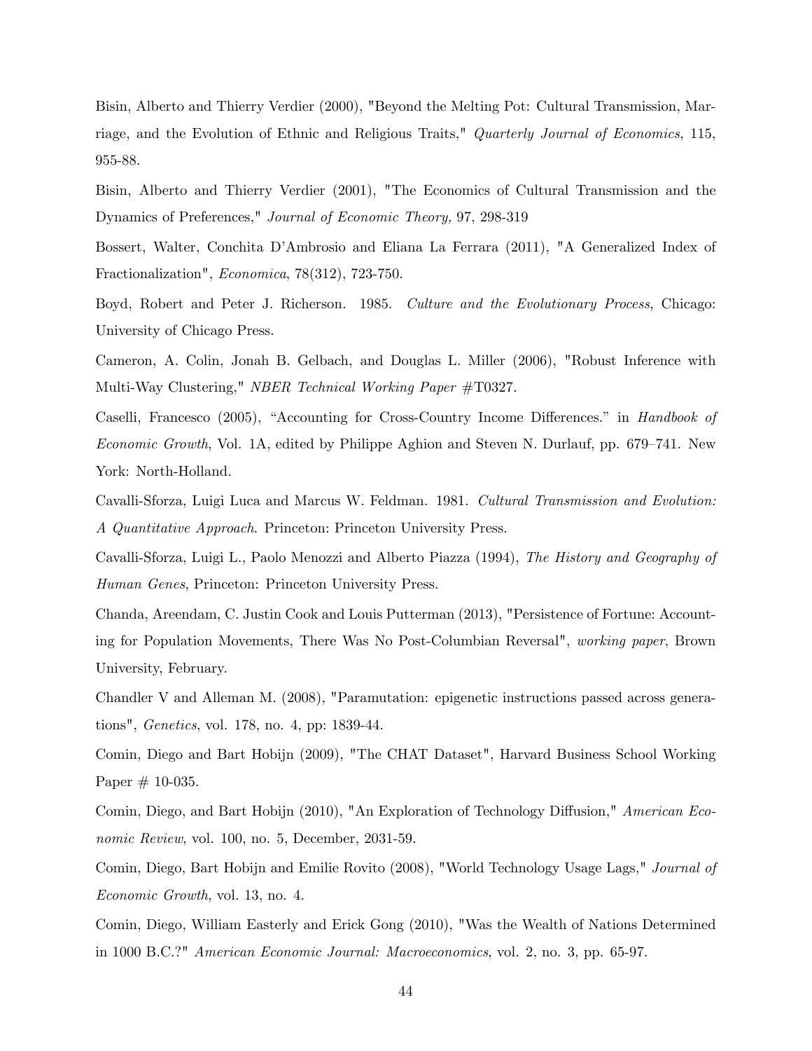Bisin, Alberto and Thierry Verdier (2000), "Beyond the Melting Pot: Cultural Transmission, Marriage, and the Evolution of Ethnic and Religious Traits," *Quarterly Journal of Economics*, 115, 955-88.

Bisin, Alberto and Thierry Verdier (2001), "The Economics of Cultural Transmission and the Dynamics of Preferences," *Journal of Economic Theory,* 97, 298-319

Bossert, Walter, Conchita D'Ambrosio and Eliana La Ferrara (2011), "A Generalized Index of Fractionalization", *Economica*, 78(312), 723-750.

Boyd, Robert and Peter J. Richerson. 1985. *Culture and the Evolutionary Process*, Chicago: University of Chicago Press.

Cameron, A. Colin, Jonah B. Gelbach, and Douglas L. Miller (2006), "Robust Inference with Multi-Way Clustering," *NBER Technical Working Paper* #T0327.

Caselli, Francesco (2005), "Accounting for Cross-Country Income Differences." in *Handbook of Economic Growth*, Vol. 1A, edited by Philippe Aghion and Steven N. Durlauf, pp. 679–741. New York: North-Holland.

Cavalli-Sforza, Luigi Luca and Marcus W. Feldman. 1981. *Cultural Transmission and Evolution: A Quantitative Approach*. Princeton: Princeton University Press.

Cavalli-Sforza, Luigi L., Paolo Menozzi and Alberto Piazza (1994), *The History and Geography of Human Genes*, Princeton: Princeton University Press.

Chanda, Areendam, C. Justin Cook and Louis Putterman (2013), "Persistence of Fortune: Accounting for Population Movements, There Was No Post-Columbian Reversal", *working paper*, Brown University, February.

Chandler V and Alleman M. (2008), "Paramutation: epigenetic instructions passed across generations", *Genetics*, vol. 178, no. 4, pp: 1839-44.

Comin, Diego and Bart Hobijn (2009), "The CHAT Dataset", Harvard Business School Working Paper # 10-035.

Comin, Diego, and Bart Hobijn (2010), "An Exploration of Technology Diffusion," *American Economic Review*, vol. 100, no. 5, December, 2031-59.

Comin, Diego, Bart Hobijn and Emilie Rovito (2008), "World Technology Usage Lags," *Journal of Economic Growth*, vol. 13, no. 4.

Comin, Diego, William Easterly and Erick Gong (2010), "Was the Wealth of Nations Determined in 1000 B.C.?" *American Economic Journal: Macroeconomics*, vol. 2, no. 3, pp. 65-97.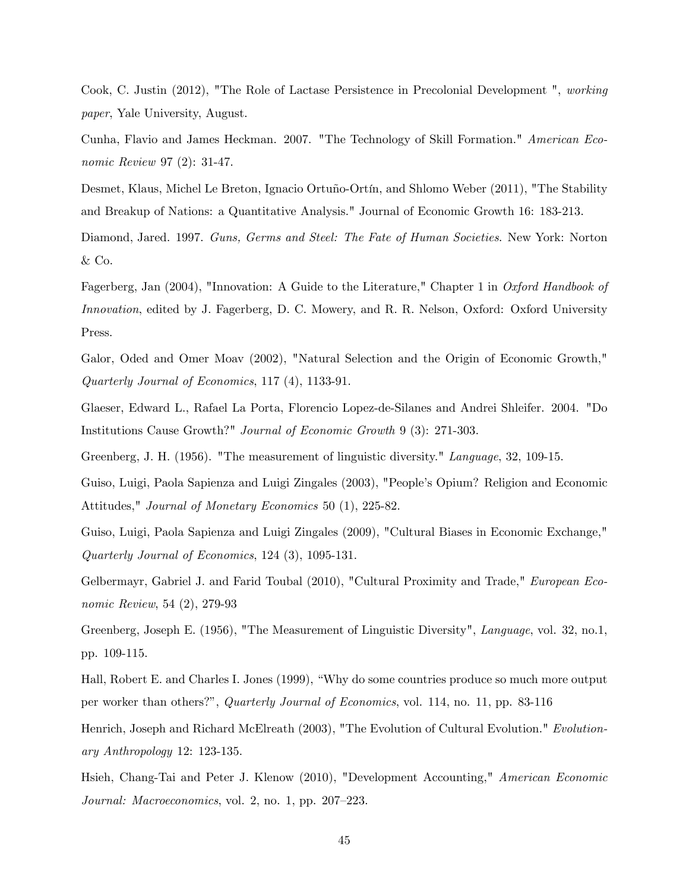Cook, C. Justin (2012), "The Role of Lactase Persistence in Precolonial Development ", *working paper*, Yale University, August.

Cunha, Flavio and James Heckman. 2007. "The Technology of Skill Formation." *American Economic Review* 97 (2): 31-47.

Desmet, Klaus, Michel Le Breton, Ignacio Ortuño-Ortín, and Shlomo Weber (2011), "The Stability and Breakup of Nations: a Quantitative Analysis." Journal of Economic Growth 16: 183-213.

Diamond, Jared. 1997. *Guns, Germs and Steel: The Fate of Human Societies*. New York: Norton & Co.

Fagerberg, Jan (2004), "Innovation: A Guide to the Literature," Chapter 1 in *Oxford Handbook of Innovation*, edited by J. Fagerberg, D. C. Mowery, and R. R. Nelson, Oxford: Oxford University Press.

Galor, Oded and Omer Moav (2002), "Natural Selection and the Origin of Economic Growth," *Quarterly Journal of Economics*, 117 (4), 1133-91.

Glaeser, Edward L., Rafael La Porta, Florencio Lopez-de-Silanes and Andrei Shleifer. 2004. "Do Institutions Cause Growth?" *Journal of Economic Growth* 9 (3): 271-303.

Greenberg, J. H. (1956). "The measurement of linguistic diversity." *Language*, 32, 109-15.

Guiso, Luigi, Paola Sapienza and Luigi Zingales (2003), "People's Opium? Religion and Economic Attitudes," *Journal of Monetary Economics* 50 (1), 225-82.

Guiso, Luigi, Paola Sapienza and Luigi Zingales (2009), "Cultural Biases in Economic Exchange," *Quarterly Journal of Economics*, 124 (3), 1095-131.

Gelbermayr, Gabriel J. and Farid Toubal (2010), "Cultural Proximity and Trade," *European Economic Review*, 54 (2), 279-93

Greenberg, Joseph E. (1956), "The Measurement of Linguistic Diversity", *Language*, vol. 32, no.1, pp. 109-115.

Hall, Robert E. and Charles I. Jones (1999), "Why do some countries produce so much more output per worker than others?", *Quarterly Journal of Economics*, vol. 114, no. 11, pp. 83-116

Henrich, Joseph and Richard McElreath (2003), "The Evolution of Cultural Evolution." *Evolutionary Anthropology* 12: 123-135.

Hsieh, Chang-Tai and Peter J. Klenow (2010), "Development Accounting," *American Economic Journal: Macroeconomics*, vol. 2, no. 1, pp. 207–223.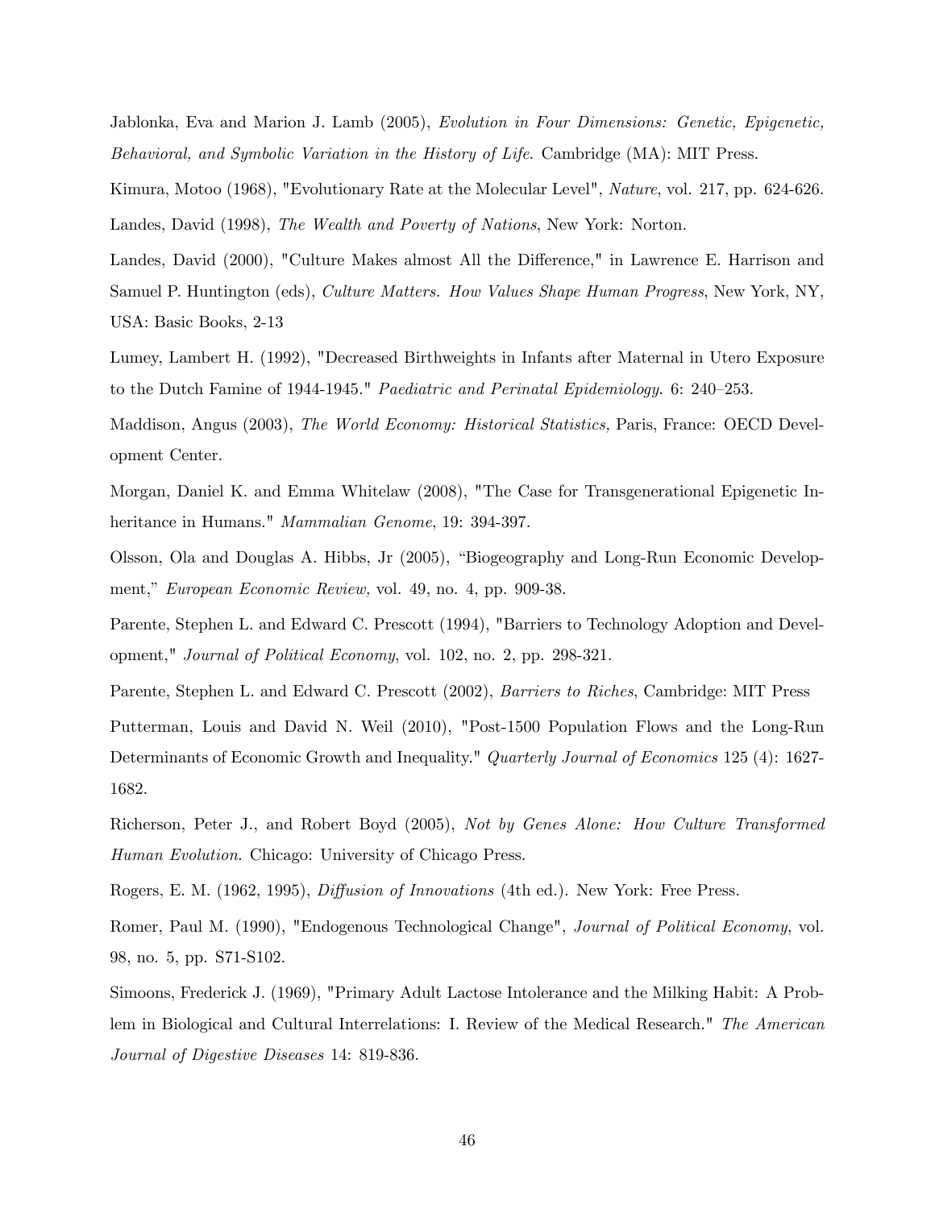Jablonka, Eva and Marion J. Lamb (2005), *Evolution in Four Dimensions: Genetic, Epigenetic, Behavioral, and Symbolic Variation in the History of Life*. Cambridge (MA): MIT Press.

Kimura, Motoo (1968), "Evolutionary Rate at the Molecular Level", *Nature*, vol. 217, pp. 624-626.

Landes, David (1998), *The Wealth and Poverty of Nations*, New York: Norton.

Landes, David (2000), "Culture Makes almost All the Difference," in Lawrence E. Harrison and Samuel P. Huntington (eds), *Culture Matters. How Values Shape Human Progress*, New York, NY, USA: Basic Books, 2-13

Lumey, Lambert H. (1992), "Decreased Birthweights in Infants after Maternal in Utero Exposure to the Dutch Famine of 1944-1945." *Paediatric and Perinatal Epidemiology*. 6: 240–253.

Maddison, Angus (2003), *The World Economy: Historical Statistics,* Paris, France: OECD Development Center.

Morgan, Daniel K. and Emma Whitelaw (2008), "The Case for Transgenerational Epigenetic Inheritance in Humans." *Mammalian Genome*, 19: 394-397.

Olsson, Ola and Douglas A. Hibbs, Jr (2005), "Biogeography and Long-Run Economic Development," *European Economic Review,* vol. 49, no. 4, pp. 909-38.

Parente, Stephen L. and Edward C. Prescott (1994), "Barriers to Technology Adoption and Development," *Journal of Political Economy*, vol. 102, no. 2, pp. 298-321.

Parente, Stephen L. and Edward C. Prescott (2002), *Barriers to Riches*, Cambridge: MIT Press

Putterman, Louis and David N. Weil (2010), "Post-1500 Population Flows and the Long-Run Determinants of Economic Growth and Inequality." *Quarterly Journal of Economics* 125 (4): 1627-1682.

Richerson, Peter J., and Robert Boyd (2005), *Not by Genes Alone: How Culture Transformed Human Evolution*. Chicago: University of Chicago Press.

Rogers, E. M. (1962, 1995), *Diffusion of Innovations* (4th ed.). New York: Free Press.

Romer, Paul M. (1990), "Endogenous Technological Change", *Journal of Political Economy*, vol. 98, no. 5, pp. S71-S102.

Simoons, Frederick J. (1969), "Primary Adult Lactose Intolerance and the Milking Habit: A Problem in Biological and Cultural Interrelations: I. Review of the Medical Research." *The American Journal of Digestive Diseases* 14: 819-836.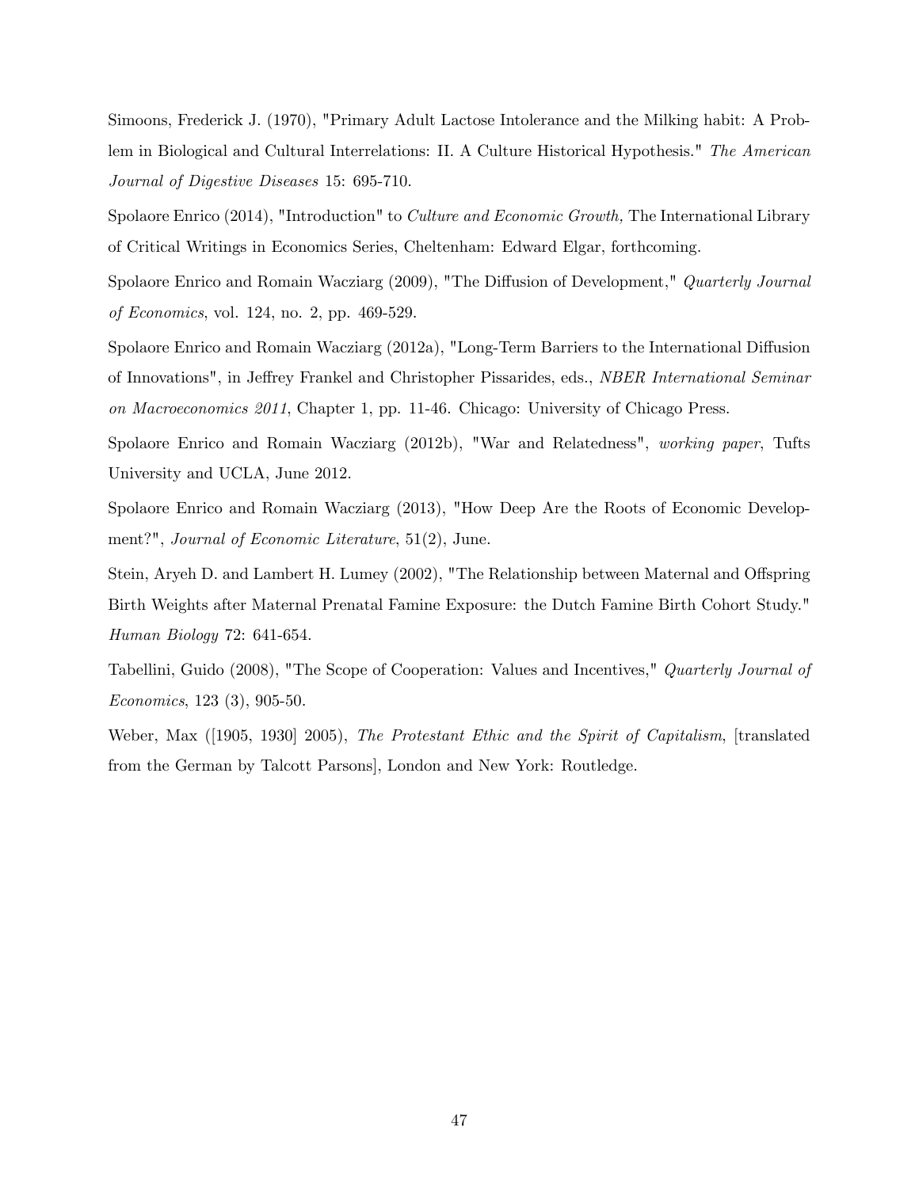Simoons, Frederick J. (1970), "Primary Adult Lactose Intolerance and the Milking habit: A Problem in Biological and Cultural Interrelations: II. A Culture Historical Hypothesis." *The American Journal of Digestive Diseases* 15: 695-710.

Spolaore Enrico (2014), "Introduction" to *Culture and Economic Growth,* The International Library of Critical Writings in Economics Series, Cheltenham: Edward Elgar, forthcoming.

Spolaore Enrico and Romain Wacziarg (2009), "The Diffusion of Development," *Quarterly Journal of Economics*, vol. 124, no. 2, pp. 469-529.

Spolaore Enrico and Romain Wacziarg (2012a), "Long-Term Barriers to the International Diffusion of Innovations", in Jeffrey Frankel and Christopher Pissarides, eds., *NBER International Seminar on Macroeconomics 2011*, Chapter 1, pp. 11-46. Chicago: University of Chicago Press.

Spolaore Enrico and Romain Wacziarg (2012b), "War and Relatedness", *working paper*, Tufts University and UCLA, June 2012.

Spolaore Enrico and Romain Wacziarg (2013), "How Deep Are the Roots of Economic Development?", *Journal of Economic Literature*, 51(2), June.

Stein, Aryeh D. and Lambert H. Lumey (2002), "The Relationship between Maternal and Offspring Birth Weights after Maternal Prenatal Famine Exposure: the Dutch Famine Birth Cohort Study." *Human Biology* 72: 641-654.

Tabellini, Guido (2008), "The Scope of Cooperation: Values and Incentives," *Quarterly Journal of Economics*, 123 (3), 905-50.

Weber, Max ([1905, 1930] 2005), *The Protestant Ethic and the Spirit of Capitalism*, [translated from the German by Talcott Parsons], London and New York: Routledge.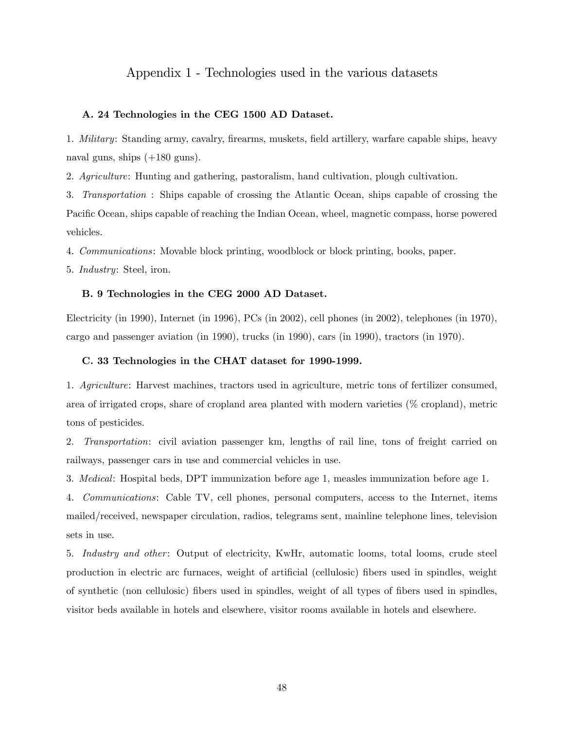# Appendix 1 - Technologies used in the various datasets

### A. 24 Technologies in the CEG 1500 AD Dataset.

1. *Military*: Standing army, cavalry, firearms, muskets, field artillery, warfare capable ships, heavy naval guns, ships (+180 guns).
2. *Agriculture*: Hunting and gathering, pastoralism, hand cultivation, plough cultivation.
3. *Transportation* : Ships capable of crossing the Atlantic Ocean, ships capable of crossing the Pacific Ocean, ships capable of reaching the Indian Ocean, wheel, magnetic compass, horse powered vehicles.
4. *Communications*: Movable block printing, woodblock or block printing, books, paper.
5. *Industry*: Steel, iron.

### B. 9 Technologies in the CEG 2000 AD Dataset.

Electricity (in 1990), Internet (in 1996), PCs (in 2002), cell phones (in 2002), telephones (in 1970), cargo and passenger aviation (in 1990), trucks (in 1990), cars (in 1990), tractors (in 1970).

### C. 33 Technologies in the CHAT dataset for 1990-1999.

1. *Agriculture*: Harvest machines, tractors used in agriculture, metric tons of fertilizer consumed, area of irrigated crops, share of cropland area planted with modern varieties (% cropland), metric tons of pesticides.
2. *Transportation*: civil aviation passenger km, lengths of rail line, tons of freight carried on railways, passenger cars in use and commercial vehicles in use.
3. *Medical*: Hospital beds, DPT immunization before age 1, measles immunization before age 1.
4. *Communications*: Cable TV, cell phones, personal computers, access to the Internet, items mailed/received, newspaper circulation, radios, telegrams sent, mainline telephone lines, television sets in use.
5. *Industry and other*: Output of electricity, KwHr, automatic looms, total looms, crude steel production in electric arc furnaces, weight of artificial (cellulosic) fibers used in spindles, weight of synthetic (non cellulosic) fibers used in spindles, weight of all types of fibers used in spindles, visitor beds available in hotels and elsewhere, visitor rooms available in hotels and elsewhere.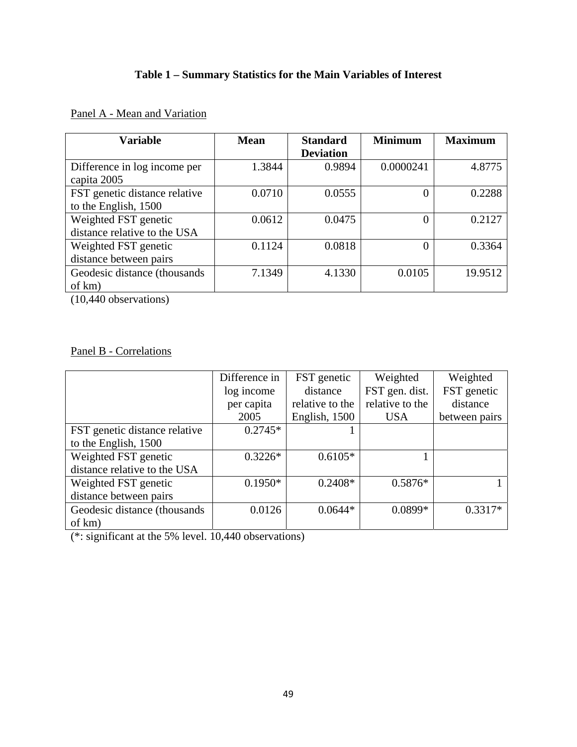# Table 1 – Summary Statistics for the Main Variables of Interest

Panel A - Mean and Variation

| Variable | Mean | Standard Deviation | Minimum | Maximum |
|---|---|---|---|---|
| Difference in log income per capita 2005 | 1.3844 | 0.9894 | 0.0000241 | 4.8775 |
| FST genetic distance relative to the English, 1500 | 0.0710 | 0.0555 | 0 | 0.2288 |
| Weighted FST genetic distance relative to the USA | 0.0612 | 0.0475 | 0 | 0.2127 |
| Weighted FST genetic distance between pairs | 0.1124 | 0.0818 | 0 | 0.3364 |
| Geodesic distance (thousands of km) | 7.1349 | 4.1330 | 0.0105 | 19.9512 |

(10,440 observations)

Panel B - Correlations

| | Difference in log income per capita 2005 | FST genetic distance relative to the English, 1500 | Weighted FST gen. dist. relative to the USA | Weighted FST genetic distance between pairs |
|---|---|---|---|---|
| FST genetic distance relative to the English, 1500 | 0.2745* | 1 | | |
| Weighted FST genetic distance relative to the USA | 0.3226* | 0.6105* | 1 | |
| Weighted FST genetic distance between pairs | 0.1950* | 0.2408* | 0.5876* | 1 |
| Geodesic distance (thousands of km) | 0.0126 | 0.0644* | 0.0899* | 0.3317* |

(*: significant at the 5% level. 10,440 observations)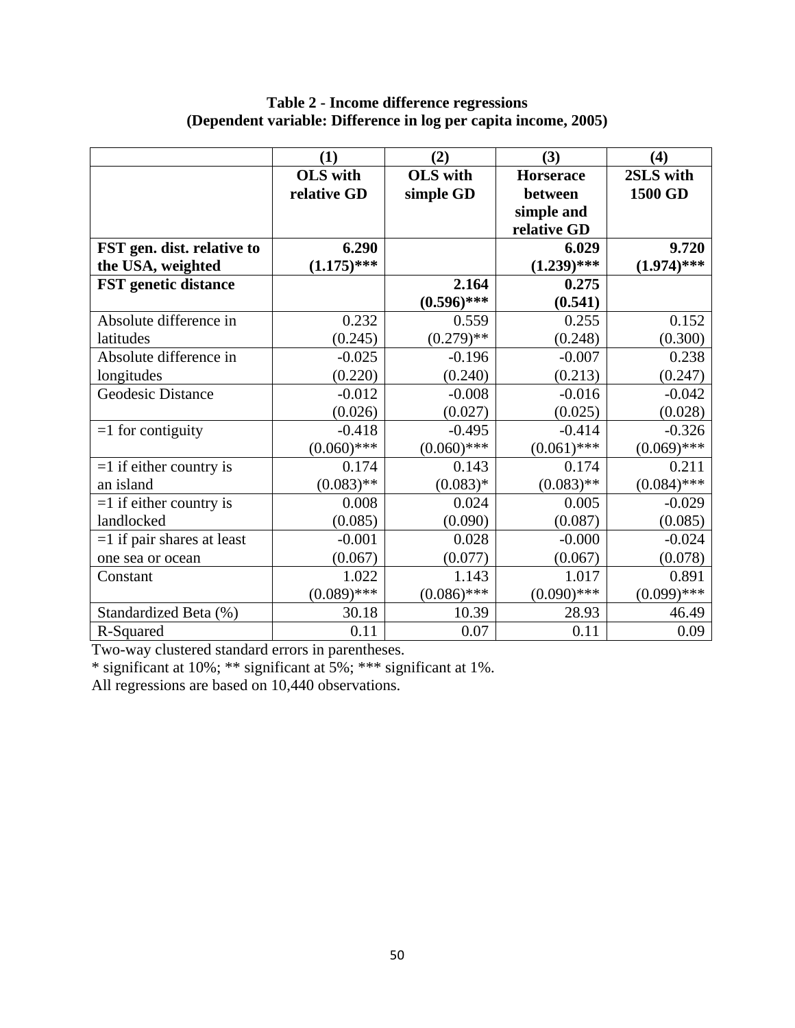**Table 2 - Income difference regressions**
**(Dependent variable: Difference in log per capita income, 2005)**

| | (1) | (2) | (3) | (4) |
|---|---|---|---|---|
| | **OLS with relative GD** | **OLS with simple GD** | **Horserace between simple and relative GD** | **2SLS with 1500 GD** |
| **FST gen. dist. relative to the USA, weighted** | **6.290** **(1.175)*** ** | | **6.029** **(1.239)*** ** | **9.720** **(1.974)*** ** |
| **FST genetic distance** | | **2.164** **(0.596)*** ** | **0.275** **(0.541)** | |
| Absolute difference in latitudes | 0.232 (0.245) | 0.559 (0.279)** | 0.255 (0.248) | 0.152 (0.300) |
| Absolute difference in longitudes | -0.025 (0.220) | -0.196 (0.240) | -0.007 (0.213) | 0.238 (0.247) |
| Geodesic Distance | -0.012 (0.026) | -0.008 (0.027) | -0.016 (0.025) | -0.042 (0.028) |
| =1 for contiguity | -0.418 (0.060)*** | -0.495 (0.060)*** | -0.414 (0.061)*** | -0.326 (0.069)*** |
| =1 if either country is an island | 0.174 (0.083)** | 0.143 (0.083)* | 0.174 (0.083)** | 0.211 (0.084)*** |
| =1 if either country is landlocked | 0.008 (0.085) | 0.024 (0.090) | 0.005 (0.087) | -0.029 (0.085) |
| =1 if pair shares at least one sea or ocean | -0.001 (0.067) | 0.028 (0.077) | -0.000 (0.067) | -0.024 (0.078) |
| Constant | 1.022 (0.089)*** | 1.143 (0.086)*** | 1.017 (0.090)*** | 0.891 (0.099)*** |
| Standardized Beta (%) | 30.18 | 10.39 | 28.93 | 46.49 |
| R-Squared | 0.11 | 0.07 | 0.11 | 0.09 |

Two-way clustered standard errors in parentheses.
* significant at 10%; ** significant at 5%; *** significant at 1%.
All regressions are based on 10,440 observations.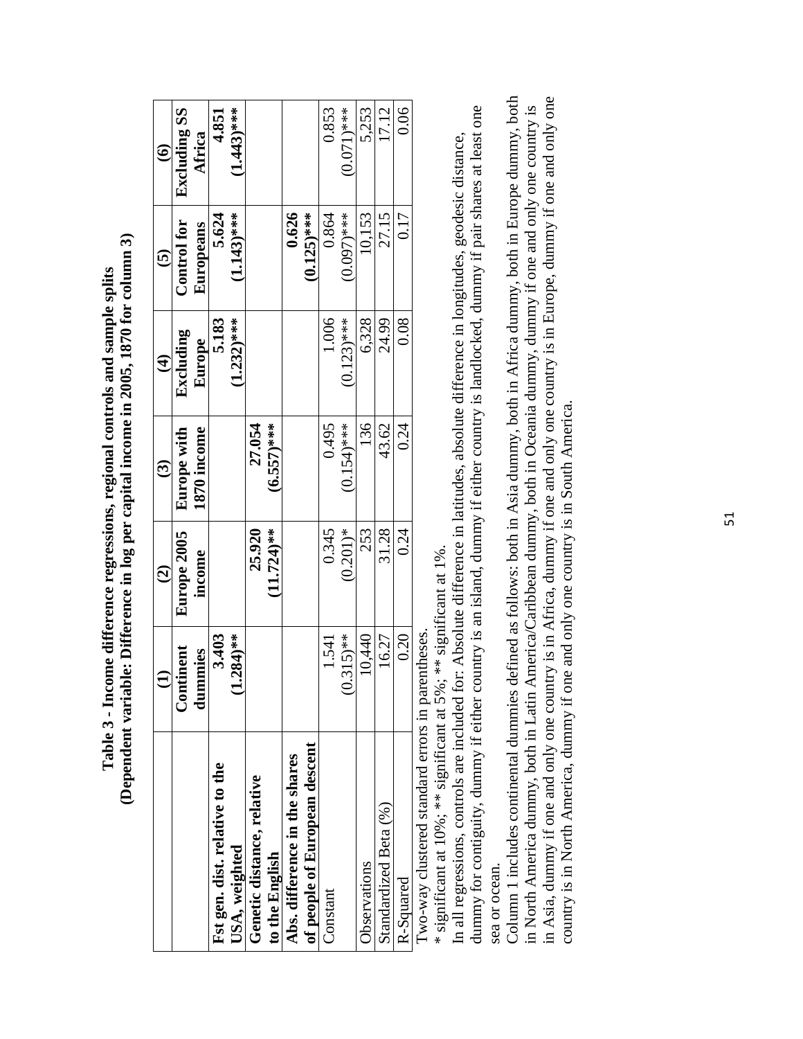**Table 3 - Income difference regressions, regional controls and sample splits**
**(Dependent variable: Difference in log per capital income in 2005, 1870 for column 3)**

| | (1) | (2) | (3) | (4) | (5) | (6) |
|---|---|---|---|---|---|---|
| | **Continent dummies** | **Europe 2005 income** | **Europe with 1870 income** | **Excluding Europe** | **Control for Europeans** | **Excluding SS Africa** |
| **Fst gen. dist. relative to the USA, weighted** | **3.403** (1.284)** | | | **5.183** (1.232)*** | **5.624** (1.143)*** | **4.851** (1.443)*** |
| **Genetic distance, relative to the English** | | **25.920** (11.724)** | **27.054** (6.557)*** | | | |
| **Abs. difference in the shares of people of European descent** | | | | | **0.626** (0.125)*** | |
| Constant | 1.541 (0.315)** | 0.345 (0.201)* | 0.495 (0.154)*** | 1.006 (0.123)*** | 0.864 (0.097)*** | 0.853 (0.071)*** |
| Observations | 10,440 | 253 | 136 | 6,328 | 10,153 | 5,253 |
| Standardized Beta (%) | 16.27 | 31.28 | 43.62 | 24.99 | 27.15 | 17.12 |
| R-Squared | 0.20 | 0.24 | 0.24 | 0.08 | 0.17 | 0.06 |

Two-way clustered standard errors in parentheses.
* significant at 10%; ** significant at 5%; ** significant at 1%.
In all regressions, controls are included for: Absolute difference in latitudes, absolute difference in longitudes, geodesic distance, dummy for contiguity, dummy if either country is an island, dummy if either country is landlocked, dummy if pair shares at least one sea or ocean.
Column 1 includes continental dummies defined as follows: both in Asia dummy, both in Africa dummy, both in Europe dummy, both in North America dummy, both in Latin America/Caribbean dummy, both in Oceania dummy, dummy if one and only one country is in Asia, dummy if one and only one country is in Africa, dummy if one and only one country is in Europe, dummy if one and only one country is in North America, dummy if one and only one country is in South America.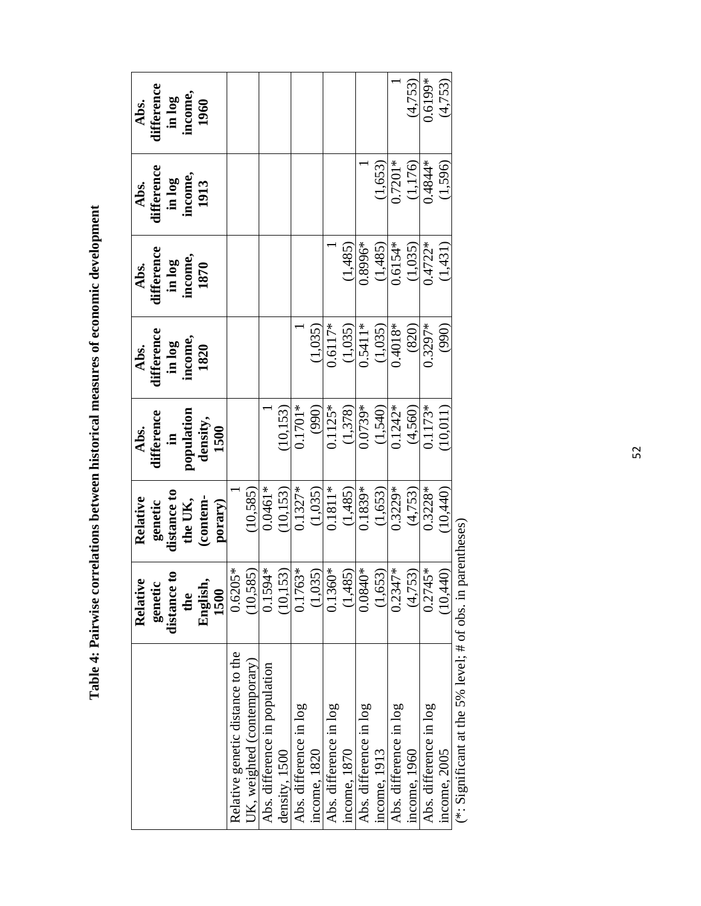**Table 4: Pairwise correlations between historical measures of economic development**

| | Relative genetic distance to the English, 1500 | Relative genetic distance to the UK, (contemporary) | Abs. difference in population density, 1500 | Abs. difference in log income, 1820 | Abs. difference in log income, 1870 | Abs. difference in log income, 1913 | Abs. difference in log income, 1960 |
|---|---|---|---|---|---|---|---|
| Relative genetic distance to the UK, weighted (contemporary) | 0.6205* | 1 | | | | | |
| | (10,585) | (10,585) | | | | | |
| Abs. difference in population density, 1500 | 0.1594* | 0.0461* | 1 | | | | |
| | (10,153) | (10,153) | (10,153) | | | | |
| Abs. difference in log income, 1820 | 0.1763* | 0.1327* | 0.1701* | 1 | | | |
| | (1,035) | (1,035) | (990) | (1,035) | | | |
| Abs. difference in log income, 1870 | 0.1360* | 0.1811* | 0.1125* | 0.6117* | 1 | | |
| | (1,485) | (1,485) | (1,378) | (1,035) | (1,485) | | |
| Abs. difference in log income, 1913 | 0.0840* | 0.1839* | 0.0739* | 0.5411* | 0.8996* | 1 | |
| | (1,653) | (1,653) | (1,540) | (1,035) | (1,485) | (1,653) | |
| Abs. difference in log income, 1960 | 0.2347* | 0.3229* | 0.1242* | 0.4018* | 0.6154* | 0.7201* | 1 |
| | (4,753) | (4,753) | (4,560) | (820) | (1,035) | (1,176) | (4,753) |
| Abs. difference in log income, 2005 | 0.2745* | 0.3228* | 0.1173* | 0.3297* | 0.4722* | 0.4844* | 0.6199* |
| | (10,440) | (10,440) | (10,011) | (990) | (1,431) | (1,596) | (4,753) |

(*: Significant at the 5% level; # of obs. in parentheses)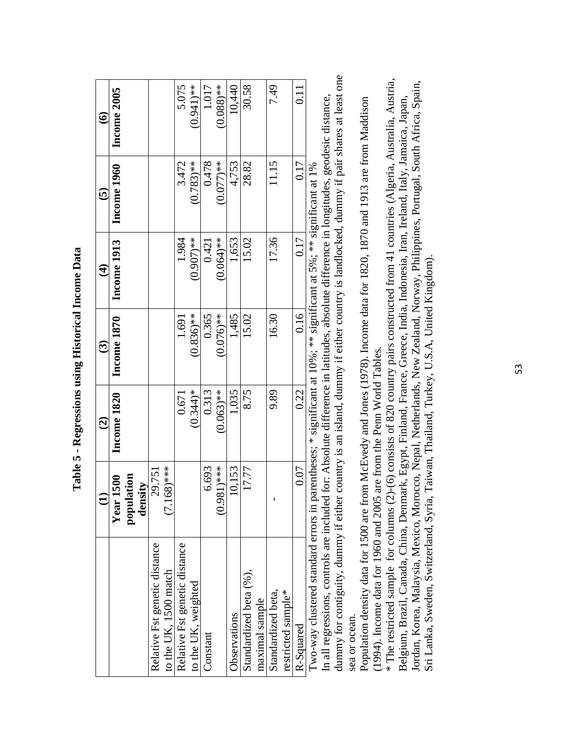**Table 5 - Regressions using Historical Income Data**

| | (1) | (2) | (3) | (4) | (5) | (6) |
|---|---|---|---|---|---|---|
| | **Year 1500 population density** | **Income 1820** | **Income 1870** | **Income 1913** | **Income 1960** | **Income 2005** |
| Relative Fst genetic distance to the UK, 1500 match | 29.751 (7.168)*** | | | | | |
| Relative Fst genetic distance to the UK, weighted | | 0.671 (0.344)* | 1.691 (0.836)** | 1.984 (0.907)** | 3.472 (0.783)** | 5.075 (0.941)** |
| Constant | 6.693 (0.981)*** | 0.313 (0.063)** | 0.365 (0.076)** | 0.421 (0.064)** | 0.478 (0.077)** | 1.017 (0.088)** |
| Observations | 10,153 | 1,035 | 1,485 | 1,653 | 4,753 | 10,440 |
| Standardized beta (%), maximal sample | 17.77 | 8.75 | 15.02 | 15.02 | 28.82 | 30.58 |
| Standardized beta, restricted sample* | - | 9.89 | 16.30 | 17.36 | 11.15 | 7.49 |
| R-Squared | 0.07 | 0.22 | 0.16 | 0.17 | 0.17 | 0.11 |

Two-way clustered standard errors in parentheses; * significant at 10%; ** significant at 5%; ** significant at 1%

In all regressions, controls are included for: Absolute difference in latitudes, absolute difference in longitudes, geodesic distance, dummy for contiguity, dummy if either country is an island, dummy if either country is landlocked, dummy if pair shares at least one sea or ocean.

Population density data for 1500 are from McEvedy and Jones (1978). Income data for 1820, 1870 and 1913 are from Maddison (1994). Income data for 1960 and 2005 are from the Penn World Tables.

* The restricted sample for columns (2)-(6) consists of 820 country pairs constructed from 41 countries (Algeria, Australia, Austria, Belgium, Brazil, Canada, China, Denmark, Egypt, Finland, France, Greece, India, Indonesia, Iran, Ireland, Italy, Jamaica, Japan, Jordan, Korea, Malaysia, Mexico, Morocco, Nepal, Netherlands, New Zealand, Norway, Philippines, Portugal, South Africa, Spain, Sri Lanka, Sweden, Switzerland, Syria, Taiwan, Thailand, Turkey, U.S.A, United Kingdom).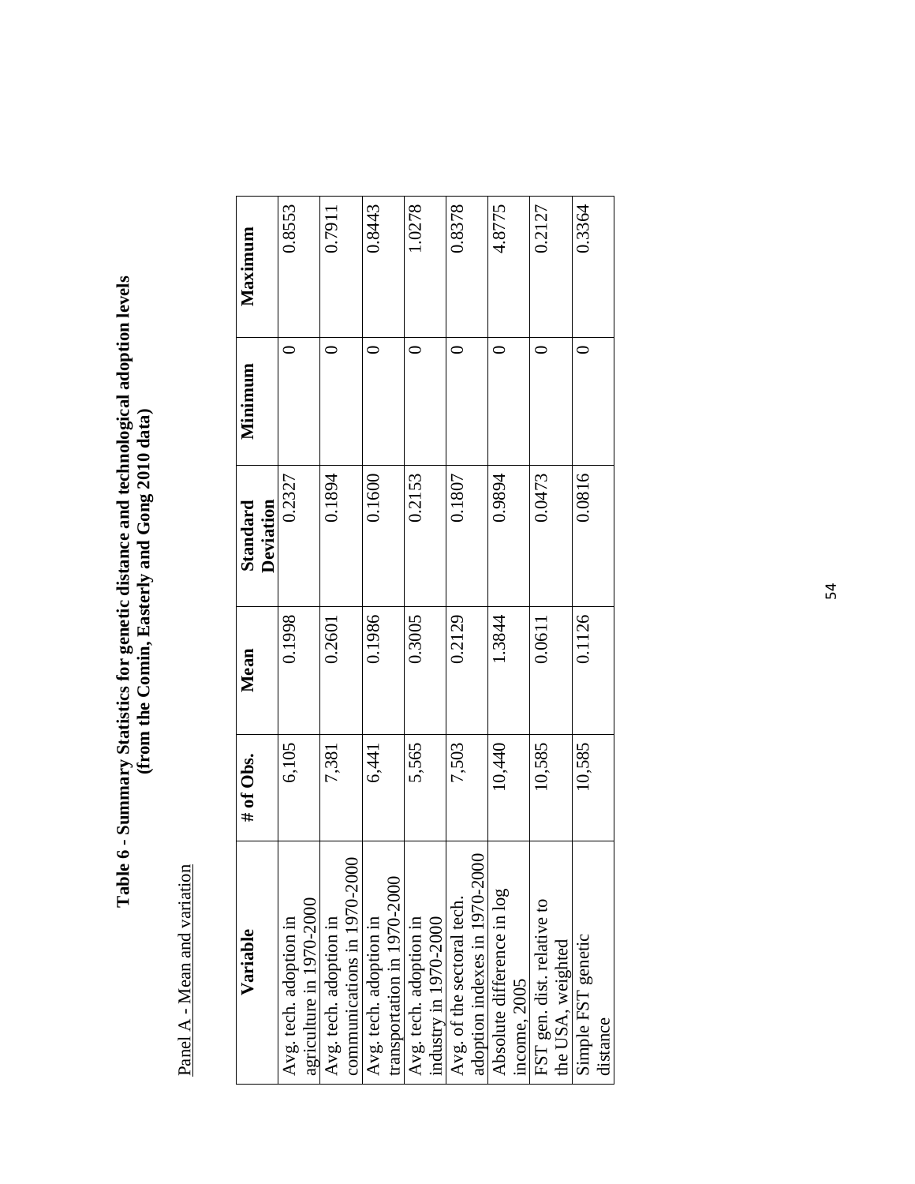**Table 6 - Summary Statistics for genetic distance and technological adoption levels (from the Comin, Easterly and Gong 2010 data)**

Panel A - Mean and variation

| Variable | # of Obs. | Mean | Standard Deviation | Minimum | Maximum |
|---|---|---|---|---|---|
| Avg. tech. adoption in agriculture in 1970-2000 | 6,105 | 0.1998 | 0.2327 | 0 | 0.8553 |
| Avg. tech. adoption in communications in 1970-2000 | 7,381 | 0.2601 | 0.1894 | 0 | 0.7911 |
| Avg. tech. adoption in transportation in 1970-2000 | 6,441 | 0.1986 | 0.1600 | 0 | 0.8443 |
| Avg. tech. adoption in industry in 1970-2000 | 5,565 | 0.3005 | 0.2153 | 0 | 1.0278 |
| Avg. of the sectoral tech. adoption indexes in 1970-2000 | 7,503 | 0.2129 | 0.1807 | 0 | 0.8378 |
| Absolute difference in log income, 2005 | 10,440 | 1.3844 | 0.9894 | 0 | 4.8775 |
| FST gen. dist. relative to the USA, weighted | 10,585 | 0.0611 | 0.0473 | 0 | 0.2127 |
| Simple FST genetic distance | 10,585 | 0.1126 | 0.0816 | 0 | 0.3364 |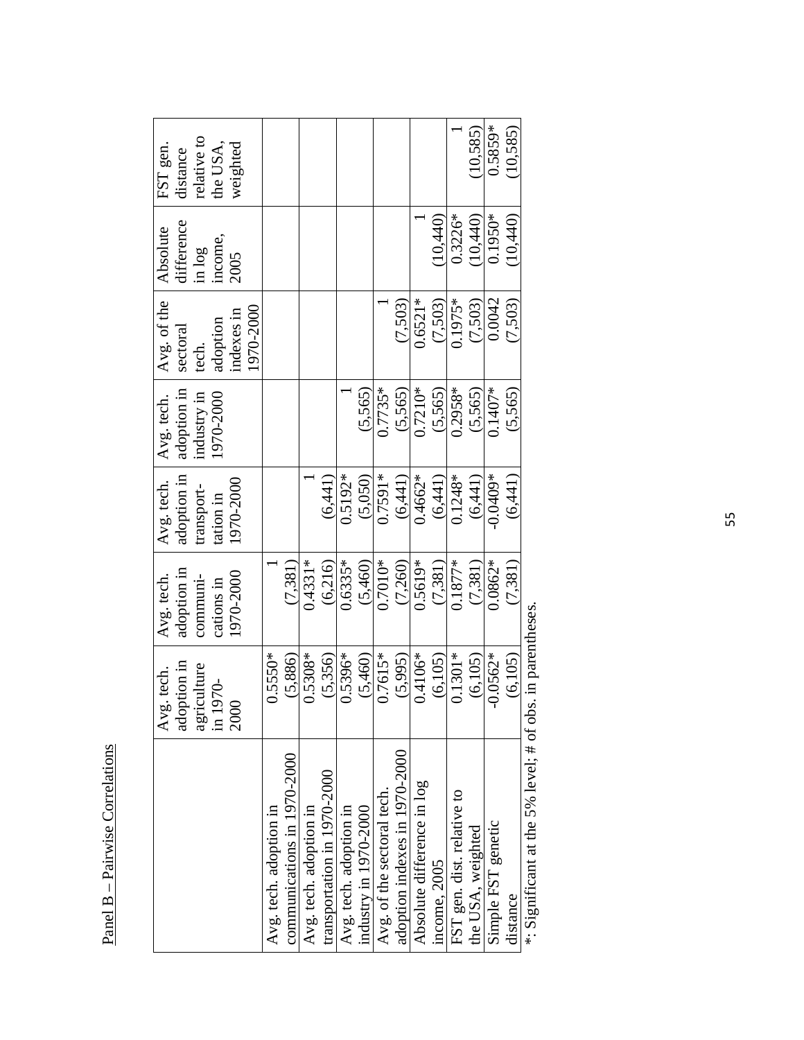Panel B – Pairwise Correlations

| | Avg. tech. adoption in agriculture in 1970-2000 | Avg. tech. adoption in communi-cations in 1970-2000 | Avg. tech. adoption in transport-tation in 1970-2000 | Avg. tech. adoption in industry in 1970-2000 | Avg. of the sectoral tech. adoption indexes in 1970-2000 | Absolute difference in log income, 2005 | FST gen. distance relative to the USA, weighted |
|---|---|---|---|---|---|---|---|
| Avg. tech. adoption in communications in 1970-2000 | 0.5550* (5,886) | 1 (7,381) | | | | | |
| Avg. tech. adoption in transportation in 1970-2000 | 0.5308* (5,356) | 0.4331* (6,216) | 1 (6,441) | | | | |
| Avg. tech. adoption in industry in 1970-2000 | 0.5396* (5,460) | 0.6335* (5,460) | 0.5192* (5,050) | 1 (5,565) | | | |
| Avg. of the sectoral tech. adoption indexes in 1970-2000 | 0.7615* (5,995) | 0.7010* (7,260) | 0.7591* (6,441) | 0.7735* (5,565) | 1 (7,503) | | |
| Absolute difference in log income, 2005 | 0.4106* (6,105) | 0.5619* (7,381) | 0.4662* (6,441) | 0.7210* (5,565) | 0.6521* (7,503) | 1 (10,440) | |
| FST gen. dist. relative to the USA, weighted | 0.1301* (6,105) | 0.1877* (7,381) | 0.1248* (6,441) | 0.2958* (5,565) | 0.1975* (7,503) | 0.3226* (10,440) | 1 (10,585) |
| Simple FST genetic distance | -0.0562* (6,105) | 0.0862* (7,381) | -0.0409* (6,441) | 0.1407* (5,565) | 0.0042 (7,503) | 0.1950* (10,440) | 0.5859* (10,585) |

*: Significant at the 5% level; # of obs. in parentheses.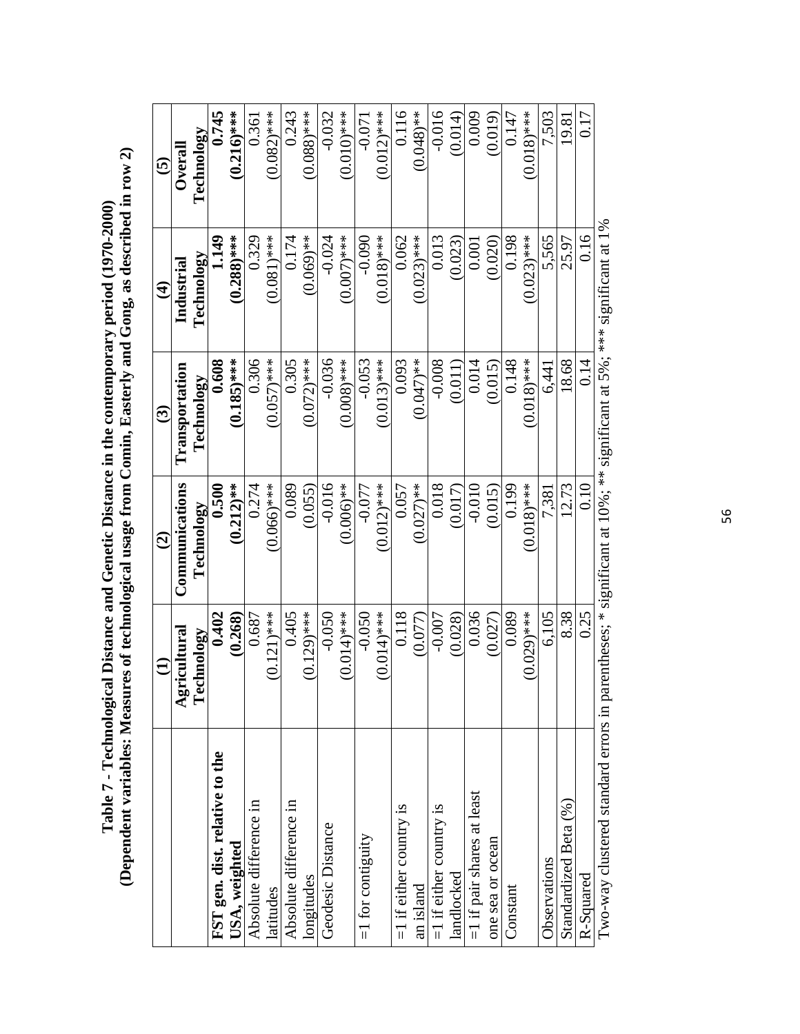**Table 7 - Technological Distance and Genetic Distance in the contemporary period (1970-2000)**
**(Dependent variables: Measures of technological usage from Comin, Easterly and Gong, as described in row 2)**

| | (1) | (2) | (3) | (4) | (5) |
|---|---|---|---|---|---|
| | **Agricultural Technology** | **Communications Technology** | **Transportation Technology** | **Industrial Technology** | **Overall Technology** |
| **FST gen. dist. relative to the USA, weighted** | **0.402** | **0.500** | **0.608** | **1.149** | **0.745** |
| | **(0.268)** | **(0.212)\*\*** | **(0.185)\*\*\*** | **(0.288)\*\*\*** | **(0.216)\*\*\*** |
| Absolute difference in latitudes | 0.687 | 0.274 | 0.306 | 0.329 | 0.361 |
| | (0.121)\*\*\* | (0.066)\*\*\* | (0.057)\*\*\* | (0.081)\*\*\* | (0.082)\*\*\* |
| Absolute difference in longitudes | 0.405 | 0.089 | 0.305 | 0.174 | 0.243 |
| | (0.129)\*\*\* | (0.055) | (0.072)\*\*\* | (0.069)\*\* | (0.088)\*\*\* |
| Geodesic Distance | -0.050 | -0.016 | -0.036 | -0.024 | -0.032 |
| | (0.014)\*\*\* | (0.006)\*\* | (0.008)\*\*\* | (0.007)\*\*\* | (0.010)\*\*\* |
| =1 for contiguity | -0.050 | -0.077 | -0.053 | -0.090 | -0.071 |
| | (0.014)\*\*\* | (0.012)\*\*\* | (0.013)\*\*\* | (0.018)\*\*\* | (0.012)\*\*\* |
| =1 if either country is an island | 0.118 | 0.057 | 0.093 | 0.062 | 0.116 |
| | (0.077) | (0.027)\*\* | (0.047)\*\* | (0.023)\*\*\* | (0.048)\*\* |
| =1 if either country is landlocked | -0.007 | 0.018 | -0.008 | 0.013 | -0.016 |
| | (0.028) | (0.017) | (0.011) | (0.023) | (0.014) |
| =1 if pair shares at least one sea or ocean | 0.036 | -0.010 | 0.014 | 0.001 | 0.009 |
| | (0.027) | (0.015) | (0.015) | (0.020) | (0.019) |
| Constant | 0.089 | 0.199 | 0.148 | 0.198 | 0.147 |
| | (0.029)\*\*\* | (0.018)\*\*\* | (0.018)\*\*\* | (0.023)\*\*\* | (0.018)\*\*\* |
| Observations | 6,105 | 7,381 | 6,441 | 5,565 | 7,503 |
| Standardized Beta (%) | 8.38 | 12.73 | 18.68 | 25.97 | 19.81 |
| R-Squared | 0.25 | 0.10 | 0.14 | 0.16 | 0.17 |

Two-way clustered standard errors in parentheses; * significant at 10%; ** significant at 5%; *** significant at 1%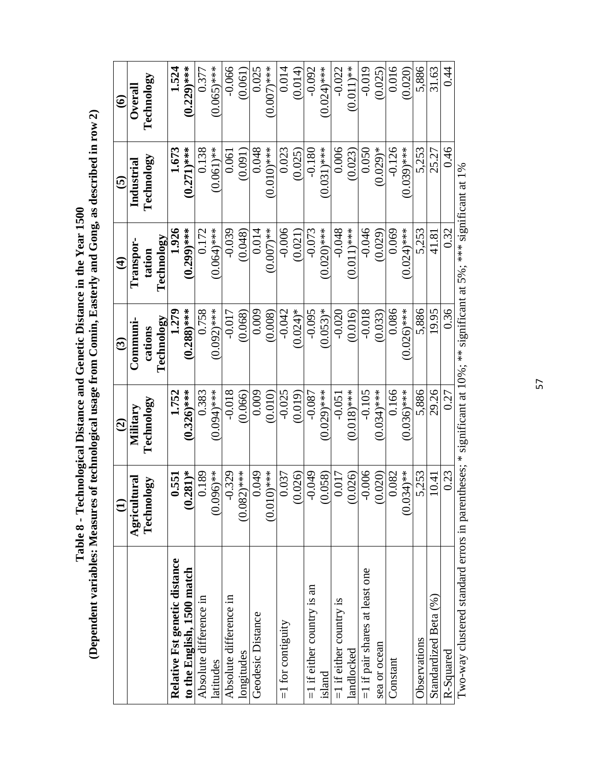**Table 8 - Technological Distance and Genetic Distance in the Year 1500**
**(Dependent variables: Measures of technological usage from Comin, Easterly and Gong, as described in row 2)**

| | (1) | (2) | (3) | (4) | (5) | (6) |
|---|---|---|---|---|---|---|
| | **Agricultural Technology** | **Military Technology** | **Communi-cations Technology** | **Transpor-tation Technology** | **Industrial Technology** | **Overall Technology** |
| **Relative Fst genetic distance to the English, 1500 match** | **0.551** | **1.752** | **1.279** | **1.926** | **1.673** | **1.524** |
| | **(0.281)*** | **(0.326)***** | **(0.288)***** | **(0.299)***** | **(0.271)***** | **(0.229)***** |
| Absolute difference in latitudes | 0.189 | 0.383 | 0.758 | 0.172 | 0.138 | 0.377 |
| | (0.096)** | (0.094)*** | (0.092)*** | (0.064)*** | (0.061)** | (0.065)*** |
| Absolute difference in longitudes | -0.329 | -0.018 | -0.017 | -0.039 | 0.061 | -0.066 |
| | (0.082)*** | (0.066) | (0.068) | (0.048) | (0.091) | (0.061) |
| Geodesic Distance | 0.049 | 0.009 | 0.009 | 0.014 | 0.048 | 0.025 |
| | (0.010)*** | (0.010) | (0.008) | (0.007)** | (0.010)*** | (0.007)*** |
| =1 for contiguity | 0.037 | -0.025 | -0.042 | -0.006 | 0.023 | 0.014 |
| | (0.026) | (0.019) | (0.024)* | (0.021) | (0.025) | (0.014) |
| =1 if either country is an island | -0.049 | -0.087 | -0.095 | -0.073 | -0.180 | -0.092 |
| | (0.058) | (0.029)*** | (0.053)* | (0.020)*** | (0.031)*** | (0.024)*** |
| =1 if either country is landlocked | 0.017 | -0.051 | -0.020 | -0.048 | 0.006 | -0.022 |
| | (0.026) | (0.018)*** | (0.016) | (0.011)*** | (0.023) | (0.011)** |
| =1 if pair shares at least one sea or ocean | -0.006 | -0.105 | -0.018 | -0.046 | 0.050 | -0.019 |
| | (0.020) | (0.034)*** | (0.033) | (0.029) | (0.029)* | (0.025) |
| Constant | 0.082 | 0.166 | 0.086 | 0.069 | -0.126 | 0.016 |
| | (0.034)** | (0.036)*** | (0.026)*** | (0.024)*** | (0.039)*** | (0.020) |
| Observations | 5,253 | 5,886 | 5,886 | 5,253 | 5,253 | 5,886 |
| Standardized Beta (%) | 10.41 | 29.26 | 19.95 | 41.81 | 25.27 | 31.63 |
| R-Squared | 0.23 | 0.27 | 0.36 | 0.32 | 0.46 | 0.44 |

Two-way clustered standard errors in parentheses; * significant at 10%; ** significant at 5%; *** significant at 1%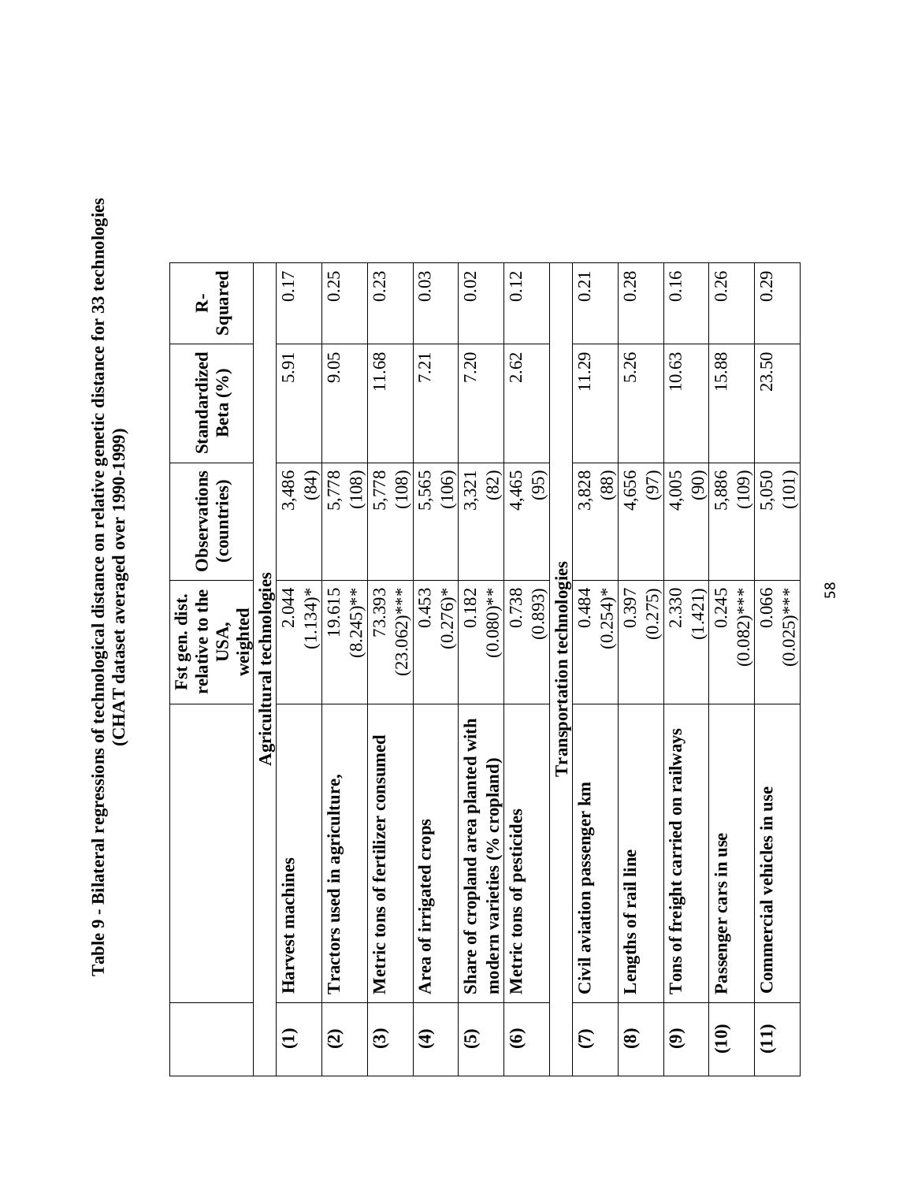**Table 9 - Bilateral regressions of technological distance on relative genetic distance for 33 technologies (CHAT dataset averaged over 1990-1999)**

| | | Fst gen. dist. relative to the USA, weighted | Observations (countries) | Standardized Beta (%) | R-Squared |
|---|---|---|---|---|---|
| | **Agricultural technologies** | | | | |
| **(1)** | **Harvest machines** | 2.044<br>(1.134)* | 3,486<br>(84) | 5.91 | 0.17 |
| **(2)** | **Tractors used in agriculture,** | 19.615<br>(8.245)** | 5,778<br>(108) | 9.05 | 0.25 |
| **(3)** | **Metric tons of fertilizer consumed** | 73.393<br>(23.062)*** | 5,778<br>(108) | 11.68 | 0.23 |
| **(4)** | **Area of irrigated crops** | 0.453<br>(0.276)* | 5,565<br>(106) | 7.21 | 0.03 |
| **(5)** | **Share of cropland area planted with modern varieties (% cropland)** | 0.182<br>(0.080)** | 3,321<br>(82) | 7.20 | 0.02 |
| **(6)** | **Metric tons of pesticides** | 0.738<br>(0.893) | 4,465<br>(95) | 2.62 | 0.12 |
| | **Transportation technologies** | | | | |
| **(7)** | **Civil aviation passenger km** | 0.484<br>(0.254)* | 3,828<br>(88) | 11.29 | 0.21 |
| **(8)** | **Lengths of rail line** | 0.397<br>(0.275) | 4,656<br>(97) | 5.26 | 0.28 |
| **(9)** | **Tons of freight carried on railways** | 2.330<br>(1.421) | 4,005<br>(90) | 10.63 | 0.16 |
| **(10)** | **Passenger cars in use** | 0.245<br>(0.082)*** | 5,886<br>(109) | 15.88 | 0.26 |
| **(11)** | **Commercial vehicles in use** | 0.066<br>(0.025)*** | 5,050<br>(101) | 23.50 | 0.29 |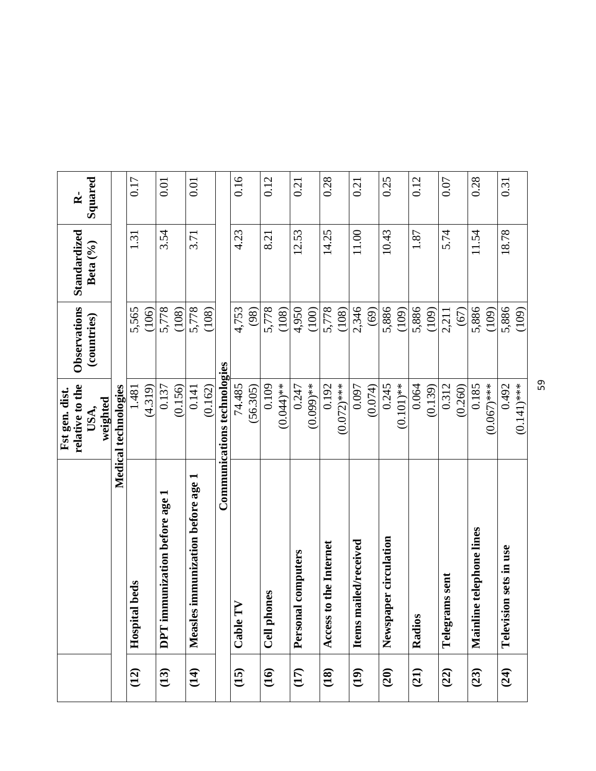| | | Fst gen. dist. relative to the USA, weighted | Observations (countries) | Standardized Beta (%) | R-Squared |
|---|---|---|---|---|---|
| | **Medical technologies** | | | | |
| **(12)** | **Hospital beds** | 1.481<br>(4.319) | 5,565<br>(106) | 1.31 | 0.17 |
| **(13)** | **DPT immunization before age 1** | 0.137<br>(0.156) | 5,778<br>(108) | 3.54 | 0.01 |
| **(14)** | **Measles immunization before age 1** | 0.141<br>(0.162) | 5,778<br>(108) | 3.71 | 0.01 |
| | **Communications technologies** | | | | |
| **(15)** | **Cable TV** | 74.485<br>(56.305) | 4,753<br>(98) | 4.23 | 0.16 |
| **(16)** | **Cell phones** | 0.109<br>(0.044)** | 5,778<br>(108) | 8.21 | 0.12 |
| **(17)** | **Personal computers** | 0.247<br>(0.099)** | 4,950<br>(100) | 12.53 | 0.21 |
| **(18)** | **Access to the Internet** | 0.192<br>(0.072)*** | 5,778<br>(108) | 14.25 | 0.28 |
| **(19)** | **Items mailed/received** | 0.097<br>(0.074) | 2,346<br>(69) | 11.00 | 0.21 |
| **(20)** | **Newspaper circulation** | 0.245<br>(0.101)** | 5,886<br>(109) | 10.43 | 0.25 |
| **(21)** | **Radios** | 0.064<br>(0.139) | 5,886<br>(109) | 1.87 | 0.12 |
| **(22)** | **Telegrams sent** | 0.312<br>(0.260) | 2,211<br>(67) | 5.74 | 0.07 |
| **(23)** | **Mainline telephone lines** | 0.185<br>(0.067)*** | 5,886<br>(109) | 11.54 | 0.28 |
| **(24)** | **Television sets in use** | 0.492<br>(0.141)*** | 5,886<br>(109) | 18.78 | 0.31 |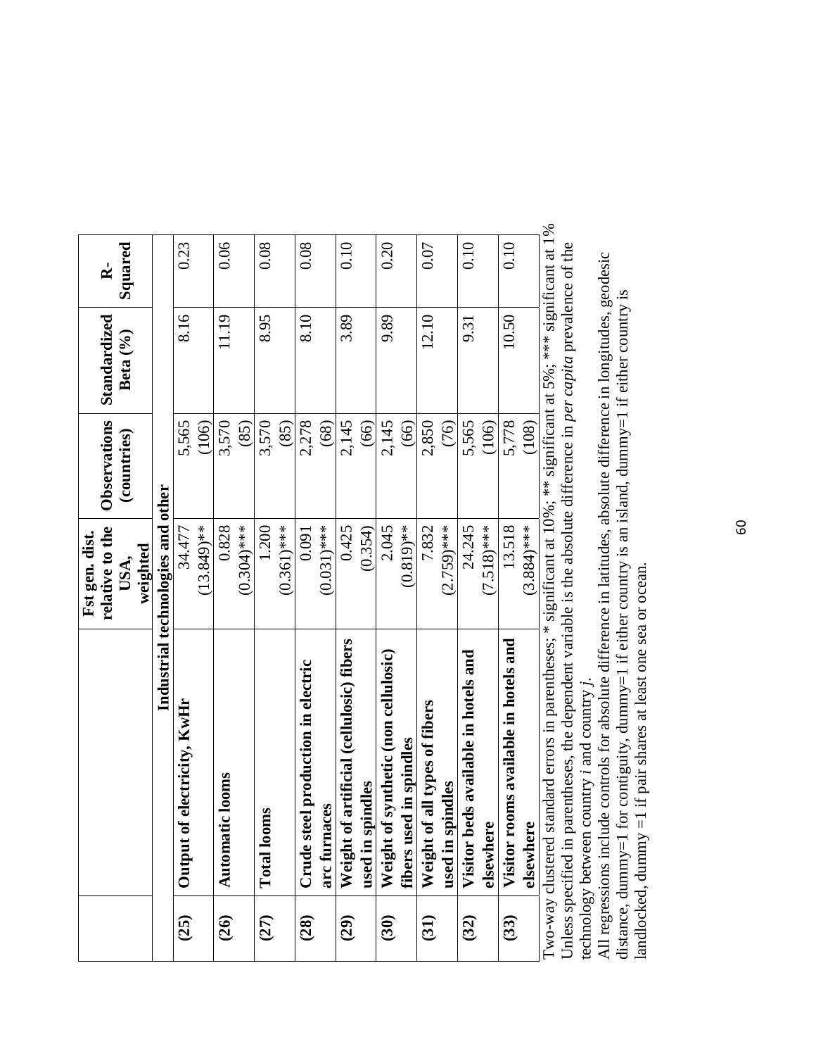| | | Fst gen. dist. relative to the USA, weighted | Observations (countries) | Standardized Beta (%) | R-Squared |
|---|---|---|---|---|---|
| | **Industrial technologies and other** | | | | |
| **(25)** | **Output of electricity, KwHr** | 34.477<br>(13.849)** | 5,565<br>(106) | 8.16 | 0.23 |
| **(26)** | **Automatic looms** | 0.828<br>(0.304)*** | 3,570<br>(85) | 11.19 | 0.06 |
| **(27)** | **Total looms** | 1.200<br>(0.361)*** | 3,570<br>(85) | 8.95 | 0.08 |
| **(28)** | **Crude steel production in electric arc furnaces** | 0.091<br>(0.031)*** | 2,278<br>(68) | 8.10 | 0.08 |
| **(29)** | **Weight of artificial (cellulosic) fibers used in spindles** | 0.425<br>(0.354) | 2,145<br>(66) | 3.89 | 0.10 |
| **(30)** | **Weight of synthetic (non cellulosic) fibers used in spindles** | 2.045<br>(0.819)** | 2,145<br>(66) | 9.89 | 0.20 |
| **(31)** | **Weight of all types of fibers used in spindles** | 7.832<br>(2.759)*** | 2,850<br>(76) | 12.10 | 0.07 |
| **(32)** | **Visitor beds available in hotels and elsewhere** | 24.245<br>(7.518)*** | 5,565<br>(106) | 9.31 | 0.10 |
| **(33)** | **Visitor rooms available in hotels and elsewhere** | 13.518<br>(3.884)*** | 5,778<br>(108) | 10.50 | 0.10 |

Two-way clustered standard errors in parentheses; * significant at 10%; ** significant at 5%; *** significant at 1%
Unless specified in parentheses, the dependent variable is the absolute difference in *per capita* prevalence of the technology between country *i* and country *j*.
All regressions include controls for absolute difference in latitudes, absolute difference in longitudes, geodesic distance, dummy=1 for contiguity, dummy=1 if either country is an island, dummy=1 if either country is landlocked, dummy =1 if pair shares at least one sea or ocean.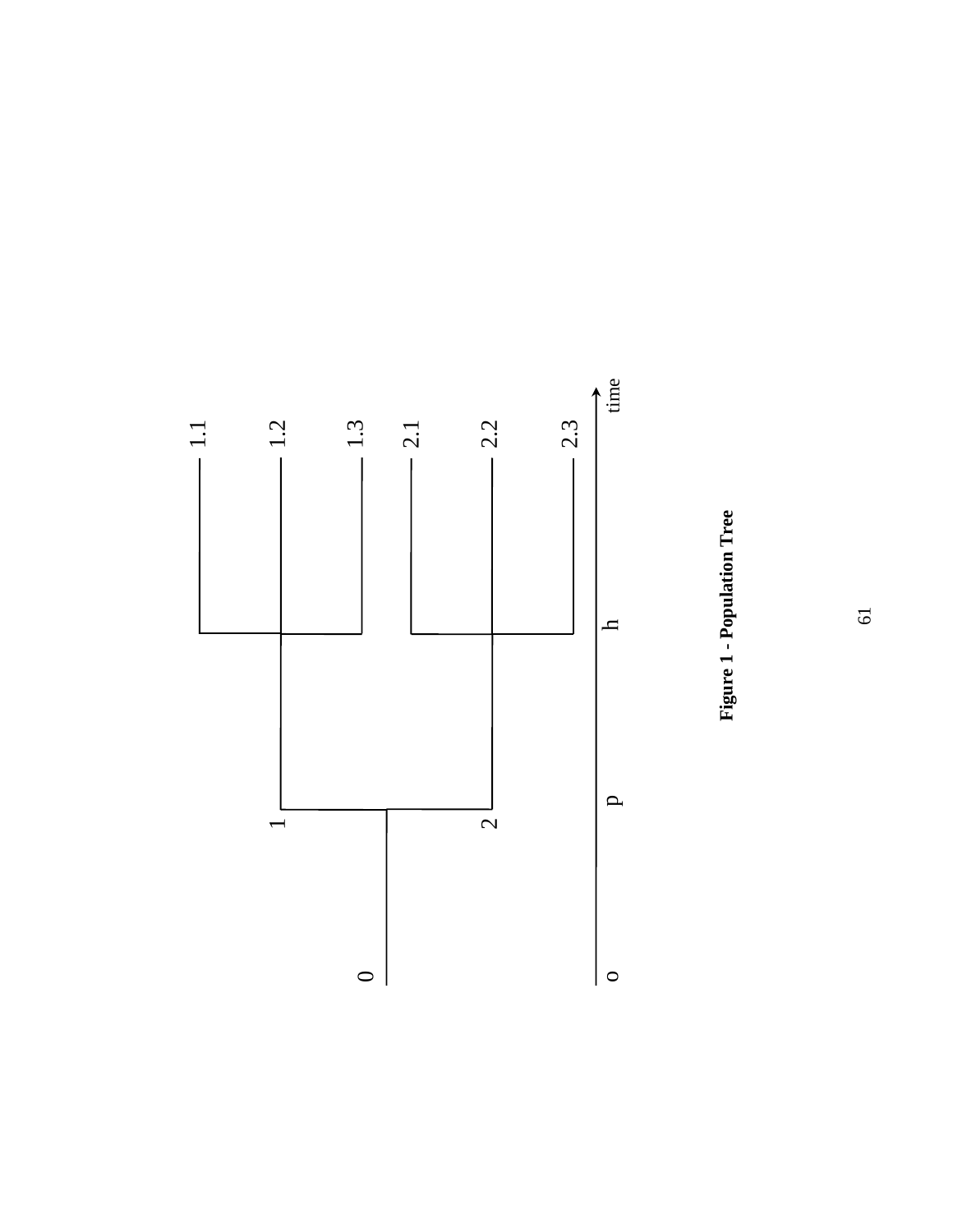**Figure 1 - Population Tree**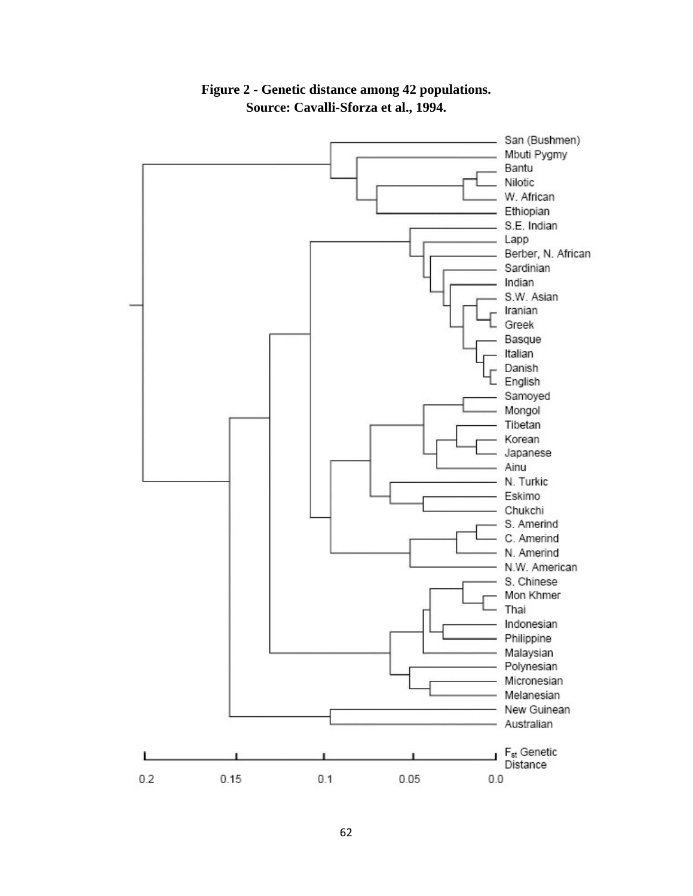**Figure 2 - Genetic distance among 42 populations.**
**Source: Cavalli-Sforza et al., 1994.**

San (Bushmen)
Mbuti Pygmy
Bantu
Nilotic
W. African
Ethiopian
S.E. Indian
Lapp
Berber, N. African
Sardinian
Indian
S.W. Asian
Iranian
Greek
Basque
Italian
Danish
English
Samoyed
Mongol
Tibetan
Korean
Japanese
Ainu
N. Turkic
Eskimo
Chukchi
S. Amerind
C. Amerind
N. Amerind
N.W. American
S. Chinese
Mon Khmer
Thai
Indonesian
Philippine
Malaysian
Polynesian
Micronesian
Melanesian
New Guinean
Australian

0.2 0.15 0.1 0.05 0.0

$F_{st}$ Genetic Distance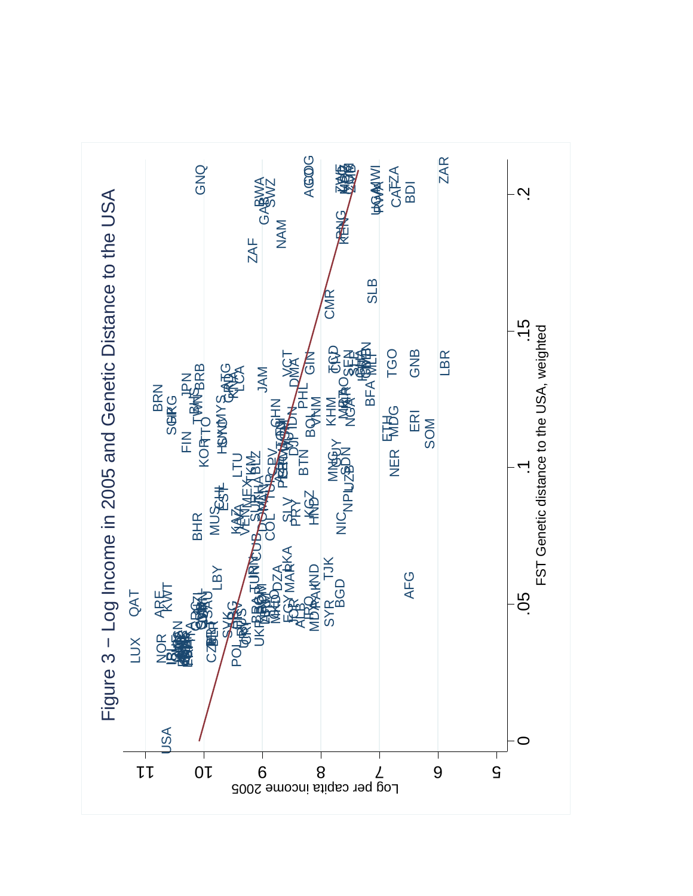Figure 3 – Log Income in 2005 and Genetic Distance to the USA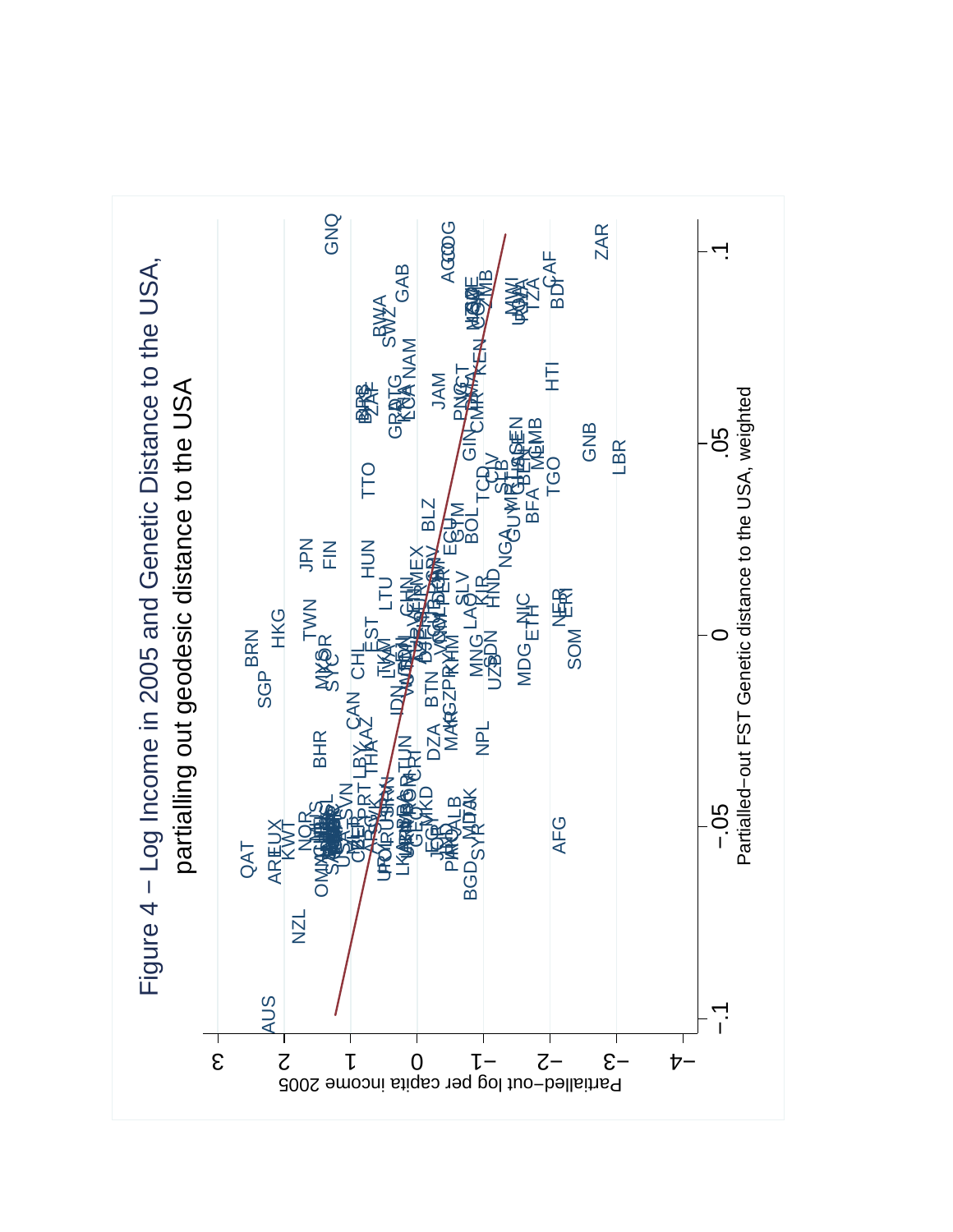# Figure 4 – Log Income in 2005 and Genetic Distance to the USA, partialling out geodesic distance to the USA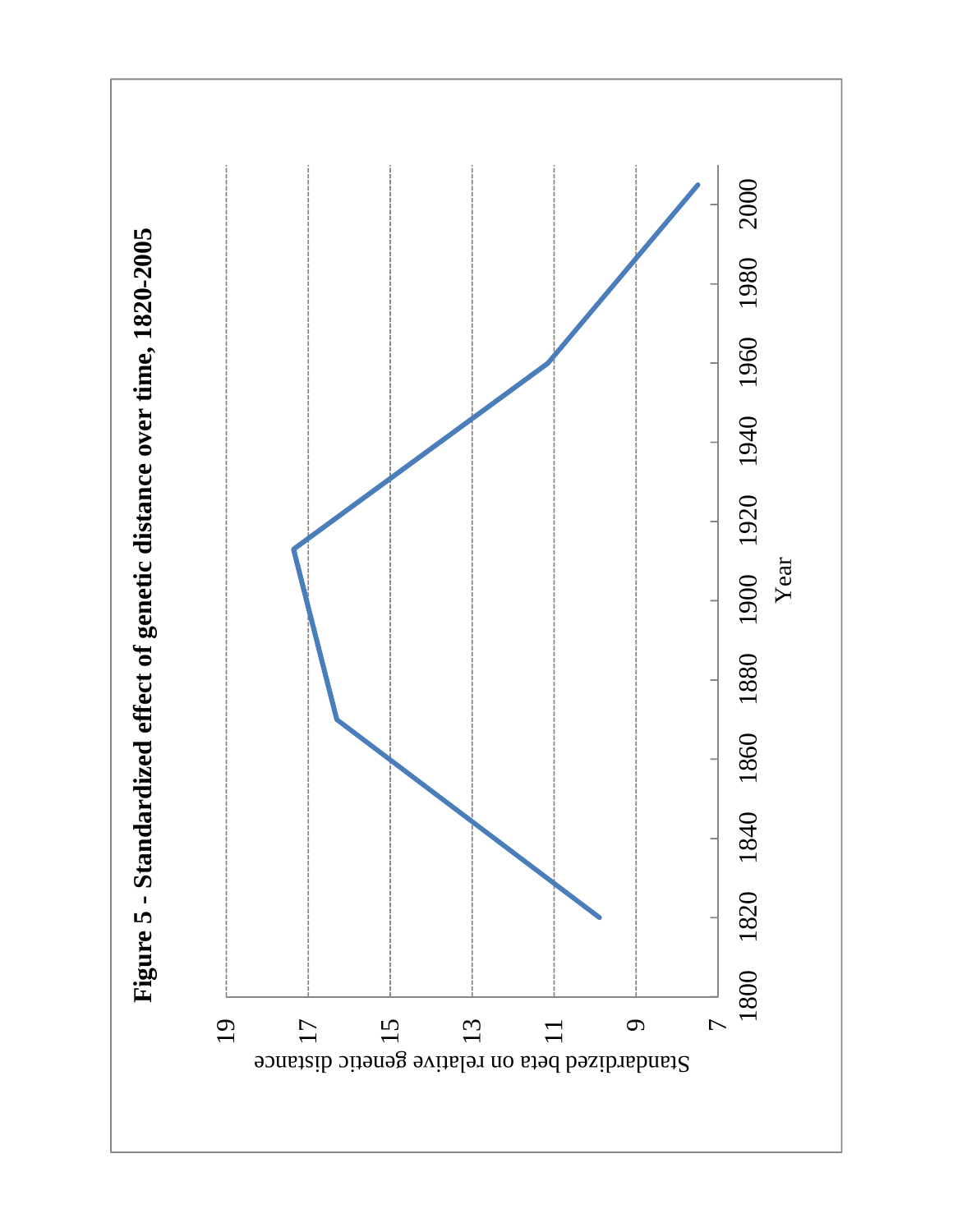**Figure 5 - Standardized effect of genetic distance over time, 1820-2005**

Standardized beta on relative genetic distance

19
17
15
13
11
9
7

1800
1820
1840
1860
1880
1900
1920
1940
1960
1980
2000

Year